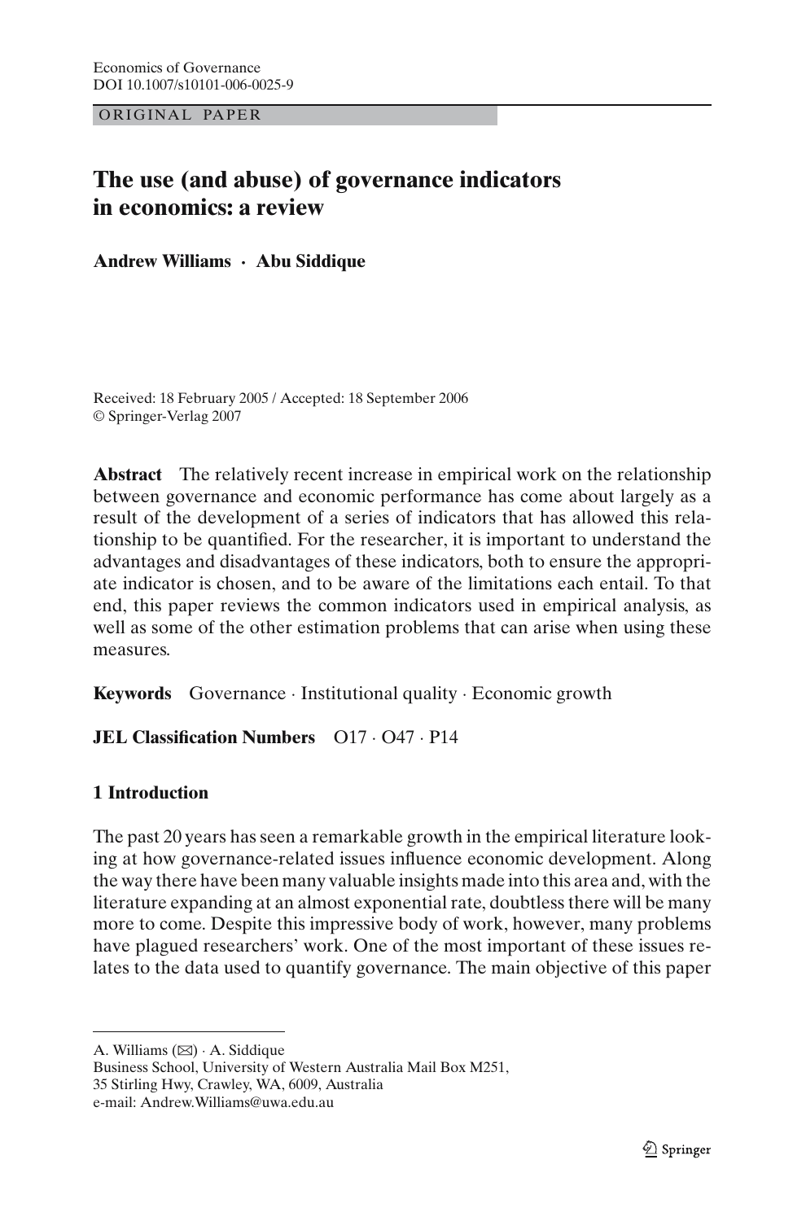Economics of Governance
DOI 10.1007/s10101-006-0025-9

ORIGINAL PAPER

# The use (and abuse) of governance indicators in economics: a review

**Andrew Williams · Abu Siddique**

Received: 18 February 2005 / Accepted: 18 September 2006
© Springer-Verlag 2007

**Abstract** The relatively recent increase in empirical work on the relationship between governance and economic performance has come about largely as a result of the development of a series of indicators that has allowed this relationship to be quantified. For the researcher, it is important to understand the advantages and disadvantages of these indicators, both to ensure the appropriate indicator is chosen, and to be aware of the limitations each entail. To that end, this paper reviews the common indicators used in empirical analysis, as well as some of the other estimation problems that can arise when using these measures.

**Keywords** Governance · Institutional quality · Economic growth

**JEL Classification Numbers** O17 · O47 · P14

## 1 Introduction

The past 20 years has seen a remarkable growth in the empirical literature looking at how governance-related issues influence economic development. Along the way there have been many valuable insights made into this area and, with the literature expanding at an almost exponential rate, doubtless there will be many more to come. Despite this impressive body of work, however, many problems have plagued researchers' work. One of the most important of these issues relates to the data used to quantify governance. The main objective of this paper

---

A. Williams (✉) · A. Siddique
Business School, University of Western Australia Mail Box M251,
35 Stirling Hwy, Crawley, WA, 6009, Australia
e-mail: Andrew.Williams@uwa.edu.au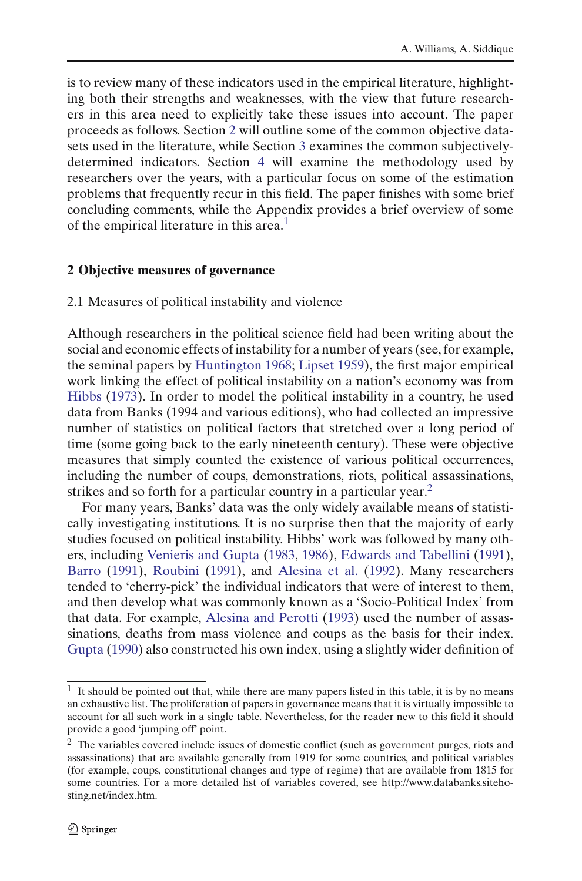is to review many of these indicators used in the empirical literature, highlighting both their strengths and weaknesses, with the view that future researchers in this area need to explicitly take these issues into account. The paper proceeds as follows. Section 2 will outline some of the common objective datasets used in the literature, while Section 3 examines the common subjectively-determined indicators. Section 4 will examine the methodology used by researchers over the years, with a particular focus on some of the estimation problems that frequently recur in this field. The paper finishes with some brief concluding comments, while the Appendix provides a brief overview of some of the empirical literature in this area.[1]

## 2 Objective measures of governance

### 2.1 Measures of political instability and violence

Although researchers in the political science field had been writing about the social and economic effects of instability for a number of years (see, for example, the seminal papers by Huntington 1968; Lipset 1959), the first major empirical work linking the effect of political instability on a nation's economy was from Hibbs (1973). In order to model the political instability in a country, he used data from Banks (1994 and various editions), who had collected an impressive number of statistics on political factors that stretched over a long period of time (some going back to the early nineteenth century). These were objective measures that simply counted the existence of various political occurrences, including the number of coups, demonstrations, riots, political assassinations, strikes and so forth for a particular country in a particular year.[2]

For many years, Banks' data was the only widely available means of statistically investigating institutions. It is no surprise then that the majority of early studies focused on political instability. Hibbs' work was followed by many others, including Venieris and Gupta (1983, 1986), Edwards and Tabellini (1991), Barro (1991), Roubini (1991), and Alesina et al. (1992). Many researchers tended to 'cherry-pick' the individual indicators that were of interest to them, and then develop what was commonly known as a 'Socio-Political Index' from that data. For example, Alesina and Perotti (1993) used the number of assassinations, deaths from mass violence and coups as the basis for their index. Gupta (1990) also constructed his own index, using a slightly wider definition of

---

[1] It should be pointed out that, while there are many papers listed in this table, it is by no means an exhaustive list. The proliferation of papers in governance means that it is virtually impossible to account for all such work in a single table. Nevertheless, for the reader new to this field it should provide a good 'jumping off' point.

[2] The variables covered include issues of domestic conflict (such as government purges, riots and assassinations) that are available generally from 1919 for some countries, and political variables (for example, coups, constitutional changes and type of regime) that are available from 1815 for some countries. For a more detailed list of variables covered, see http://www.databanks.sitehosting.net/index.htm.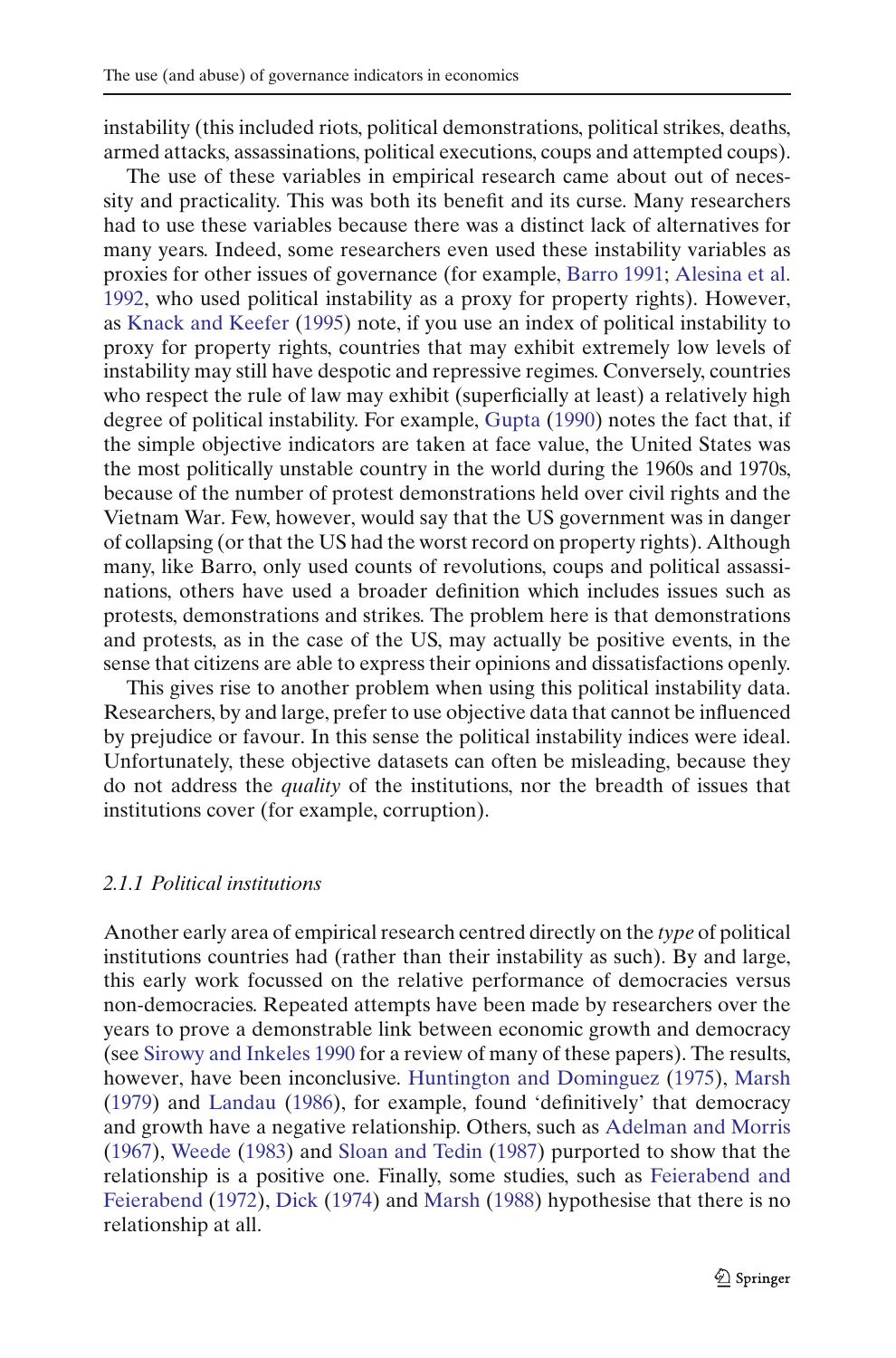instability (this included riots, political demonstrations, political strikes, deaths, armed attacks, assassinations, political executions, coups and attempted coups).

The use of these variables in empirical research came about out of necessity and practicality. This was both its benefit and its curse. Many researchers had to use these variables because there was a distinct lack of alternatives for many years. Indeed, some researchers even used these instability variables as proxies for other issues of governance (for example, Barro 1991; Alesina et al. 1992, who used political instability as a proxy for property rights). However, as Knack and Keefer (1995) note, if you use an index of political instability to proxy for property rights, countries that may exhibit extremely low levels of instability may still have despotic and repressive regimes. Conversely, countries who respect the rule of law may exhibit (superficially at least) a relatively high degree of political instability. For example, Gupta (1990) notes the fact that, if the simple objective indicators are taken at face value, the United States was the most politically unstable country in the world during the 1960s and 1970s, because of the number of protest demonstrations held over civil rights and the Vietnam War. Few, however, would say that the US government was in danger of collapsing (or that the US had the worst record on property rights). Although many, like Barro, only used counts of revolutions, coups and political assassinations, others have used a broader definition which includes issues such as protests, demonstrations and strikes. The problem here is that demonstrations and protests, as in the case of the US, may actually be positive events, in the sense that citizens are able to express their opinions and dissatisfactions openly.

This gives rise to another problem when using this political instability data. Researchers, by and large, prefer to use objective data that cannot be influenced by prejudice or favour. In this sense the political instability indices were ideal. Unfortunately, these objective datasets can often be misleading, because they do not address the *quality* of the institutions, nor the breadth of issues that institutions cover (for example, corruption).

### *2.1.1 Political institutions*

Another early area of empirical research centred directly on the *type* of political institutions countries had (rather than their instability as such). By and large, this early work focussed on the relative performance of democracies versus non-democracies. Repeated attempts have been made by researchers over the years to prove a demonstrable link between economic growth and democracy (see Sirowy and Inkeles 1990 for a review of many of these papers). The results, however, have been inconclusive. Huntington and Dominguez (1975), Marsh (1979) and Landau (1986), for example, found 'definitively' that democracy and growth have a negative relationship. Others, such as Adelman and Morris (1967), Weede (1983) and Sloan and Tedin (1987) purported to show that the relationship is a positive one. Finally, some studies, such as Feierabend and Feierabend (1972), Dick (1974) and Marsh (1988) hypothesise that there is no relationship at all.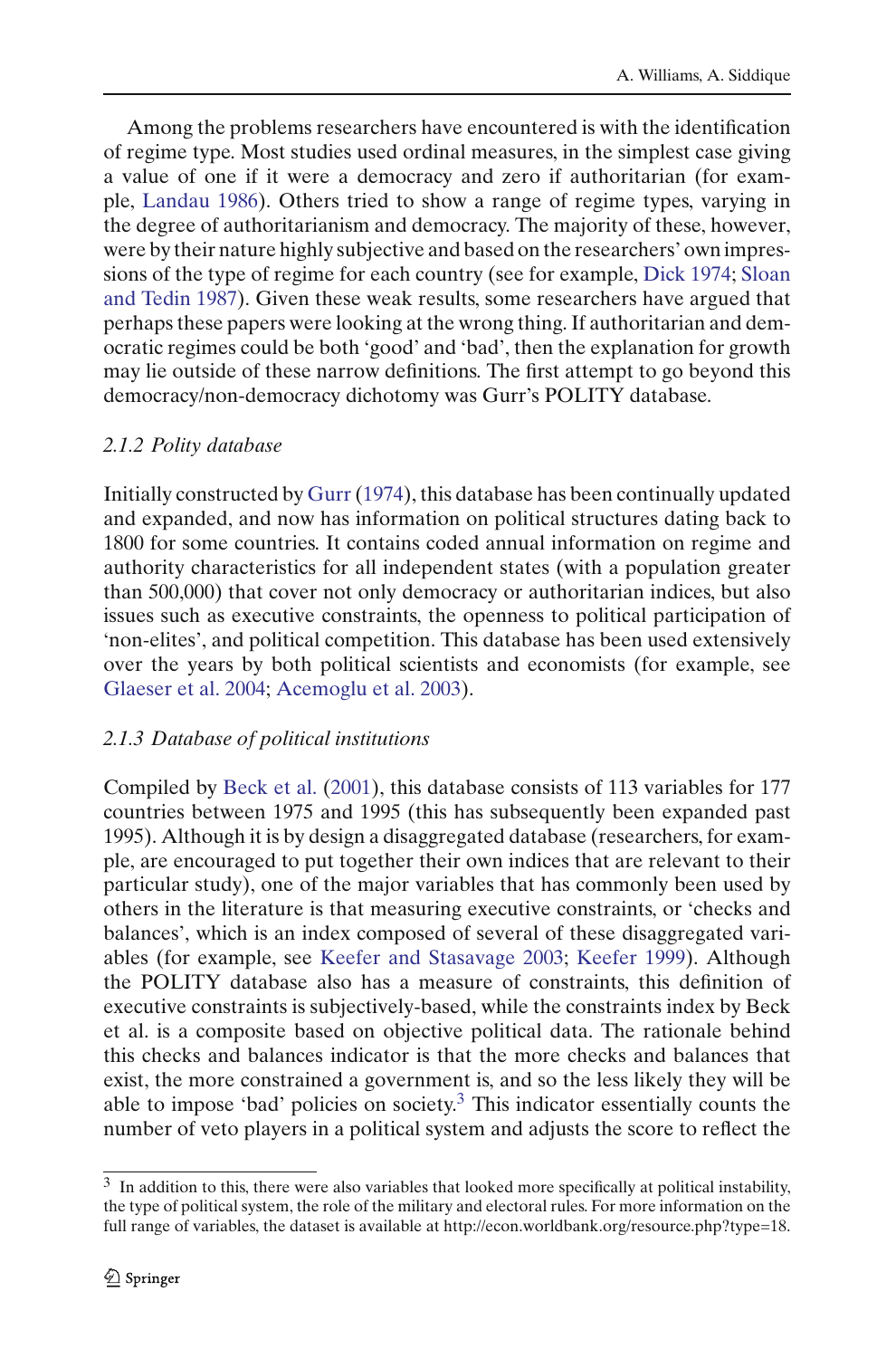Among the problems researchers have encountered is with the identification of regime type. Most studies used ordinal measures, in the simplest case giving a value of one if it were a democracy and zero if authoritarian (for example, Landau 1986). Others tried to show a range of regime types, varying in the degree of authoritarianism and democracy. The majority of these, however, were by their nature highly subjective and based on the researchers' own impressions of the type of regime for each country (see for example, Dick 1974; Sloan and Tedin 1987). Given these weak results, some researchers have argued that perhaps these papers were looking at the wrong thing. If authoritarian and democratic regimes could be both 'good' and 'bad', then the explanation for growth may lie outside of these narrow definitions. The first attempt to go beyond this democracy/non-democracy dichotomy was Gurr's POLITY database.

### *2.1.2 Polity database*

Initially constructed by Gurr (1974), this database has been continually updated and expanded, and now has information on political structures dating back to 1800 for some countries. It contains coded annual information on regime and authority characteristics for all independent states (with a population greater than 500,000) that cover not only democracy or authoritarian indices, but also issues such as executive constraints, the openness to political participation of 'non-elites', and political competition. This database has been used extensively over the years by both political scientists and economists (for example, see Glaeser et al. 2004; Acemoglu et al. 2003).

### *2.1.3 Database of political institutions*

Compiled by Beck et al. (2001), this database consists of 113 variables for 177 countries between 1975 and 1995 (this has subsequently been expanded past 1995). Although it is by design a disaggregated database (researchers, for example, are encouraged to put together their own indices that are relevant to their particular study), one of the major variables that has commonly been used by others in the literature is that measuring executive constraints, or 'checks and balances', which is an index composed of several of these disaggregated variables (for example, see Keefer and Stasavage 2003; Keefer 1999). Although the POLITY database also has a measure of constraints, this definition of executive constraints is subjectively-based, while the constraints index by Beck et al. is a composite based on objective political data. The rationale behind this checks and balances indicator is that the more checks and balances that exist, the more constrained a government is, and so the less likely they will be able to impose 'bad' policies on society.[3] This indicator essentially counts the number of veto players in a political system and adjusts the score to reflect the

[3] In addition to this, there were also variables that looked more specifically at political instability, the type of political system, the role of the military and electoral rules. For more information on the full range of variables, the dataset is available at http://econ.worldbank.org/resource.php?type=18.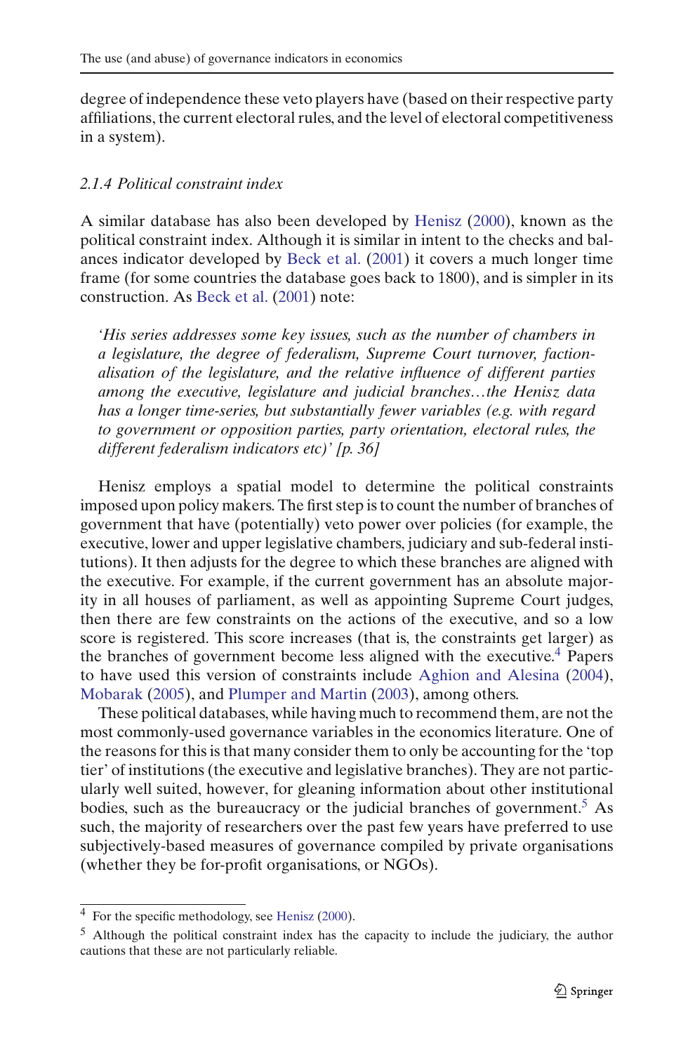degree of independence these veto players have (based on their respective party affiliations, the current electoral rules, and the level of electoral competitiveness in a system).

### 2.1.4 Political constraint index

A similar database has also been developed by Henisz (2000), known as the political constraint index. Although it is similar in intent to the checks and balances indicator developed by Beck et al. (2001) it covers a much longer time frame (for some countries the database goes back to 1800), and is simpler in its construction. As Beck et al. (2001) note:

> *'His series addresses some key issues, such as the number of chambers in a legislature, the degree of federalism, Supreme Court turnover, factionalisation of the legislature, and the relative influence of different parties among the executive, legislature and judicial branches…the Henisz data has a longer time-series, but substantially fewer variables (e.g. with regard to government or opposition parties, party orientation, electoral rules, the different federalism indicators etc)' [p. 36]*

Henisz employs a spatial model to determine the political constraints imposed upon policy makers. The first step is to count the number of branches of government that have (potentially) veto power over policies (for example, the executive, lower and upper legislative chambers, judiciary and sub-federal institutions). It then adjusts for the degree to which these branches are aligned with the executive. For example, if the current government has an absolute majority in all houses of parliament, as well as appointing Supreme Court judges, then there are few constraints on the actions of the executive, and so a low score is registered. This score increases (that is, the constraints get larger) as the branches of government become less aligned with the executive.[4] Papers to have used this version of constraints include Aghion and Alesina (2004), Mobarak (2005), and Plumper and Martin (2003), among others.

These political databases, while having much to recommend them, are not the most commonly-used governance variables in the economics literature. One of the reasons for this is that many consider them to only be accounting for the 'top tier' of institutions (the executive and legislative branches). They are not particularly well suited, however, for gleaning information about other institutional bodies, such as the bureaucracy or the judicial branches of government.[5] As such, the majority of researchers over the past few years have preferred to use subjectively-based measures of governance compiled by private organisations (whether they be for-profit organisations, or NGOs).

---

[4] For the specific methodology, see Henisz (2000).

[5] Although the political constraint index has the capacity to include the judiciary, the author cautions that these are not particularly reliable.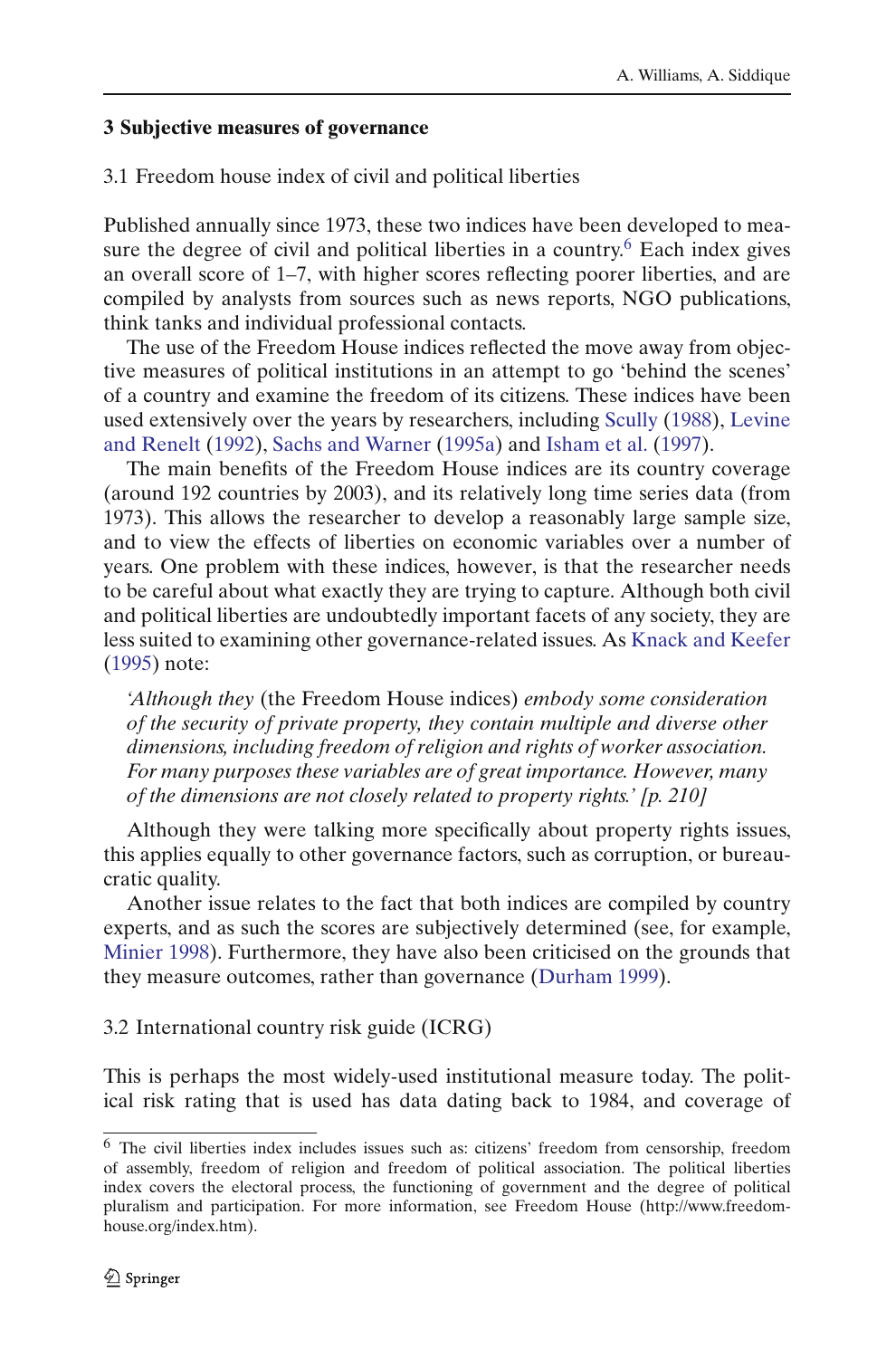## 3 Subjective measures of governance

### 3.1 Freedom house index of civil and political liberties

Published annually since 1973, these two indices have been developed to measure the degree of civil and political liberties in a country.[6] Each index gives an overall score of 1–7, with higher scores reflecting poorer liberties, and are compiled by analysts from sources such as news reports, NGO publications, think tanks and individual professional contacts.

The use of the Freedom House indices reflected the move away from objective measures of political institutions in an attempt to go 'behind the scenes' of a country and examine the freedom of its citizens. These indices have been used extensively over the years by researchers, including Scully (1988), Levine and Renelt (1992), Sachs and Warner (1995a) and Isham et al. (1997).

The main benefits of the Freedom House indices are its country coverage (around 192 countries by 2003), and its relatively long time series data (from 1973). This allows the researcher to develop a reasonably large sample size, and to view the effects of liberties on economic variables over a number of years. One problem with these indices, however, is that the researcher needs to be careful about what exactly they are trying to capture. Although both civil and political liberties are undoubtedly important facets of any society, they are less suited to examining other governance-related issues. As Knack and Keefer (1995) note:

> *'Although they* (the Freedom House indices) *embody some consideration of the security of private property, they contain multiple and diverse other dimensions, including freedom of religion and rights of worker association. For many purposes these variables are of great importance. However, many of the dimensions are not closely related to property rights.' [p. 210]*

Although they were talking more specifically about property rights issues, this applies equally to other governance factors, such as corruption, or bureaucratic quality.

Another issue relates to the fact that both indices are compiled by country experts, and as such the scores are subjectively determined (see, for example, Minier 1998). Furthermore, they have also been criticised on the grounds that they measure outcomes, rather than governance (Durham 1999).

### 3.2 International country risk guide (ICRG)

This is perhaps the most widely-used institutional measure today. The political risk rating that is used has data dating back to 1984, and coverage of

[6] The civil liberties index includes issues such as: citizens' freedom from censorship, freedom of assembly, freedom of religion and freedom of political association. The political liberties index covers the electoral process, the functioning of government and the degree of political pluralism and participation. For more information, see Freedom House (http://www.freedomhouse.org/index.htm).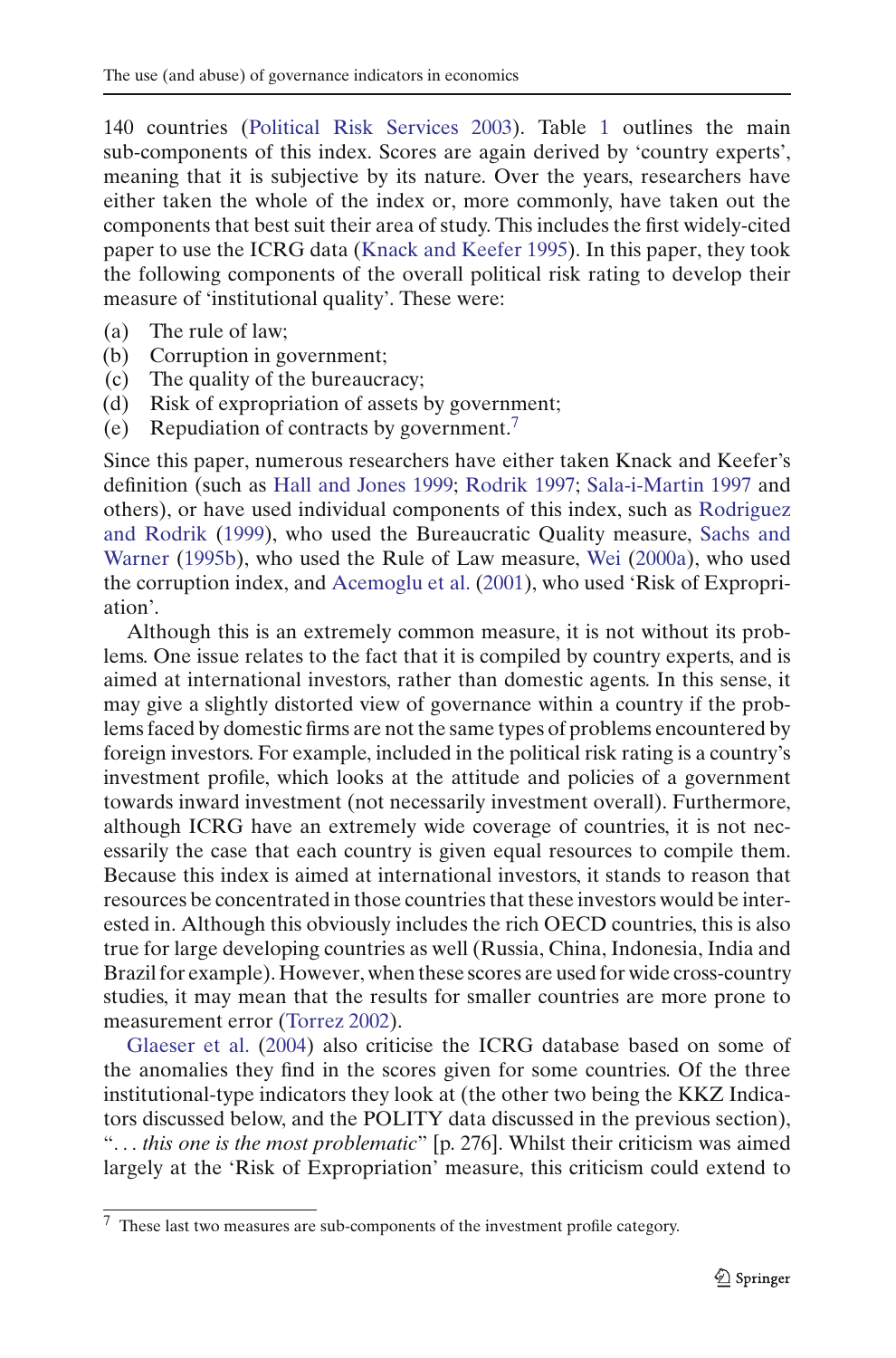140 countries (Political Risk Services 2003). Table 1 outlines the main sub-components of this index. Scores are again derived by 'country experts', meaning that it is subjective by its nature. Over the years, researchers have either taken the whole of the index or, more commonly, have taken out the components that best suit their area of study. This includes the first widely-cited paper to use the ICRG data (Knack and Keefer 1995). In this paper, they took the following components of the overall political risk rating to develop their measure of 'institutional quality'. These were:

(a) The rule of law;
(b) Corruption in government;
(c) The quality of the bureaucracy;
(d) Risk of expropriation of assets by government;
(e) Repudiation of contracts by government.[7]

Since this paper, numerous researchers have either taken Knack and Keefer's definition (such as Hall and Jones 1999; Rodrik 1997; Sala-i-Martin 1997 and others), or have used individual components of this index, such as Rodriguez and Rodrik (1999), who used the Bureaucratic Quality measure, Sachs and Warner (1995b), who used the Rule of Law measure, Wei (2000a), who used the corruption index, and Acemoglu et al. (2001), who used 'Risk of Expropriation'.

Although this is an extremely common measure, it is not without its problems. One issue relates to the fact that it is compiled by country experts, and is aimed at international investors, rather than domestic agents. In this sense, it may give a slightly distorted view of governance within a country if the problems faced by domestic firms are not the same types of problems encountered by foreign investors. For example, included in the political risk rating is a country's investment profile, which looks at the attitude and policies of a government towards inward investment (not necessarily investment overall). Furthermore, although ICRG have an extremely wide coverage of countries, it is not necessarily the case that each country is given equal resources to compile them. Because this index is aimed at international investors, it stands to reason that resources be concentrated in those countries that these investors would be interested in. Although this obviously includes the rich OECD countries, this is also true for large developing countries as well (Russia, China, Indonesia, India and Brazil for example). However, when these scores are used for wide cross-country studies, it may mean that the results for smaller countries are more prone to measurement error (Torrez 2002).

Glaeser et al. (2004) also criticise the ICRG database based on some of the anomalies they find in the scores given for some countries. Of the three institutional-type indicators they look at (the other two being the KKZ Indicators discussed below, and the POLITY data discussed in the previous section), "*... this one is the most problematic*" [p. 276]. Whilst their criticism was aimed largely at the 'Risk of Expropriation' measure, this criticism could extend to

[7] These last two measures are sub-components of the investment profile category.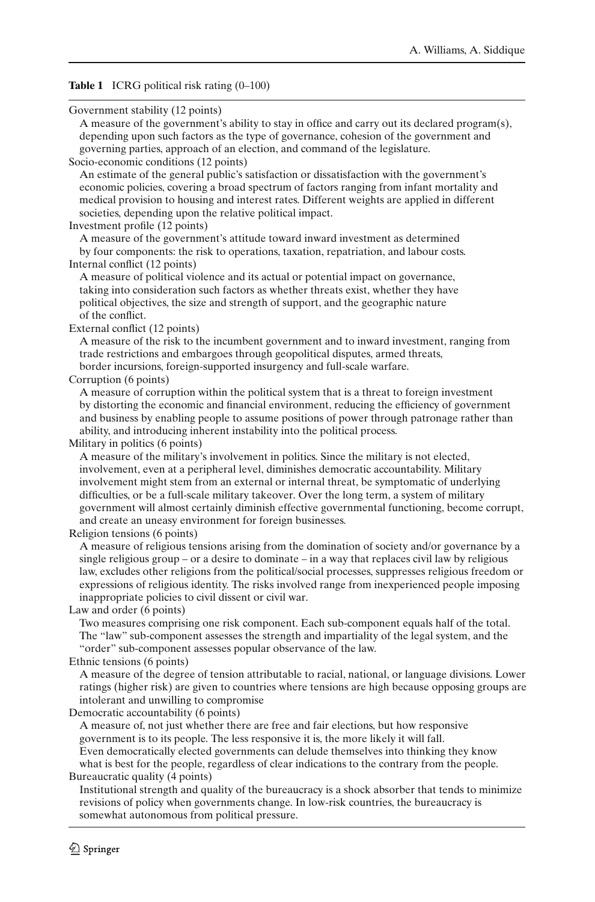**Table 1** ICRG political risk rating (0–100)

Government stability (12 points)

A measure of the government's ability to stay in office and carry out its declared program(s), depending upon such factors as the type of governance, cohesion of the government and governing parties, approach of an election, and command of the legislature.

Socio-economic conditions (12 points)

An estimate of the general public's satisfaction or dissatisfaction with the government's economic policies, covering a broad spectrum of factors ranging from infant mortality and medical provision to housing and interest rates. Different weights are applied in different societies, depending upon the relative political impact.

Investment profile (12 points)

A measure of the government's attitude toward inward investment as determined by four components: the risk to operations, taxation, repatriation, and labour costs.

Internal conflict (12 points)

A measure of political violence and its actual or potential impact on governance, taking into consideration such factors as whether threats exist, whether they have political objectives, the size and strength of support, and the geographic nature of the conflict.

External conflict (12 points)

A measure of the risk to the incumbent government and to inward investment, ranging from trade restrictions and embargoes through geopolitical disputes, armed threats, border incursions, foreign-supported insurgency and full-scale warfare.

Corruption (6 points)

A measure of corruption within the political system that is a threat to foreign investment by distorting the economic and financial environment, reducing the efficiency of government and business by enabling people to assume positions of power through patronage rather than ability, and introducing inherent instability into the political process.

Military in politics (6 points)

A measure of the military's involvement in politics. Since the military is not elected, involvement, even at a peripheral level, diminishes democratic accountability. Military involvement might stem from an external or internal threat, be symptomatic of underlying difficulties, or be a full-scale military takeover. Over the long term, a system of military government will almost certainly diminish effective governmental functioning, become corrupt, and create an uneasy environment for foreign businesses.

Religion tensions (6 points)

A measure of religious tensions arising from the domination of society and/or governance by a single religious group – or a desire to dominate – in a way that replaces civil law by religious law, excludes other religions from the political/social processes, suppresses religious freedom or expressions of religious identity. The risks involved range from inexperienced people imposing inappropriate policies to civil dissent or civil war.

Law and order (6 points)

Two measures comprising one risk component. Each sub-component equals half of the total. The "law" sub-component assesses the strength and impartiality of the legal system, and the "order" sub-component assesses popular observance of the law.

Ethnic tensions (6 points)

A measure of the degree of tension attributable to racial, national, or language divisions. Lower ratings (higher risk) are given to countries where tensions are high because opposing groups are intolerant and unwilling to compromise

Democratic accountability (6 points)

A measure of, not just whether there are free and fair elections, but how responsive government is to its people. The less responsive it is, the more likely it will fall. Even democratically elected governments can delude themselves into thinking they know what is best for the people, regardless of clear indications to the contrary from the people.

Bureaucratic quality (4 points)

Institutional strength and quality of the bureaucracy is a shock absorber that tends to minimize revisions of policy when governments change. In low-risk countries, the bureaucracy is somewhat autonomous from political pressure.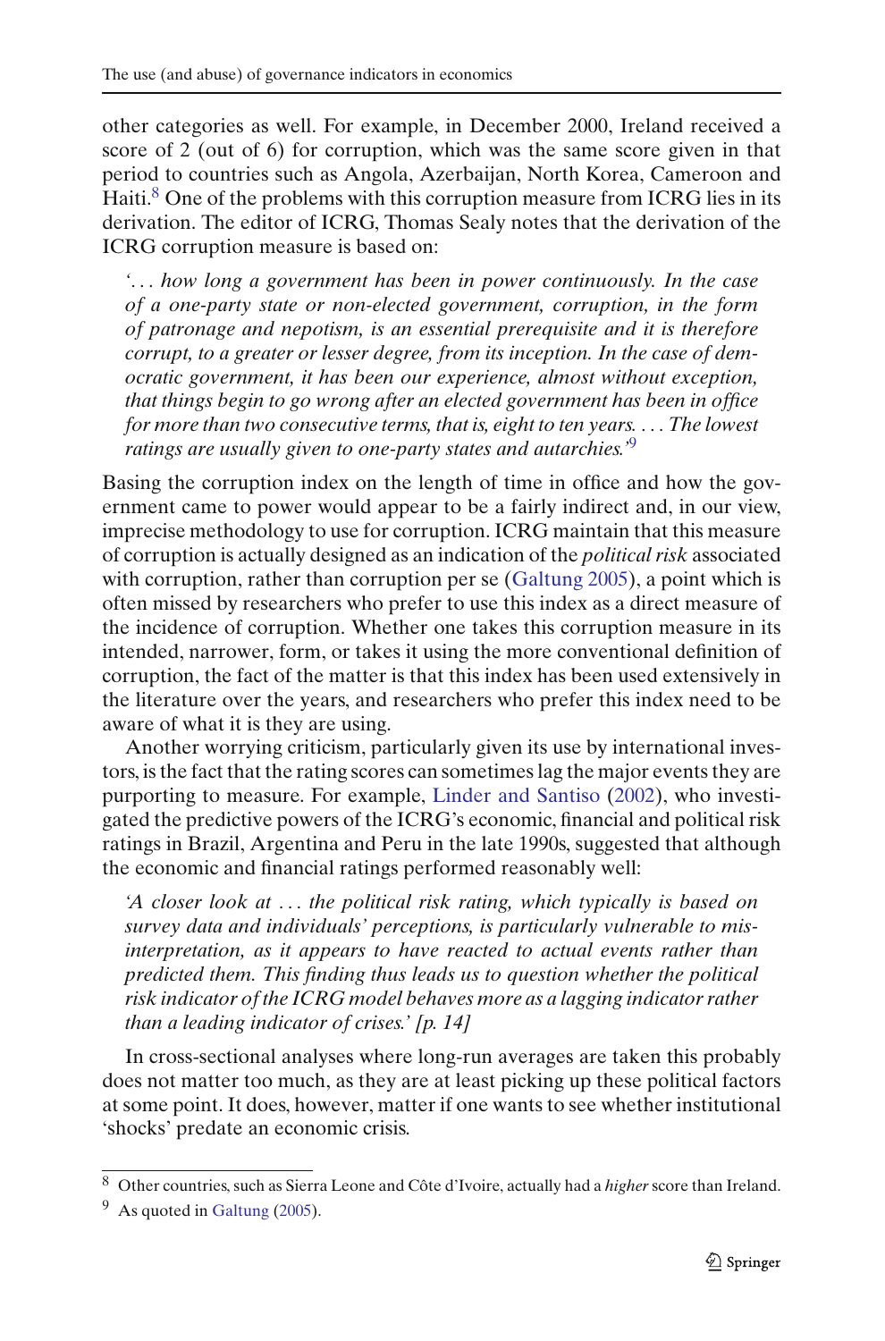other categories as well. For example, in December 2000, Ireland received a score of 2 (out of 6) for corruption, which was the same score given in that period to countries such as Angola, Azerbaijan, North Korea, Cameroon and Haiti.[8] One of the problems with this corruption measure from ICRG lies in its derivation. The editor of ICRG, Thomas Sealy notes that the derivation of the ICRG corruption measure is based on:

> *'... how long a government has been in power continuously. In the case of a one-party state or non-elected government, corruption, in the form of patronage and nepotism, is an essential prerequisite and it is therefore corrupt, to a greater or lesser degree, from its inception. In the case of democratic government, it has been our experience, almost without exception, that things begin to go wrong after an elected government has been in office for more than two consecutive terms, that is, eight to ten years. ... The lowest ratings are usually given to one-party states and autarchies.'*[9]

Basing the corruption index on the length of time in office and how the government came to power would appear to be a fairly indirect and, in our view, imprecise methodology to use for corruption. ICRG maintain that this measure of corruption is actually designed as an indication of the *political risk* associated with corruption, rather than corruption per se (Galtung 2005), a point which is often missed by researchers who prefer to use this index as a direct measure of the incidence of corruption. Whether one takes this corruption measure in its intended, narrower, form, or takes it using the more conventional definition of corruption, the fact of the matter is that this index has been used extensively in the literature over the years, and researchers who prefer this index need to be aware of what it is they are using.

Another worrying criticism, particularly given its use by international investors, is the fact that the rating scores can sometimes lag the major events they are purporting to measure. For example, Linder and Santiso (2002), who investigated the predictive powers of the ICRG's economic, financial and political risk ratings in Brazil, Argentina and Peru in the late 1990s, suggested that although the economic and financial ratings performed reasonably well:

> *'A closer look at ... the political risk rating, which typically is based on survey data and individuals' perceptions, is particularly vulnerable to misinterpretation, as it appears to have reacted to actual events rather than predicted them. This finding thus leads us to question whether the political risk indicator of the ICRG model behaves more as a lagging indicator rather than a leading indicator of crises.' [p. 14]*

In cross-sectional analyses where long-run averages are taken this probably does not matter too much, as they are at least picking up these political factors at some point. It does, however, matter if one wants to see whether institutional 'shocks' predate an economic crisis.

---

[8] Other countries, such as Sierra Leone and Côte d'Ivoire, actually had a *higher* score than Ireland.

[9] As quoted in Galtung (2005).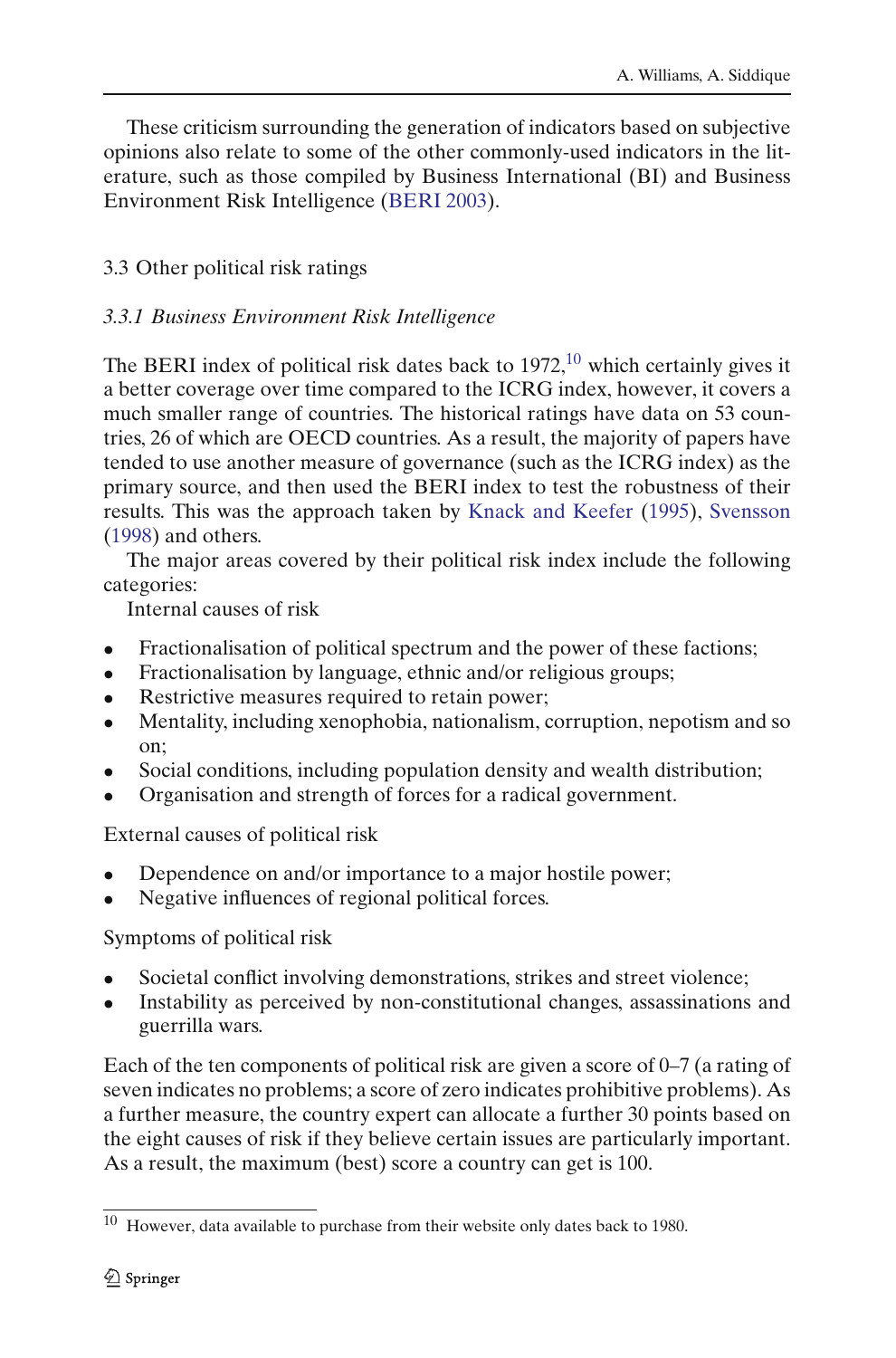These criticism surrounding the generation of indicators based on subjective opinions also relate to some of the other commonly-used indicators in the literature, such as those compiled by Business International (BI) and Business Environment Risk Intelligence (BERI 2003).

## 3.3 Other political risk ratings

### *3.3.1 Business Environment Risk Intelligence*

The BERI index of political risk dates back to 1972,[10] which certainly gives it a better coverage over time compared to the ICRG index, however, it covers a much smaller range of countries. The historical ratings have data on 53 countries, 26 of which are OECD countries. As a result, the majority of papers have tended to use another measure of governance (such as the ICRG index) as the primary source, and then used the BERI index to test the robustness of their results. This was the approach taken by Knack and Keefer (1995), Svensson (1998) and others.

The major areas covered by their political risk index include the following categories:

Internal causes of risk

- Fractionalisation of political spectrum and the power of these factions;
- Fractionalisation by language, ethnic and/or religious groups;
- Restrictive measures required to retain power;
- Mentality, including xenophobia, nationalism, corruption, nepotism and so on;
- Social conditions, including population density and wealth distribution;
- Organisation and strength of forces for a radical government.

External causes of political risk

- Dependence on and/or importance to a major hostile power;
- Negative influences of regional political forces.

Symptoms of political risk

- Societal conflict involving demonstrations, strikes and street violence;
- Instability as perceived by non-constitutional changes, assassinations and guerrilla wars.

Each of the ten components of political risk are given a score of 0–7 (a rating of seven indicates no problems; a score of zero indicates prohibitive problems). As a further measure, the country expert can allocate a further 30 points based on the eight causes of risk if they believe certain issues are particularly important. As a result, the maximum (best) score a country can get is 100.

[10] However, data available to purchase from their website only dates back to 1980.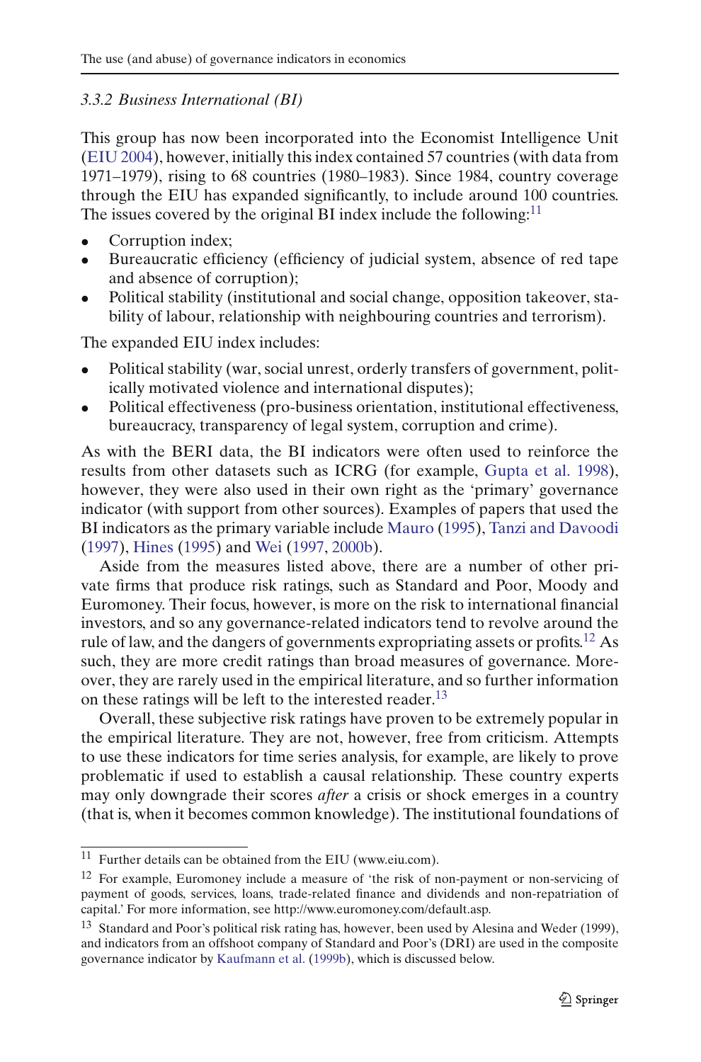### 3.3.2 Business International (BI)

This group has now been incorporated into the Economist Intelligence Unit (EIU 2004), however, initially this index contained 57 countries (with data from 1971–1979), rising to 68 countries (1980–1983). Since 1984, country coverage through the EIU has expanded significantly, to include around 100 countries. The issues covered by the original BI index include the following:[11]

- Corruption index;
- Bureaucratic efficiency (efficiency of judicial system, absence of red tape and absence of corruption);
- Political stability (institutional and social change, opposition takeover, stability of labour, relationship with neighbouring countries and terrorism).

The expanded EIU index includes:

- Political stability (war, social unrest, orderly transfers of government, politically motivated violence and international disputes);
- Political effectiveness (pro-business orientation, institutional effectiveness, bureaucracy, transparency of legal system, corruption and crime).

As with the BERI data, the BI indicators were often used to reinforce the results from other datasets such as ICRG (for example, Gupta et al. 1998), however, they were also used in their own right as the 'primary' governance indicator (with support from other sources). Examples of papers that used the BI indicators as the primary variable include Mauro (1995), Tanzi and Davoodi (1997), Hines (1995) and Wei (1997, 2000b).

Aside from the measures listed above, there are a number of other private firms that produce risk ratings, such as Standard and Poor, Moody and Euromoney. Their focus, however, is more on the risk to international financial investors, and so any governance-related indicators tend to revolve around the rule of law, and the dangers of governments expropriating assets or profits.[12] As such, they are more credit ratings than broad measures of governance. Moreover, they are rarely used in the empirical literature, and so further information on these ratings will be left to the interested reader.[13]

Overall, these subjective risk ratings have proven to be extremely popular in the empirical literature. They are not, however, free from criticism. Attempts to use these indicators for time series analysis, for example, are likely to prove problematic if used to establish a causal relationship. These country experts may only downgrade their scores *after* a crisis or shock emerges in a country (that is, when it becomes common knowledge). The institutional foundations of

---

[11] Further details can be obtained from the EIU (www.eiu.com).

[12] For example, Euromoney include a measure of 'the risk of non-payment or non-servicing of payment of goods, services, loans, trade-related finance and dividends and non-repatriation of capital.' For more information, see http://www.euromoney.com/default.asp.

[13] Standard and Poor's political risk rating has, however, been used by Alesina and Weder (1999), and indicators from an offshoot company of Standard and Poor's (DRI) are used in the composite governance indicator by Kaufmann et al. (1999b), which is discussed below.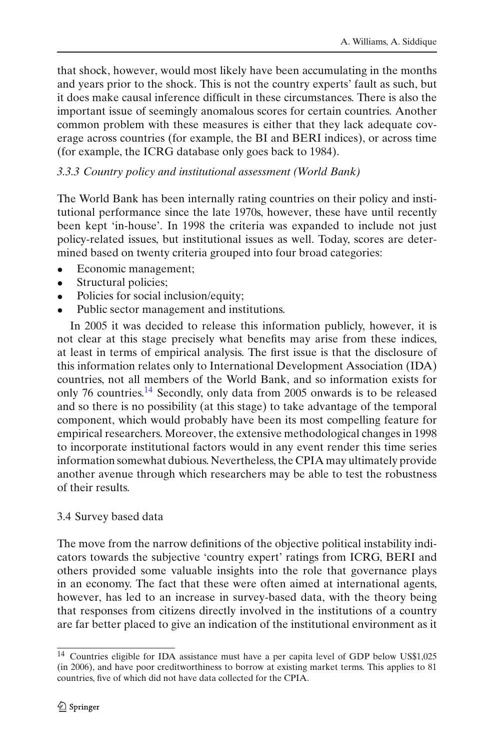that shock, however, would most likely have been accumulating in the months and years prior to the shock. This is not the country experts' fault as such, but it does make causal inference difficult in these circumstances. There is also the important issue of seemingly anomalous scores for certain countries. Another common problem with these measures is either that they lack adequate coverage across countries (for example, the BI and BERI indices), or across time (for example, the ICRG database only goes back to 1984).

### *3.3.3 Country policy and institutional assessment (World Bank)*

The World Bank has been internally rating countries on their policy and institutional performance since the late 1970s, however, these have until recently been kept 'in-house'. In 1998 the criteria was expanded to include not just policy-related issues, but institutional issues as well. Today, scores are determined based on twenty criteria grouped into four broad categories:

- Economic management;
- Structural policies;
- Policies for social inclusion/equity;
- Public sector management and institutions.

In 2005 it was decided to release this information publicly, however, it is not clear at this stage precisely what benefits may arise from these indices, at least in terms of empirical analysis. The first issue is that the disclosure of this information relates only to International Development Association (IDA) countries, not all members of the World Bank, and so information exists for only 76 countries.[14] Secondly, only data from 2005 onwards is to be released and so there is no possibility (at this stage) to take advantage of the temporal component, which would probably have been its most compelling feature for empirical researchers. Moreover, the extensive methodological changes in 1998 to incorporate institutional factors would in any event render this time series information somewhat dubious. Nevertheless, the CPIA may ultimately provide another avenue through which researchers may be able to test the robustness of their results.

## 3.4 Survey based data

The move from the narrow definitions of the objective political instability indicators towards the subjective 'country expert' ratings from ICRG, BERI and others provided some valuable insights into the role that governance plays in an economy. The fact that these were often aimed at international agents, however, has led to an increase in survey-based data, with the theory being that responses from citizens directly involved in the institutions of a country are far better placed to give an indication of the institutional environment as it

---

[14] Countries eligible for IDA assistance must have a per capita level of GDP below US$1,025 (in 2006), and have poor creditworthiness to borrow at existing market terms. This applies to 81 countries, five of which did not have data collected for the CPIA.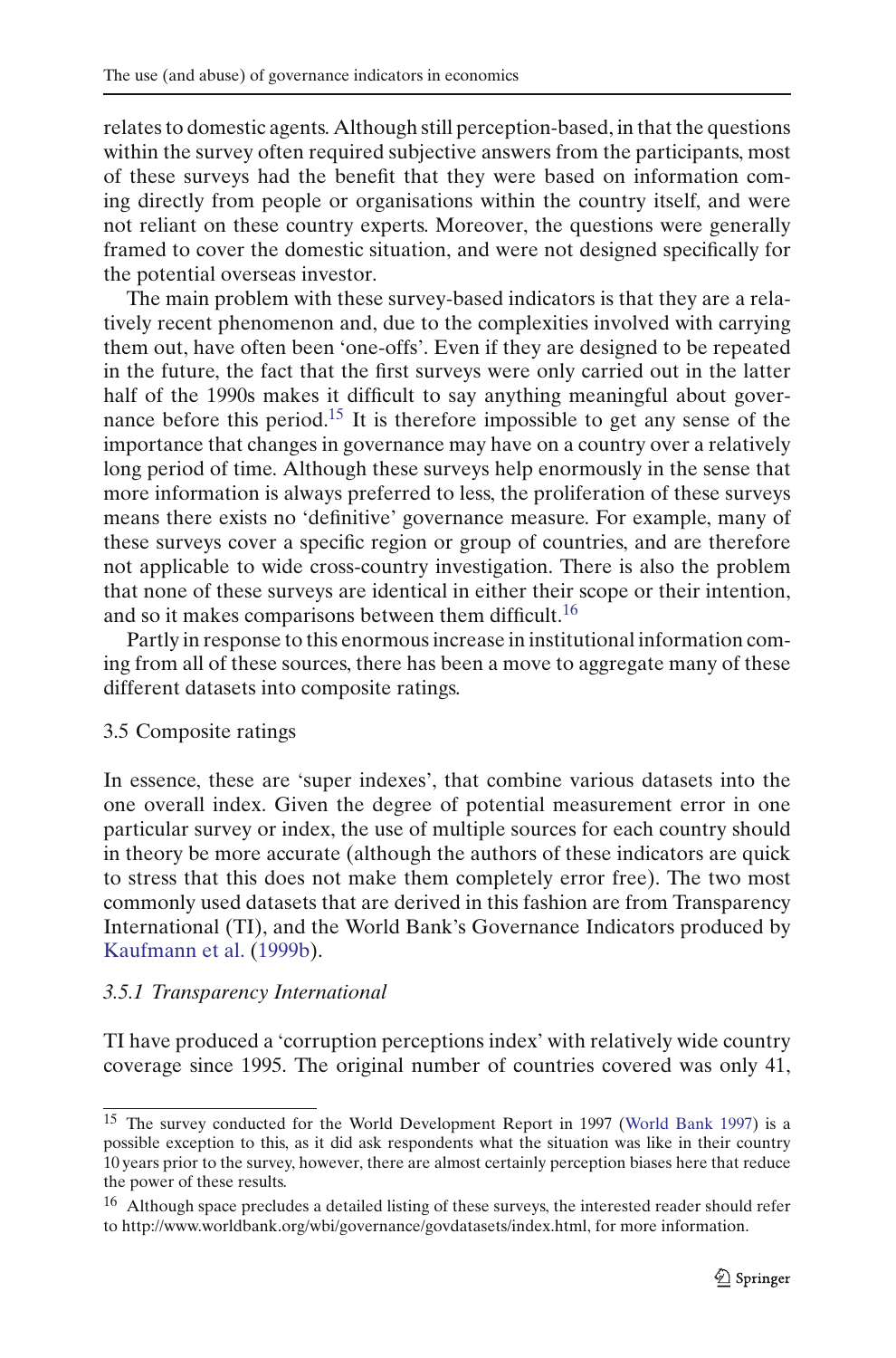relates to domestic agents. Although still perception-based, in that the questions within the survey often required subjective answers from the participants, most of these surveys had the benefit that they were based on information coming directly from people or organisations within the country itself, and were not reliant on these country experts. Moreover, the questions were generally framed to cover the domestic situation, and were not designed specifically for the potential overseas investor.

The main problem with these survey-based indicators is that they are a relatively recent phenomenon and, due to the complexities involved with carrying them out, have often been 'one-offs'. Even if they are designed to be repeated in the future, the fact that the first surveys were only carried out in the latter half of the 1990s makes it difficult to say anything meaningful about governance before this period.[15] It is therefore impossible to get any sense of the importance that changes in governance may have on a country over a relatively long period of time. Although these surveys help enormously in the sense that more information is always preferred to less, the proliferation of these surveys means there exists no 'definitive' governance measure. For example, many of these surveys cover a specific region or group of countries, and are therefore not applicable to wide cross-country investigation. There is also the problem that none of these surveys are identical in either their scope or their intention, and so it makes comparisons between them difficult.[16]

Partly in response to this enormous increase in institutional information coming from all of these sources, there has been a move to aggregate many of these different datasets into composite ratings.

## 3.5 Composite ratings

In essence, these are 'super indexes', that combine various datasets into the one overall index. Given the degree of potential measurement error in one particular survey or index, the use of multiple sources for each country should in theory be more accurate (although the authors of these indicators are quick to stress that this does not make them completely error free). The two most commonly used datasets that are derived in this fashion are from Transparency International (TI), and the World Bank's Governance Indicators produced by Kaufmann et al. (1999b).

### *3.5.1 Transparency International*

TI have produced a 'corruption perceptions index' with relatively wide country coverage since 1995. The original number of countries covered was only 41,

---

[15] The survey conducted for the World Development Report in 1997 (World Bank 1997) is a possible exception to this, as it did ask respondents what the situation was like in their country 10 years prior to the survey, however, there are almost certainly perception biases here that reduce the power of these results.

[16] Although space precludes a detailed listing of these surveys, the interested reader should refer to http://www.worldbank.org/wbi/governance/govdatasets/index.html, for more information.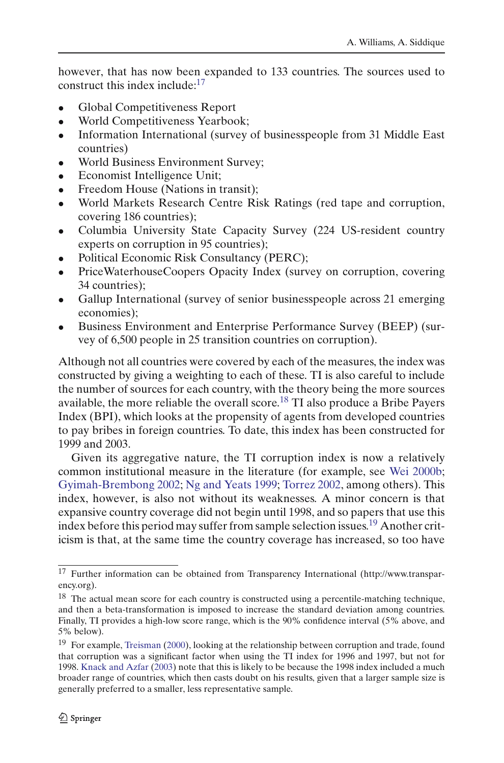however, that has now been expanded to 133 countries. The sources used to construct this index include:[17]

- Global Competitiveness Report
- World Competitiveness Yearbook;
- Information International (survey of businesspeople from 31 Middle East countries)
- World Business Environment Survey;
- Economist Intelligence Unit;
- Freedom House (Nations in transit);
- World Markets Research Centre Risk Ratings (red tape and corruption, covering 186 countries);
- Columbia University State Capacity Survey (224 US-resident country experts on corruption in 95 countries);
- Political Economic Risk Consultancy (PERC);
- PriceWaterhouseCoopers Opacity Index (survey on corruption, covering 34 countries);
- Gallup International (survey of senior businesspeople across 21 emerging economies);
- Business Environment and Enterprise Performance Survey (BEEP) (survey of 6,500 people in 25 transition countries on corruption).

Although not all countries were covered by each of the measures, the index was constructed by giving a weighting to each of these. TI is also careful to include the number of sources for each country, with the theory being the more sources available, the more reliable the overall score.[18] TI also produce a Bribe Payers Index (BPI), which looks at the propensity of agents from developed countries to pay bribes in foreign countries. To date, this index has been constructed for 1999 and 2003.

Given its aggregative nature, the TI corruption index is now a relatively common institutional measure in the literature (for example, see Wei 2000b; Gyimah-Brempong 2002; Ng and Yeats 1999; Torrez 2002, among others). This index, however, is also not without its weaknesses. A minor concern is that expansive country coverage did not begin until 1998, and so papers that use this index before this period may suffer from sample selection issues.[19] Another criticism is that, at the same time the country coverage has increased, so too have

[17] Further information can be obtained from Transparency International (http://www.transparency.org).

[18] The actual mean score for each country is constructed using a percentile-matching technique, and then a beta-transformation is imposed to increase the standard deviation among countries. Finally, TI provides a high-low score range, which is the 90% confidence interval (5% above, and 5% below).

[19] For example, Treisman (2000), looking at the relationship between corruption and trade, found that corruption was a significant factor when using the TI index for 1996 and 1997, but not for 1998. Knack and Azfar (2003) note that this is likely to be because the 1998 index included a much broader range of countries, which then casts doubt on his results, given that a larger sample size is generally preferred to a smaller, less representative sample.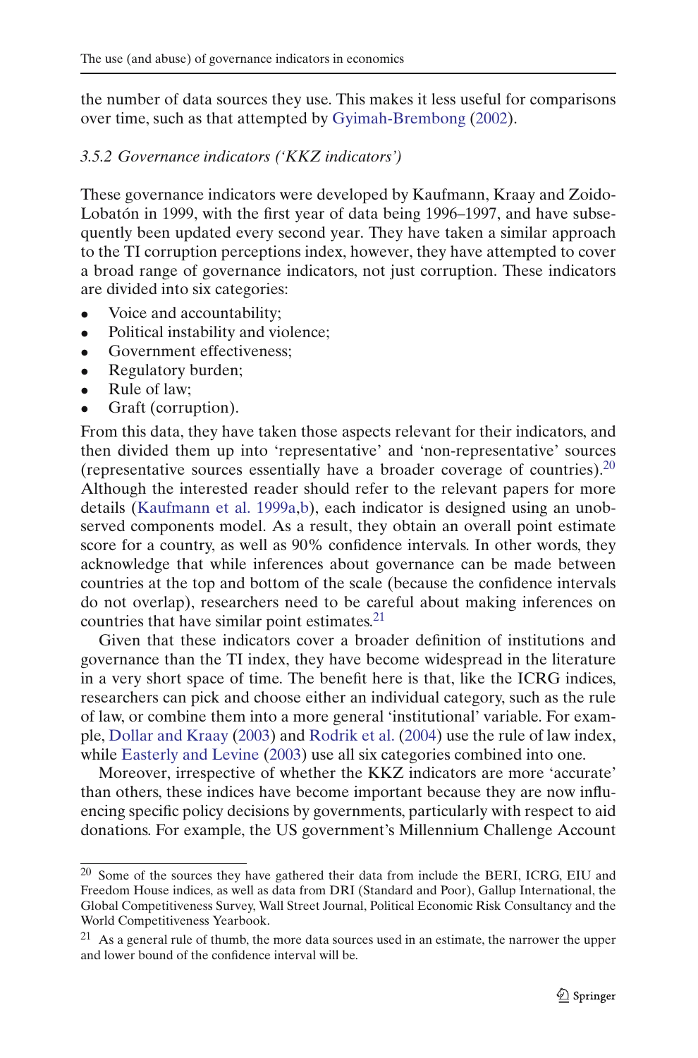the number of data sources they use. This makes it less useful for comparisons over time, such as that attempted by Gyimah-Brembong (2002).

### *3.5.2 Governance indicators ('KKZ indicators')*

These governance indicators were developed by Kaufmann, Kraay and Zoido-Lobatón in 1999, with the first year of data being 1996–1997, and have subsequently been updated every second year. They have taken a similar approach to the TI corruption perceptions index, however, they have attempted to cover a broad range of governance indicators, not just corruption. These indicators are divided into six categories:

- Voice and accountability;
- Political instability and violence;
- Government effectiveness;
- Regulatory burden;
- Rule of law;
- Graft (corruption).

From this data, they have taken those aspects relevant for their indicators, and then divided them up into 'representative' and 'non-representative' sources (representative sources essentially have a broader coverage of countries).[20] Although the interested reader should refer to the relevant papers for more details (Kaufmann et al. 1999a,b), each indicator is designed using an unobserved components model. As a result, they obtain an overall point estimate score for a country, as well as 90% confidence intervals. In other words, they acknowledge that while inferences about governance can be made between countries at the top and bottom of the scale (because the confidence intervals do not overlap), researchers need to be careful about making inferences on countries that have similar point estimates.[21]

Given that these indicators cover a broader definition of institutions and governance than the TI index, they have become widespread in the literature in a very short space of time. The benefit here is that, like the ICRG indices, researchers can pick and choose either an individual category, such as the rule of law, or combine them into a more general 'institutional' variable. For example, Dollar and Kraay (2003) and Rodrik et al. (2004) use the rule of law index, while Easterly and Levine (2003) use all six categories combined into one.

Moreover, irrespective of whether the KKZ indicators are more 'accurate' than others, these indices have become important because they are now influencing specific policy decisions by governments, particularly with respect to aid donations. For example, the US government's Millennium Challenge Account

---

[20] Some of the sources they have gathered their data from include the BERI, ICRG, EIU and Freedom House indices, as well as data from DRI (Standard and Poor), Gallup International, the Global Competitiveness Survey, Wall Street Journal, Political Economic Risk Consultancy and the World Competitiveness Yearbook.

[21] As a general rule of thumb, the more data sources used in an estimate, the narrower the upper and lower bound of the confidence interval will be.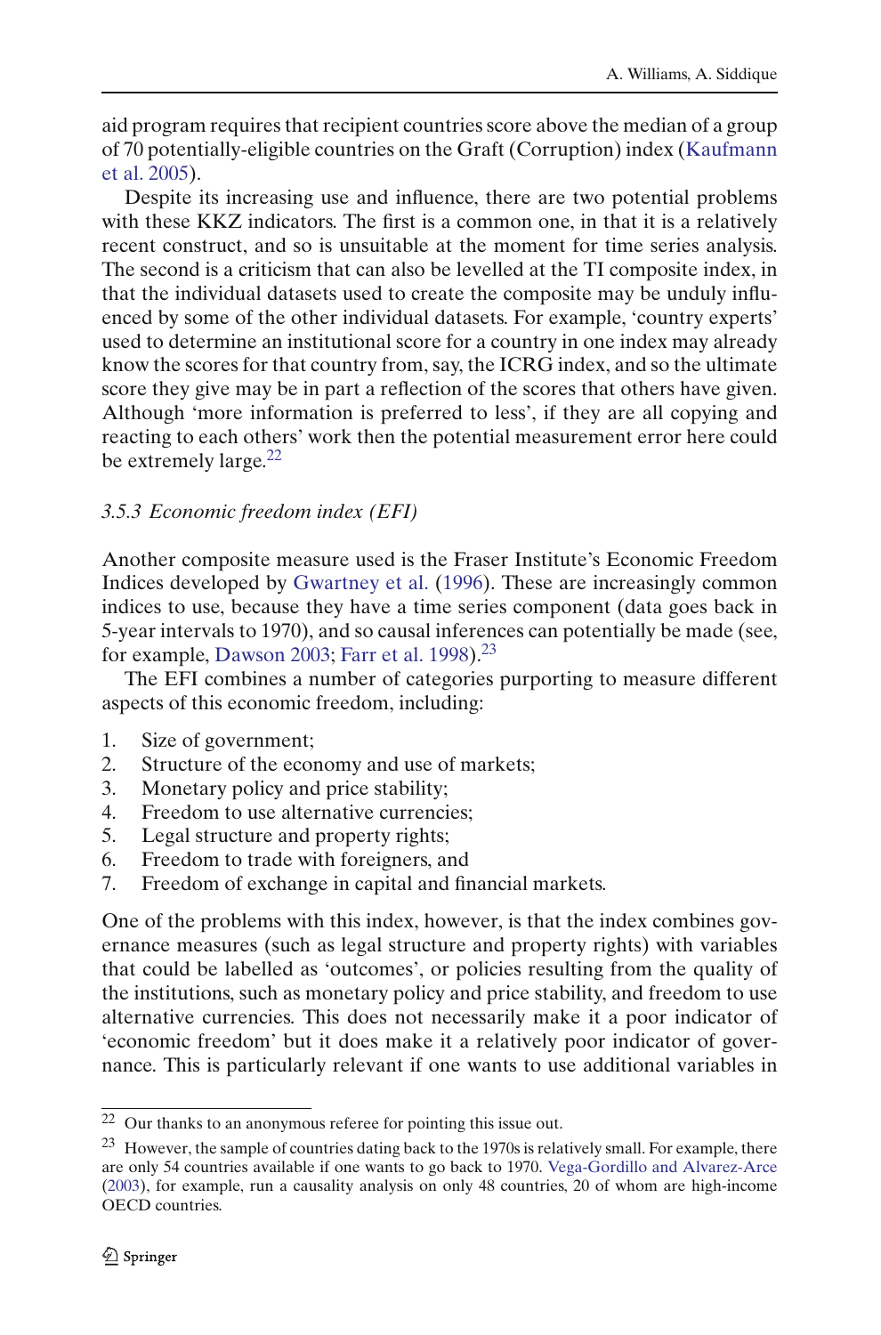aid program requires that recipient countries score above the median of a group of 70 potentially-eligible countries on the Graft (Corruption) index (Kaufmann et al. 2005).

Despite its increasing use and influence, there are two potential problems with these KKZ indicators. The first is a common one, in that it is a relatively recent construct, and so is unsuitable at the moment for time series analysis. The second is a criticism that can also be levelled at the TI composite index, in that the individual datasets used to create the composite may be unduly influenced by some of the other individual datasets. For example, 'country experts' used to determine an institutional score for a country in one index may already know the scores for that country from, say, the ICRG index, and so the ultimate score they give may be in part a reflection of the scores that others have given. Although 'more information is preferred to less', if they are all copying and reacting to each others' work then the potential measurement error here could be extremely large.[22]

### *3.5.3 Economic freedom index (EFI)*

Another composite measure used is the Fraser Institute's Economic Freedom Indices developed by Gwartney et al. (1996). These are increasingly common indices to use, because they have a time series component (data goes back in 5-year intervals to 1970), and so causal inferences can potentially be made (see, for example, Dawson 2003; Farr et al. 1998).[23]

The EFI combines a number of categories purporting to measure different aspects of this economic freedom, including:

1. Size of government;
2. Structure of the economy and use of markets;
3. Monetary policy and price stability;
4. Freedom to use alternative currencies;
5. Legal structure and property rights;
6. Freedom to trade with foreigners, and
7. Freedom of exchange in capital and financial markets.

One of the problems with this index, however, is that the index combines governance measures (such as legal structure and property rights) with variables that could be labelled as 'outcomes', or policies resulting from the quality of the institutions, such as monetary policy and price stability, and freedom to use alternative currencies. This does not necessarily make it a poor indicator of 'economic freedom' but it does make it a relatively poor indicator of governance. This is particularly relevant if one wants to use additional variables in

---

[22] Our thanks to an anonymous referee for pointing this issue out.

[23] However, the sample of countries dating back to the 1970s is relatively small. For example, there are only 54 countries available if one wants to go back to 1970. Vega-Gordillo and Alvarez-Arce (2003), for example, run a causality analysis on only 48 countries, 20 of whom are high-income OECD countries.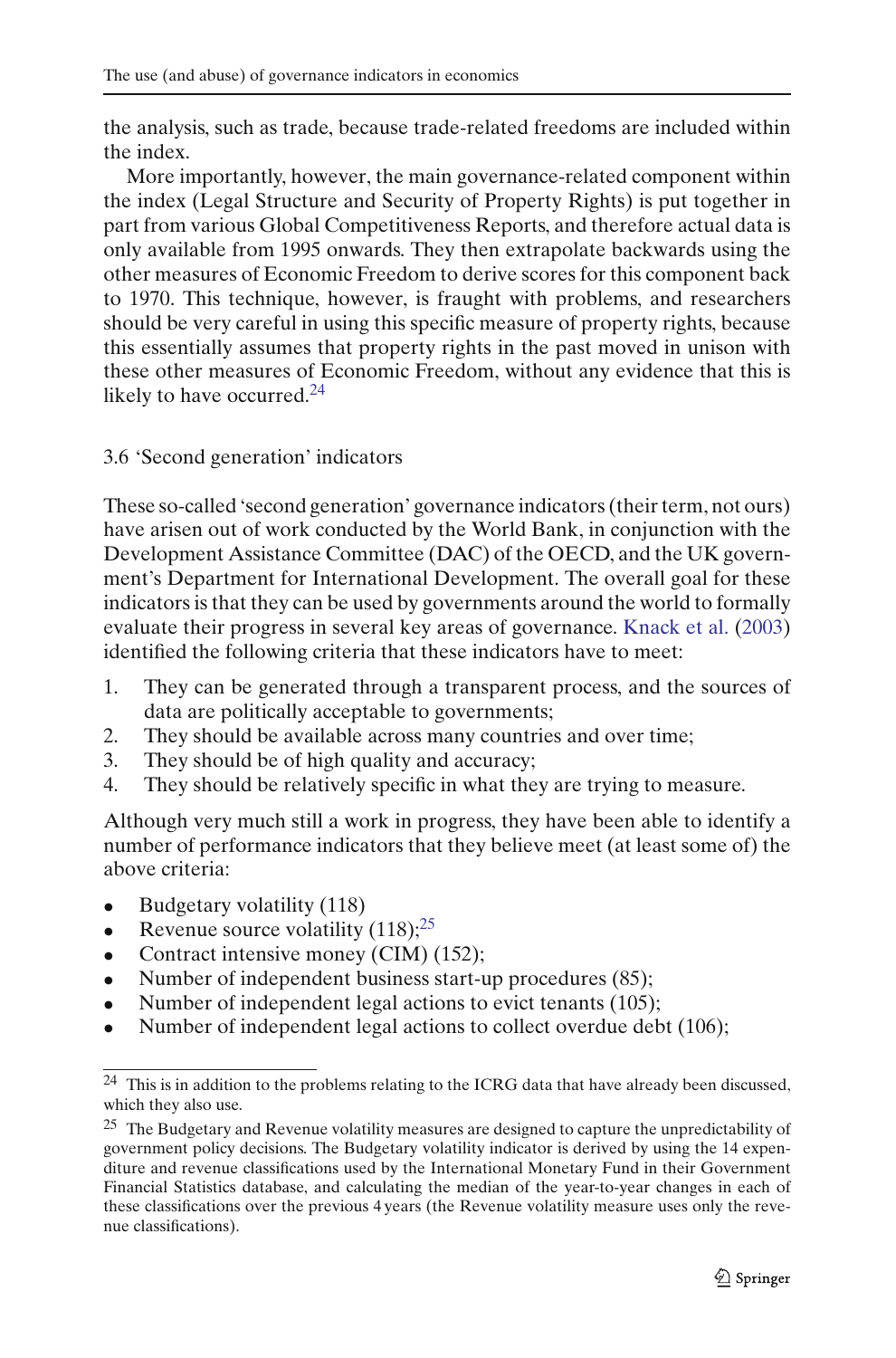the analysis, such as trade, because trade-related freedoms are included within the index.

More importantly, however, the main governance-related component within the index (Legal Structure and Security of Property Rights) is put together in part from various Global Competitiveness Reports, and therefore actual data is only available from 1995 onwards. They then extrapolate backwards using the other measures of Economic Freedom to derive scores for this component back to 1970. This technique, however, is fraught with problems, and researchers should be very careful in using this specific measure of property rights, because this essentially assumes that property rights in the past moved in unison with these other measures of Economic Freedom, without any evidence that this is likely to have occurred.[24]

### 3.6 'Second generation' indicators

These so-called 'second generation' governance indicators (their term, not ours) have arisen out of work conducted by the World Bank, in conjunction with the Development Assistance Committee (DAC) of the OECD, and the UK government's Department for International Development. The overall goal for these indicators is that they can be used by governments around the world to formally evaluate their progress in several key areas of governance. Knack et al. (2003) identified the following criteria that these indicators have to meet:

1. They can be generated through a transparent process, and the sources of data are politically acceptable to governments;
2. They should be available across many countries and over time;
3. They should be of high quality and accuracy;
4. They should be relatively specific in what they are trying to measure.

Although very much still a work in progress, they have been able to identify a number of performance indicators that they believe meet (at least some of) the above criteria:

- Budgetary volatility (118)
- Revenue source volatility (118);[25]
- Contract intensive money (CIM) (152);
- Number of independent business start-up procedures (85);
- Number of independent legal actions to evict tenants (105);
- Number of independent legal actions to collect overdue debt (106);

[24] This is in addition to the problems relating to the ICRG data that have already been discussed, which they also use.

[25] The Budgetary and Revenue volatility measures are designed to capture the unpredictability of government policy decisions. The Budgetary volatility indicator is derived by using the 14 expenditure and revenue classifications used by the International Monetary Fund in their Government Financial Statistics database, and calculating the median of the year-to-year changes in each of these classifications over the previous 4 years (the Revenue volatility measure uses only the revenue classifications).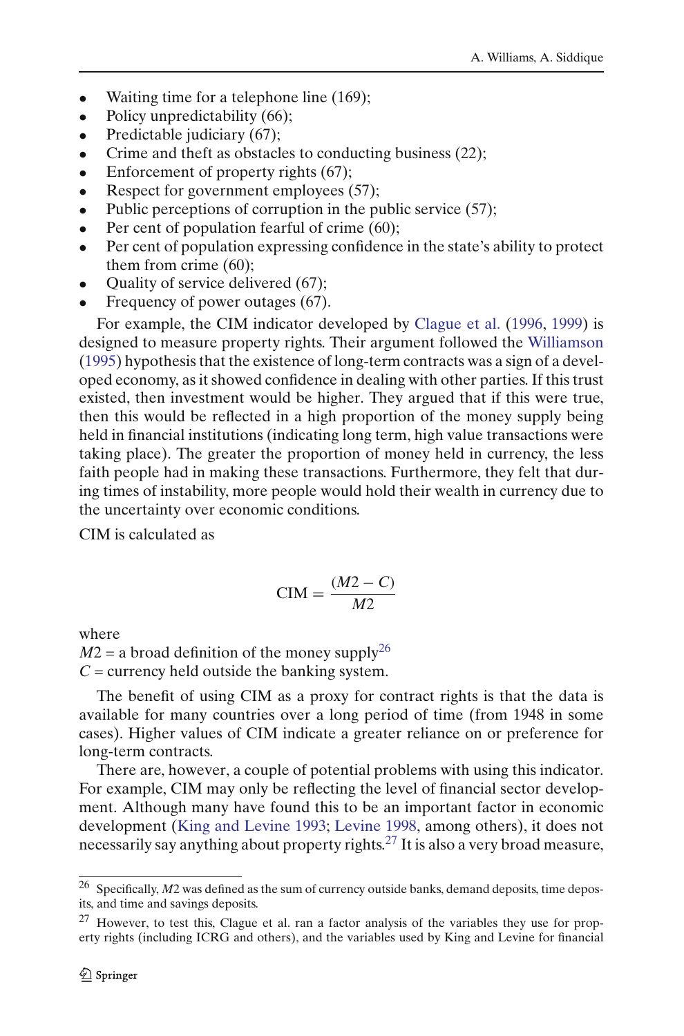- Waiting time for a telephone line (169);
- Policy unpredictability (66);
- Predictable judiciary (67);
- Crime and theft as obstacles to conducting business (22);
- Enforcement of property rights (67);
- Respect for government employees (57);
- Public perceptions of corruption in the public service (57);
- Per cent of population fearful of crime (60);
- Per cent of population expressing confidence in the state's ability to protect them from crime (60);
- Quality of service delivered (67);
- Frequency of power outages (67).

For example, the CIM indicator developed by Clague et al. (1996, 1999) is designed to measure property rights. Their argument followed the Williamson (1995) hypothesis that the existence of long-term contracts was a sign of a developed economy, as it showed confidence in dealing with other parties. If this trust existed, then investment would be higher. They argued that if this were true, then this would be reflected in a high proportion of the money supply being held in financial institutions (indicating long term, high value transactions were taking place). The greater the proportion of money held in currency, the less faith people had in making these transactions. Furthermore, they felt that during times of instability, more people would hold their wealth in currency due to the uncertainty over economic conditions.

CIM is calculated as

$$\text{CIM} = \frac{(M2 - C)}{M2}$$

where

$M2$ = a broad definition of the money supply[26]

$C$ = currency held outside the banking system.

The benefit of using CIM as a proxy for contract rights is that the data is available for many countries over a long period of time (from 1948 in some cases). Higher values of CIM indicate a greater reliance on or preference for long-term contracts.

There are, however, a couple of potential problems with using this indicator. For example, CIM may only be reflecting the level of financial sector development. Although many have found this to be an important factor in economic development (King and Levine 1993; Levine 1998, among others), it does not necessarily say anything about property rights.[27] It is also a very broad measure,

[26] Specifically, $M2$ was defined as the sum of currency outside banks, demand deposits, time deposits, and time and savings deposits.

[27] However, to test this, Clague et al. ran a factor analysis of the variables they use for property rights (including ICRG and others), and the variables used by King and Levine for financial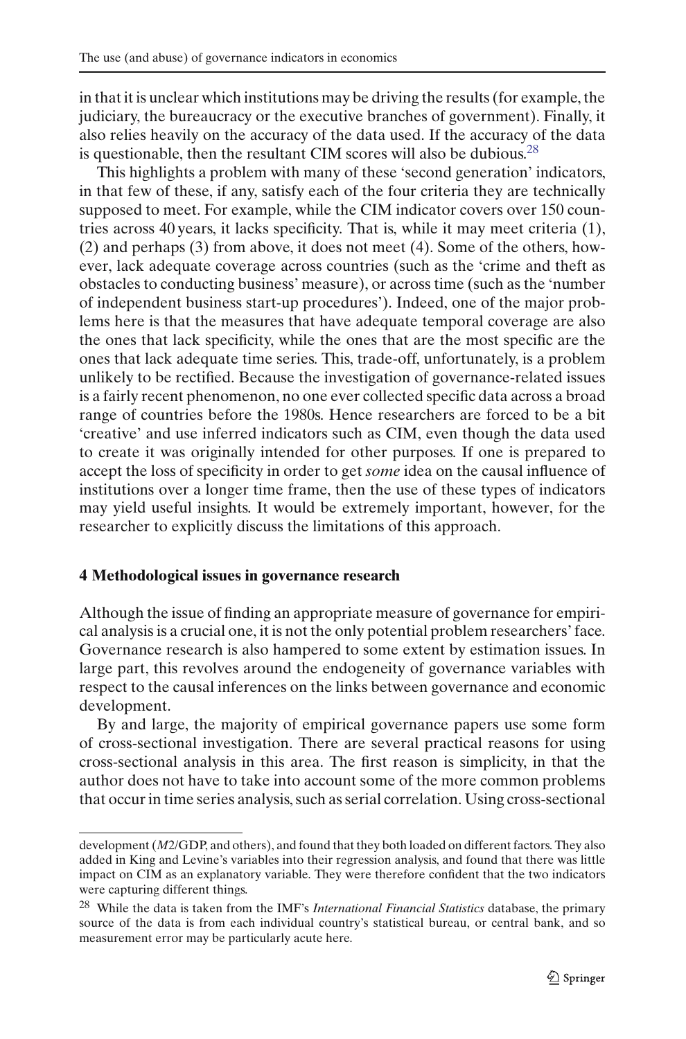in that it is unclear which institutions may be driving the results (for example, the judiciary, the bureaucracy or the executive branches of government). Finally, it also relies heavily on the accuracy of the data used. If the accuracy of the data is questionable, then the resultant CIM scores will also be dubious.[28]

This highlights a problem with many of these 'second generation' indicators, in that few of these, if any, satisfy each of the four criteria they are technically supposed to meet. For example, while the CIM indicator covers over 150 countries across 40 years, it lacks specificity. That is, while it may meet criteria (1), (2) and perhaps (3) from above, it does not meet (4). Some of the others, however, lack adequate coverage across countries (such as the 'crime and theft as obstacles to conducting business' measure), or across time (such as the 'number of independent business start-up procedures'). Indeed, one of the major problems here is that the measures that have adequate temporal coverage are also the ones that lack specificity, while the ones that are the most specific are the ones that lack adequate time series. This, trade-off, unfortunately, is a problem unlikely to be rectified. Because the investigation of governance-related issues is a fairly recent phenomenon, no one ever collected specific data across a broad range of countries before the 1980s. Hence researchers are forced to be a bit 'creative' and use inferred indicators such as CIM, even though the data used to create it was originally intended for other purposes. If one is prepared to accept the loss of specificity in order to get *some* idea on the causal influence of institutions over a longer time frame, then the use of these types of indicators may yield useful insights. It would be extremely important, however, for the researcher to explicitly discuss the limitations of this approach.

## 4 Methodological issues in governance research

Although the issue of finding an appropriate measure of governance for empirical analysis is a crucial one, it is not the only potential problem researchers' face. Governance research is also hampered to some extent by estimation issues. In large part, this revolves around the endogeneity of governance variables with respect to the causal inferences on the links between governance and economic development.

By and large, the majority of empirical governance papers use some form of cross-sectional investigation. There are several practical reasons for using cross-sectional analysis in this area. The first reason is simplicity, in that the author does not have to take into account some of the more common problems that occur in time series analysis, such as serial correlation. Using cross-sectional

---

development (*M*2/GDP, and others), and found that they both loaded on different factors. They also added in King and Levine's variables into their regression analysis, and found that there was little impact on CIM as an explanatory variable. They were therefore confident that the two indicators were capturing different things.

[28] While the data is taken from the IMF's *International Financial Statistics* database, the primary source of the data is from each individual country's statistical bureau, or central bank, and so measurement error may be particularly acute here.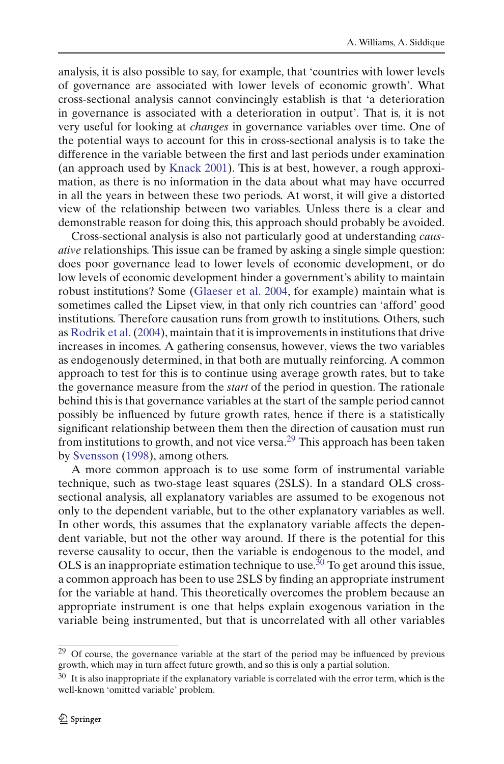analysis, it is also possible to say, for example, that 'countries with lower levels of governance are associated with lower levels of economic growth'. What cross-sectional analysis cannot convincingly establish is that 'a deterioration in governance is associated with a deterioration in output'. That is, it is not very useful for looking at *changes* in governance variables over time. One of the potential ways to account for this in cross-sectional analysis is to take the difference in the variable between the first and last periods under examination (an approach used by Knack 2001). This is at best, however, a rough approximation, as there is no information in the data about what may have occurred in all the years in between these two periods. At worst, it will give a distorted view of the relationship between two variables. Unless there is a clear and demonstrable reason for doing this, this approach should probably be avoided.

Cross-sectional analysis is also not particularly good at understanding *causative* relationships. This issue can be framed by asking a single simple question: does poor governance lead to lower levels of economic development, or do low levels of economic development hinder a government's ability to maintain robust institutions? Some (Glaeser et al. 2004, for example) maintain what is sometimes called the Lipset view, in that only rich countries can 'afford' good institutions. Therefore causation runs from growth to institutions. Others, such as Rodrik et al. (2004), maintain that it is improvements in institutions that drive increases in incomes. A gathering consensus, however, views the two variables as endogenously determined, in that both are mutually reinforcing. A common approach to test for this is to continue using average growth rates, but to take the governance measure from the *start* of the period in question. The rationale behind this is that governance variables at the start of the sample period cannot possibly be influenced by future growth rates, hence if there is a statistically significant relationship between them then the direction of causation must run from institutions to growth, and not vice versa.[29] This approach has been taken by Svensson (1998), among others.

A more common approach is to use some form of instrumental variable technique, such as two-stage least squares (2SLS). In a standard OLS cross-sectional analysis, all explanatory variables are assumed to be exogenous not only to the dependent variable, but to the other explanatory variables as well. In other words, this assumes that the explanatory variable affects the dependent variable, but not the other way around. If there is the potential for this reverse causality to occur, then the variable is endogenous to the model, and OLS is an inappropriate estimation technique to use.[30] To get around this issue, a common approach has been to use 2SLS by finding an appropriate instrument for the variable at hand. This theoretically overcomes the problem because an appropriate instrument is one that helps explain exogenous variation in the variable being instrumented, but that is uncorrelated with all other variables

---

[29] Of course, the governance variable at the start of the period may be influenced by previous growth, which may in turn affect future growth, and so this is only a partial solution.

[30] It is also inappropriate if the explanatory variable is correlated with the error term, which is the well-known 'omitted variable' problem.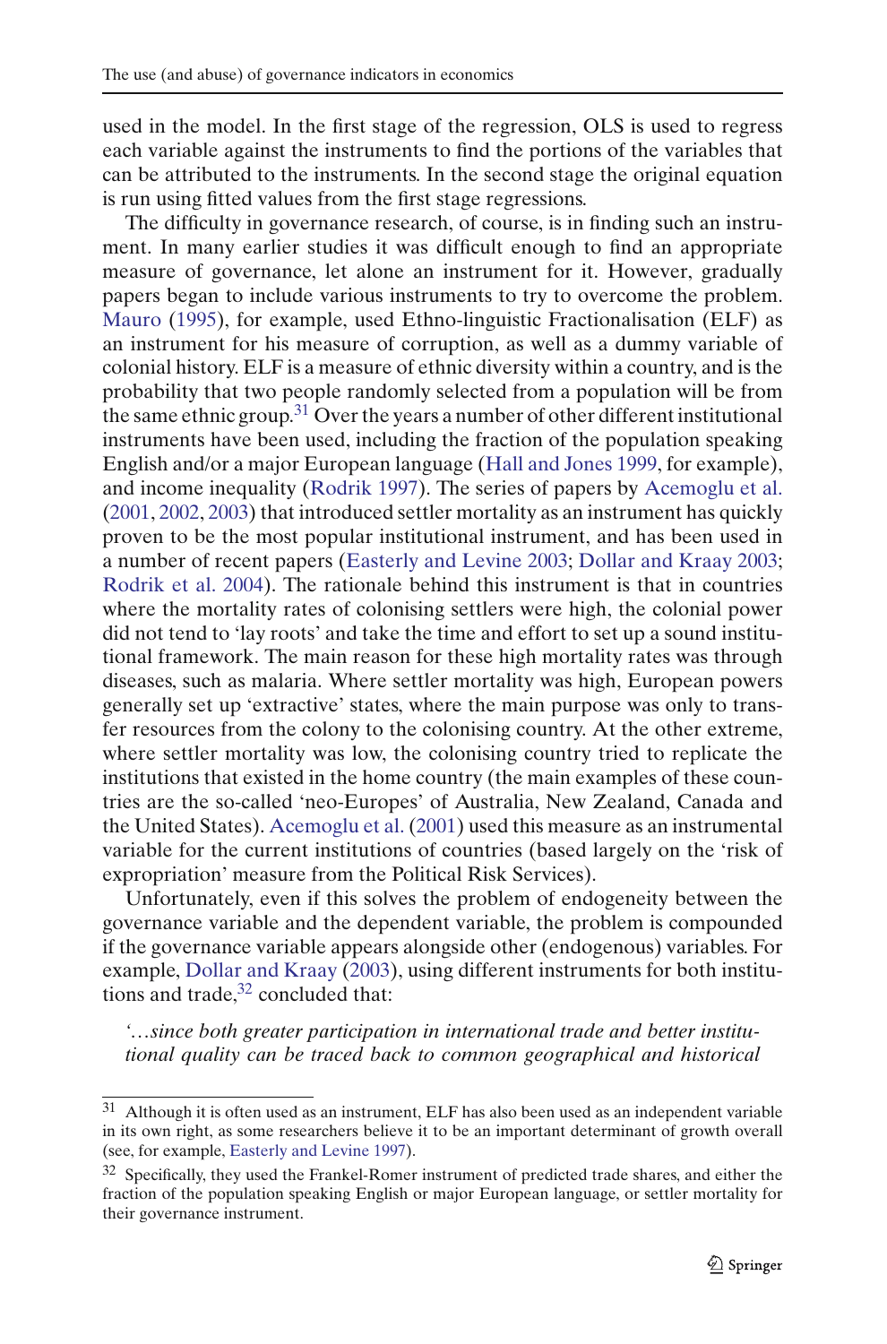used in the model. In the first stage of the regression, OLS is used to regress each variable against the instruments to find the portions of the variables that can be attributed to the instruments. In the second stage the original equation is run using fitted values from the first stage regressions.

The difficulty in governance research, of course, is in finding such an instrument. In many earlier studies it was difficult enough to find an appropriate measure of governance, let alone an instrument for it. However, gradually papers began to include various instruments to try to overcome the problem. Mauro (1995), for example, used Ethno-linguistic Fractionalisation (ELF) as an instrument for his measure of corruption, as well as a dummy variable of colonial history. ELF is a measure of ethnic diversity within a country, and is the probability that two people randomly selected from a population will be from the same ethnic group.[31] Over the years a number of other different institutional instruments have been used, including the fraction of the population speaking English and/or a major European language (Hall and Jones 1999, for example), and income inequality (Rodrik 1997). The series of papers by Acemoglu et al. (2001, 2002, 2003) that introduced settler mortality as an instrument has quickly proven to be the most popular institutional instrument, and has been used in a number of recent papers (Easterly and Levine 2003; Dollar and Kraay 2003; Rodrik et al. 2004). The rationale behind this instrument is that in countries where the mortality rates of colonising settlers were high, the colonial power did not tend to 'lay roots' and take the time and effort to set up a sound institutional framework. The main reason for these high mortality rates was through diseases, such as malaria. Where settler mortality was high, European powers generally set up 'extractive' states, where the main purpose was only to transfer resources from the colony to the colonising country. At the other extreme, where settler mortality was low, the colonising country tried to replicate the institutions that existed in the home country (the main examples of these countries are the so-called 'neo-Europes' of Australia, New Zealand, Canada and the United States). Acemoglu et al. (2001) used this measure as an instrumental variable for the current institutions of countries (based largely on the 'risk of expropriation' measure from the Political Risk Services).

Unfortunately, even if this solves the problem of endogeneity between the governance variable and the dependent variable, the problem is compounded if the governance variable appears alongside other (endogenous) variables. For example, Dollar and Kraay (2003), using different instruments for both institutions and trade,[32] concluded that:

*'…since both greater participation in international trade and better institutional quality can be traced back to common geographical and historical*

---

[31] Although it is often used as an instrument, ELF has also been used as an independent variable in its own right, as some researchers believe it to be an important determinant of growth overall (see, for example, Easterly and Levine 1997).

[32] Specifically, they used the Frankel-Romer instrument of predicted trade shares, and either the fraction of the population speaking English or major European language, or settler mortality for their governance instrument.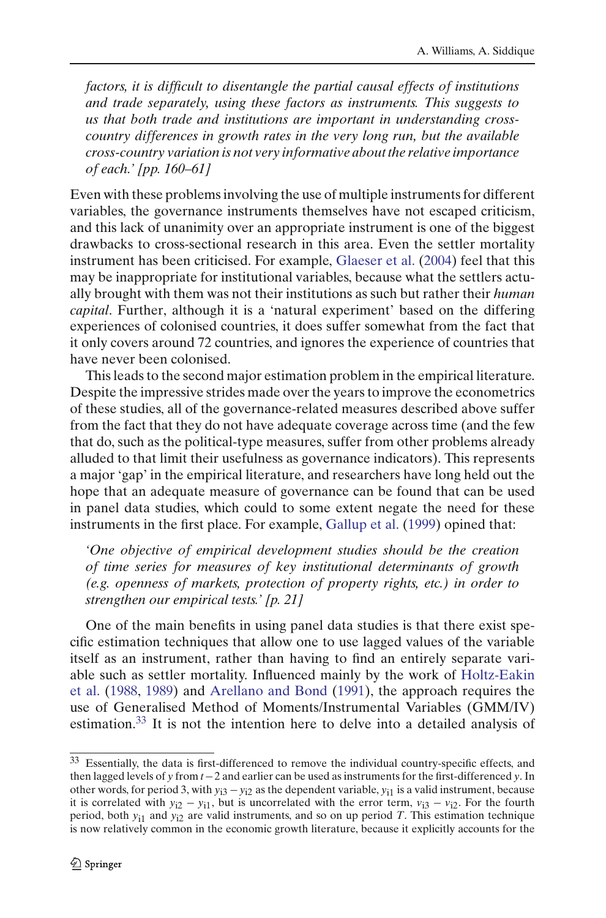*factors, it is difficult to disentangle the partial causal effects of institutions and trade separately, using these factors as instruments. This suggests to us that both trade and institutions are important in understanding cross-country differences in growth rates in the very long run, but the available cross-country variation is not very informative about the relative importance of each.' [pp. 160–61]*

Even with these problems involving the use of multiple instruments for different variables, the governance instruments themselves have not escaped criticism, and this lack of unanimity over an appropriate instrument is one of the biggest drawbacks to cross-sectional research in this area. Even the settler mortality instrument has been criticised. For example, Glaeser et al. (2004) feel that this may be inappropriate for institutional variables, because what the settlers actually brought with them was not their institutions as such but rather their *human capital*. Further, although it is a 'natural experiment' based on the differing experiences of colonised countries, it does suffer somewhat from the fact that it only covers around 72 countries, and ignores the experience of countries that have never been colonised.

This leads to the second major estimation problem in the empirical literature. Despite the impressive strides made over the years to improve the econometrics of these studies, all of the governance-related measures described above suffer from the fact that they do not have adequate coverage across time (and the few that do, such as the political-type measures, suffer from other problems already alluded to that limit their usefulness as governance indicators). This represents a major 'gap' in the empirical literature, and researchers have long held out the hope that an adequate measure of governance can be found that can be used in panel data studies, which could to some extent negate the need for these instruments in the first place. For example, Gallup et al. (1999) opined that:

*'One objective of empirical development studies should be the creation of time series for measures of key institutional determinants of growth (e.g. openness of markets, protection of property rights, etc.) in order to strengthen our empirical tests.' [p. 21]*

One of the main benefits in using panel data studies is that there exist specific estimation techniques that allow one to use lagged values of the variable itself as an instrument, rather than having to find an entirely separate variable such as settler mortality. Influenced mainly by the work of Holtz-Eakin et al. (1988, 1989) and Arellano and Bond (1991), the approach requires the use of Generalised Method of Moments/Instrumental Variables (GMM/IV) estimation.[33] It is not the intention here to delve into a detailed analysis of

---

[33] Essentially, the data is first-differenced to remove the individual country-specific effects, and then lagged levels of $y$ from $t-2$ and earlier can be used as instruments for the first-differenced $y$. In other words, for period 3, with $y_{i3} - y_{i2}$ as the dependent variable, $y_{i1}$ is a valid instrument, because it is correlated with $y_{i2} - y_{i1}$, but is uncorrelated with the error term, $v_{i3} - v_{i2}$. For the fourth period, both $y_{i1}$ and $y_{i2}$ are valid instruments, and so on up period $T$. This estimation technique is now relatively common in the economic growth literature, because it explicitly accounts for the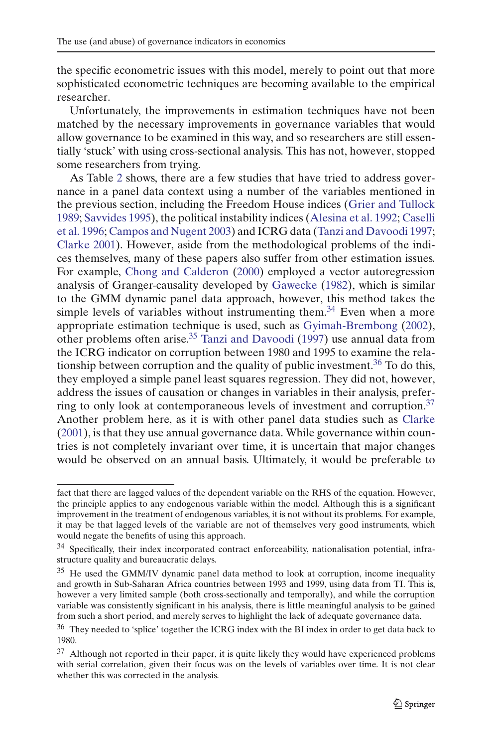the specific econometric issues with this model, merely to point out that more sophisticated econometric techniques are becoming available to the empirical researcher.

Unfortunately, the improvements in estimation techniques have not been matched by the necessary improvements in governance variables that would allow governance to be examined in this way, and so researchers are still essentially 'stuck' with using cross-sectional analysis. This has not, however, stopped some researchers from trying.

As Table 2 shows, there are a few studies that have tried to address governance in a panel data context using a number of the variables mentioned in the previous section, including the Freedom House indices (Grier and Tullock 1989; Savvides 1995), the political instability indices (Alesina et al. 1992; Caselli et al. 1996; Campos and Nugent 2003) and ICRG data (Tanzi and Davoodi 1997; Clarke 2001). However, aside from the methodological problems of the indices themselves, many of these papers also suffer from other estimation issues. For example, Chong and Calderon (2000) employed a vector autoregression analysis of Granger-causality developed by Gawecke (1982), which is similar to the GMM dynamic panel data approach, however, this method takes the simple levels of variables without instrumenting them.[34] Even when a more appropriate estimation technique is used, such as Gyimah-Brembong (2002), other problems often arise.[35] Tanzi and Davoodi (1997) use annual data from the ICRG indicator on corruption between 1980 and 1995 to examine the relationship between corruption and the quality of public investment.[36] To do this, they employed a simple panel least squares regression. They did not, however, address the issues of causation or changes in variables in their analysis, preferring to only look at contemporaneous levels of investment and corruption.[37] Another problem here, as it is with other panel data studies such as Clarke (2001), is that they use annual governance data. While governance within countries is not completely invariant over time, it is uncertain that major changes would be observed on an annual basis. Ultimately, it would be preferable to

---

fact that there are lagged values of the dependent variable on the RHS of the equation. However, the principle applies to any endogenous variable within the model. Although this is a significant improvement in the treatment of endogenous variables, it is not without its problems. For example, it may be that lagged levels of the variable are not of themselves very good instruments, which would negate the benefits of using this approach.

[34] Specifically, their index incorporated contract enforceability, nationalisation potential, infrastructure quality and bureaucratic delays.

[35] He used the GMM/IV dynamic panel data method to look at corruption, income inequality and growth in Sub-Saharan Africa countries between 1993 and 1999, using data from TI. This is, however a very limited sample (both cross-sectionally and temporally), and while the corruption variable was consistently significant in his analysis, there is little meaningful analysis to be gained from such a short period, and merely serves to highlight the lack of adequate governance data.

[36] They needed to 'splice' together the ICRG index with the BI index in order to get data back to 1980.

[37] Although not reported in their paper, it is quite likely they would have experienced problems with serial correlation, given their focus was on the levels of variables over time. It is not clear whether this was corrected in the analysis.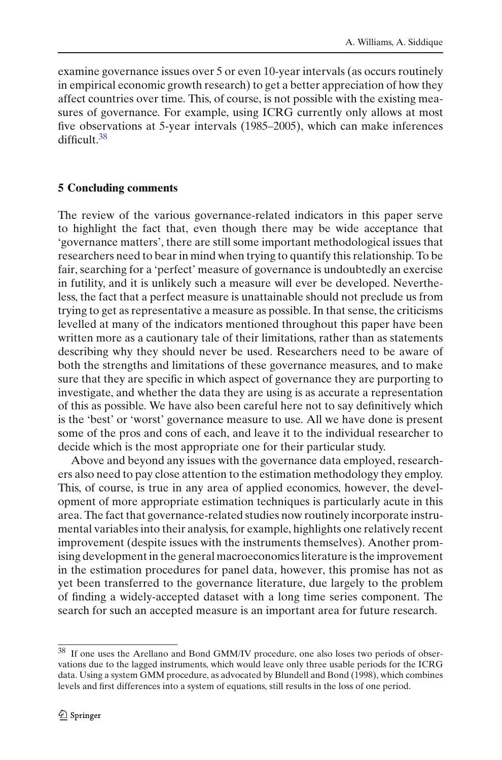examine governance issues over 5 or even 10-year intervals (as occurs routinely in empirical economic growth research) to get a better appreciation of how they affect countries over time. This, of course, is not possible with the existing measures of governance. For example, using ICRG currently only allows at most five observations at 5-year intervals (1985–2005), which can make inferences difficult.[38]

## 5 Concluding comments

The review of the various governance-related indicators in this paper serve to highlight the fact that, even though there may be wide acceptance that 'governance matters', there are still some important methodological issues that researchers need to bear in mind when trying to quantify this relationship. To be fair, searching for a 'perfect' measure of governance is undoubtedly an exercise in futility, and it is unlikely such a measure will ever be developed. Nevertheless, the fact that a perfect measure is unattainable should not preclude us from trying to get as representative a measure as possible. In that sense, the criticisms levelled at many of the indicators mentioned throughout this paper have been written more as a cautionary tale of their limitations, rather than as statements describing why they should never be used. Researchers need to be aware of both the strengths and limitations of these governance measures, and to make sure that they are specific in which aspect of governance they are purporting to investigate, and whether the data they are using is as accurate a representation of this as possible. We have also been careful here not to say definitively which is the 'best' or 'worst' governance measure to use. All we have done is present some of the pros and cons of each, and leave it to the individual researcher to decide which is the most appropriate one for their particular study.

Above and beyond any issues with the governance data employed, researchers also need to pay close attention to the estimation methodology they employ. This, of course, is true in any area of applied economics, however, the development of more appropriate estimation techniques is particularly acute in this area. The fact that governance-related studies now routinely incorporate instrumental variables into their analysis, for example, highlights one relatively recent improvement (despite issues with the instruments themselves). Another promising development in the general macroeconomics literature is the improvement in the estimation procedures for panel data, however, this promise has not as yet been transferred to the governance literature, due largely to the problem of finding a widely-accepted dataset with a long time series component. The search for such an accepted measure is an important area for future research.

---

[38] If one uses the Arellano and Bond GMM/IV procedure, one also loses two periods of observations due to the lagged instruments, which would leave only three usable periods for the ICRG data. Using a system GMM procedure, as advocated by Blundell and Bond (1998), which combines levels and first differences into a system of equations, still results in the loss of one period.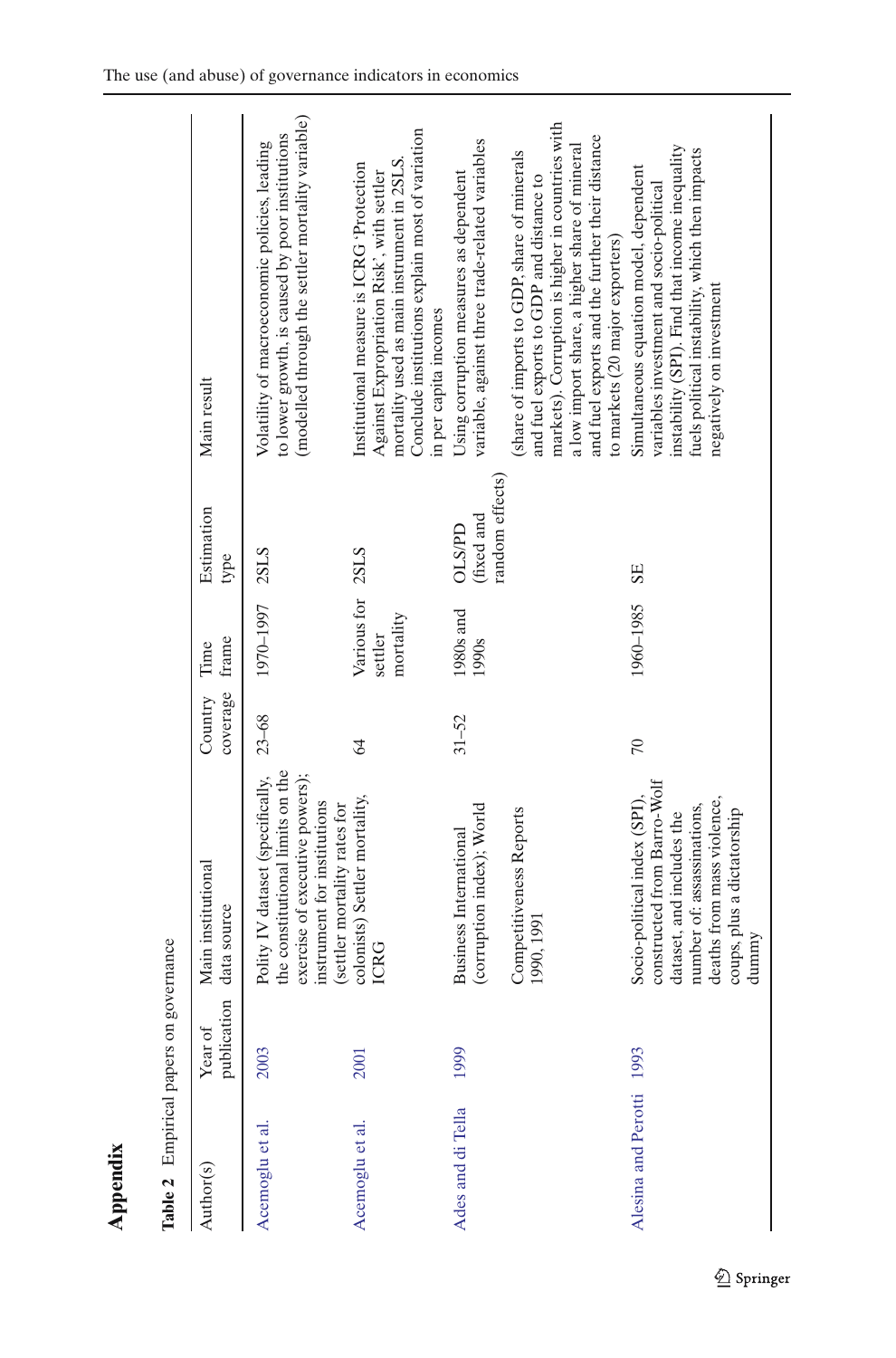## Appendix

**Table 2** Empirical papers on governance

| Author(s) | Year of publication | Main institutional data source | Country coverage | Time frame | Estimation type | Main result |
|---|---|---|---|---|---|---|
| Acemoglu et al. | 2003 | Polity IV dataset (specifically, the constitutional limits on the exercise of executive powers); instrument for institutions (settler mortality rates for colonists) Settler mortality, | 23–68 | 1970–1997 | 2SLS | Volatility of macroeconomic policies, leading to lower growth, is caused by poor institutions (modelled through the settler mortality variable) |
| Acemoglu et al. | 2001 | ICRG | 64 | Various for settler mortality | 2SLS | Institutional measure is ICRG 'Protection Against Expropriation Risk', with settler mortality used as main instrument in 2SLS. Conclude institutions explain most of variation in per capita incomes |
| Ades and di Tella | 1999 | Business International (corruption index); World Competitiveness Reports 1990, 1991 | 31–52 | 1980s and 1990s | OLS/PD (fixed and random effects) | Using corruption measures as dependent variable, against three trade-related variables (share of imports to GDP, share of minerals and fuel exports to GDP and distance to markets). Corruption is higher in countries with a low import share, a higher share of mineral and fuel exports and the further their distance to markets (20 major exporters) |
| Alesina and Perotti | 1993 | Socio-political index (SPI), constructed from Barro-Wolf dataset, and includes the number of: assassinations, deaths from mass violence, coups, plus a dictatorship dummy | 70 | 1960–1985 | SE | Simultaneous equation model, dependent variables investment and socio-political instability (SPI). Find that income inequality fuels political instability, which then impacts negatively on investment |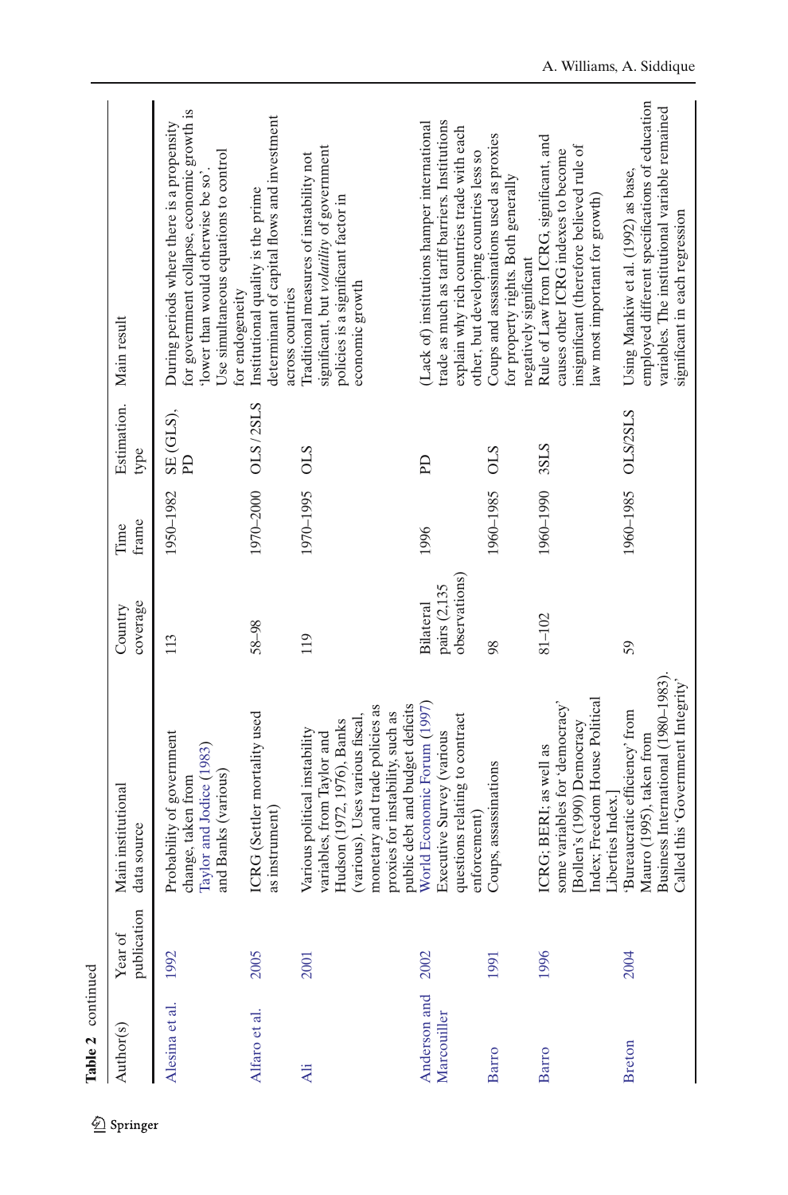**Table 2** continued

| Author(s) | Year of publication | Main institutional data source | Country coverage | Time frame | Estimation. type | Main result |
|---|---|---|---|---|---|---|
| Alesina et al. | 1992 | Probability of government change, taken from Taylor and Jodice (1983) and Banks (various) | 113 | 1950–1982 | SE (GLS), PD | During periods where there is a propensity for government collapse, economic growth is 'lower than would otherwise be so'. Use simultaneous equations to control for endogeneity |
| Alfaro et al. | 2005 | ICRG (Settler mortality used as instrument) | 58–98 | 1970–2000 | OLS / 2SLS | Institutional quality is the prime determinant of capital flows and investment across countries |
| Ali | 2001 | Various political instability variables, from Taylor and Hudson (1972, 1976), Banks (various). Uses various fiscal, monetary and trade policies as proxies for instability, such as public debt and budget deficits | 119 | 1970–1995 | OLS | Traditional measures of instability not significant, but *volatility* of government policies is a significant factor in economic growth |
| Anderson and Marcouiller | 2002 | World Economic Forum (1997) Executive Survey (various questions relating to contract enforcement) | Bilateral pairs (2,135 observations) | 1996 | PD | (Lack of) institutions hamper international trade as much as tariff barriers. Institutions explain why rich countries trade with each other, but developing countries less so |
| Barro | 1991 | Coups, assassinations | 98 | 1960–1985 | OLS | Coups and assassinations used as proxies for property rights. Both generally negatively significant |
| Barro | 1996 | ICRG; BERI; as well as some variables for 'democracy' [Bollen's (1990) Democracy Index; Freedom House Political Liberties Index.] | 81–102 | 1960–1990 | 3SLS | Rule of Law from ICRG, significant, and causes other ICRG indexes to become insignificant (therefore believed rule of law most important for growth) |
| Breton | 2004 | 'Bureaucratic efficiency' from Mauro (1995), taken from Business International (1980–1983). Called this 'Government Integrity' | 59 | 1960–1985 | OLS/2SLS | Using Mankiw et al. (1992) as base, employed different specifications of education variables. The institutional variable remained significant in each regression |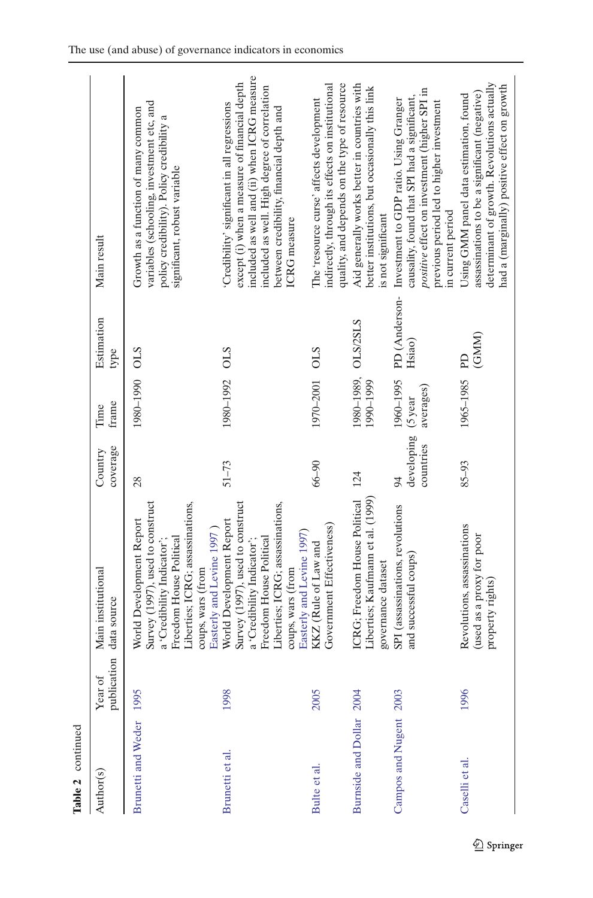**Table 2** continued

| Author(s) | Year of publication | Main institutional data source | Country coverage | Time frame | Estimation type | Main result |
|---|---|---|---|---|---|---|
| Brunetti and Weder | 1995 | World Development Report Survey (1997), used to construct a 'Credibility Indicator'; Freedom House Political Liberties; ICRG; assassinations, coups, wars (from Easterly and Levine 1997) | 28 | 1980–1990 | OLS | Growth as a function of many common variables (schooling, investment etc, and policy credibility). Policy credibility a significant, robust variable |
| Brunetti et al. | 1998 | World Development Report Survey (1997), used to construct a 'Credibility Indicator'; Freedom House Political Liberties; ICRG; assassinations, coups, wars (from Easterly and Levine 1997) | 51–73 | 1980–1992 | OLS | 'Credibility' significant in all regressions except (i) when a measure of financial depth included as well and (ii) when ICRG measure included as well. High degree of correlation between credibility, financial depth and ICRG measure |
| Bulte et al. | 2005 | KKZ (Rule of Law and Government Effectiveness) | 66–90 | 1970–2001 | OLS | The 'resource curse' affects development indirectly, through its effects on institutional quality, and depends on the type of resource |
| Burnside and Dollar | 2004 | ICRG; Freedom House Political Liberties; Kaufmann et al. (1999) governance dataset | 124 | 1980–1989, 1990–1999 | OLS/2SLS | Aid generally works better in countries with better institutions, but occasionally this link is not significant |
| Campos and Nugent | 2003 | SPI (assassinations, revolutions and successful coups) | 94 developing countries | 1960–1995 (5 year averages) | PD (Anderson-Hsiao) | Investment to GDP ratio. Using Granger causality, found that SPI had a significant, *positive* effect on investment (higher SPI in previous period led to higher investment in current period |
| Caselli et al. | 1996 | Revolutions, assassinations (used as a proxy for poor property rights) | 85–93 | 1965–1985 | PD (GMM) | Using GMM panel data estimation, found assassinations to be a significant (negative) determinant of growth. Revolutions actually had a (marginally) positive effect on growth |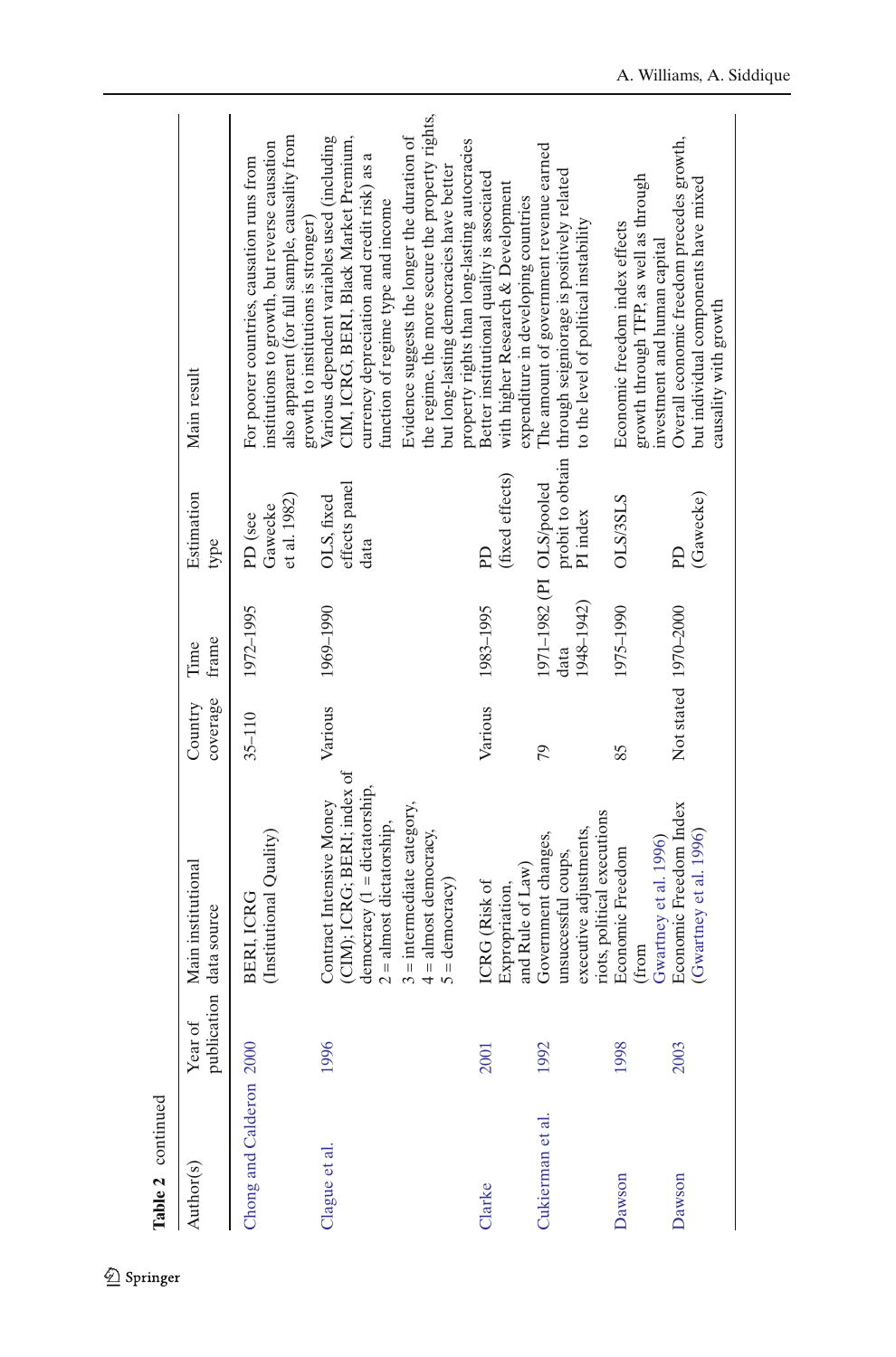**Table 2** continued

| Author(s) | Year of publication | Main institutional data source | Country coverage | Time frame | Estimation type | Main result |
|---|---|---|---|---|---|---|
| Chong and Calderon | 2000 | BERI, ICRG (Institutional Quality) | 35–110 | 1972–1995 | PD (see Gawecke et al. 1982) | For poorer countries, causation runs from institutions to growth, but reverse causation also apparent (for full sample, causality from growth to institutions is stronger) |
| Clague et al. | 1996 | Contract Intensive Money (CIM); ICRG; BERI; index of democracy (1 = dictatorship, 2 = almost dictatorship, 3 = intermediate category, 4 = almost democracy, 5 = democracy) | Various | 1969–1990 | OLS, fixed effects panel data | Various dependent variables used (including CIM, ICRG, BERI, Black Market Premium, currency depreciation and credit risk) as a function of regime type and income. Evidence suggests the longer the duration of the regime, the more secure the property rights, but long-lasting democracies have better property rights than long-lasting autocracies |
| Clarke | 2001 | ICRG (Risk of Expropriation, and Rule of Law) | Various | 1983–1995 | PD (fixed effects) | Better institutional quality is associated with higher Research & Development expenditure in developing countries |
| Cukierman et al. | 1992 | Government changes, unsuccessful coups, executive adjustments, riots, political executions | 79 | 1971–1982 (PI data 1948–1942) | OLS/pooled probit to obtain PI index | The amount of government revenue earned through seigniorage is positively related to the level of political instability |
| Dawson | 1998 | Economic Freedom (from Gwartney et al. 1996) | 85 | 1975–1990 | OLS/3SLS | Economic freedom index effects growth through TFP, as well as through investment and human capital |
| Dawson | 2003 | Economic Freedom Index (Gwartney et al. 1996) | Not stated | 1970–2000 | PD (Gawecke) | Overall economic freedom precedes growth, but individual components have mixed causality with growth |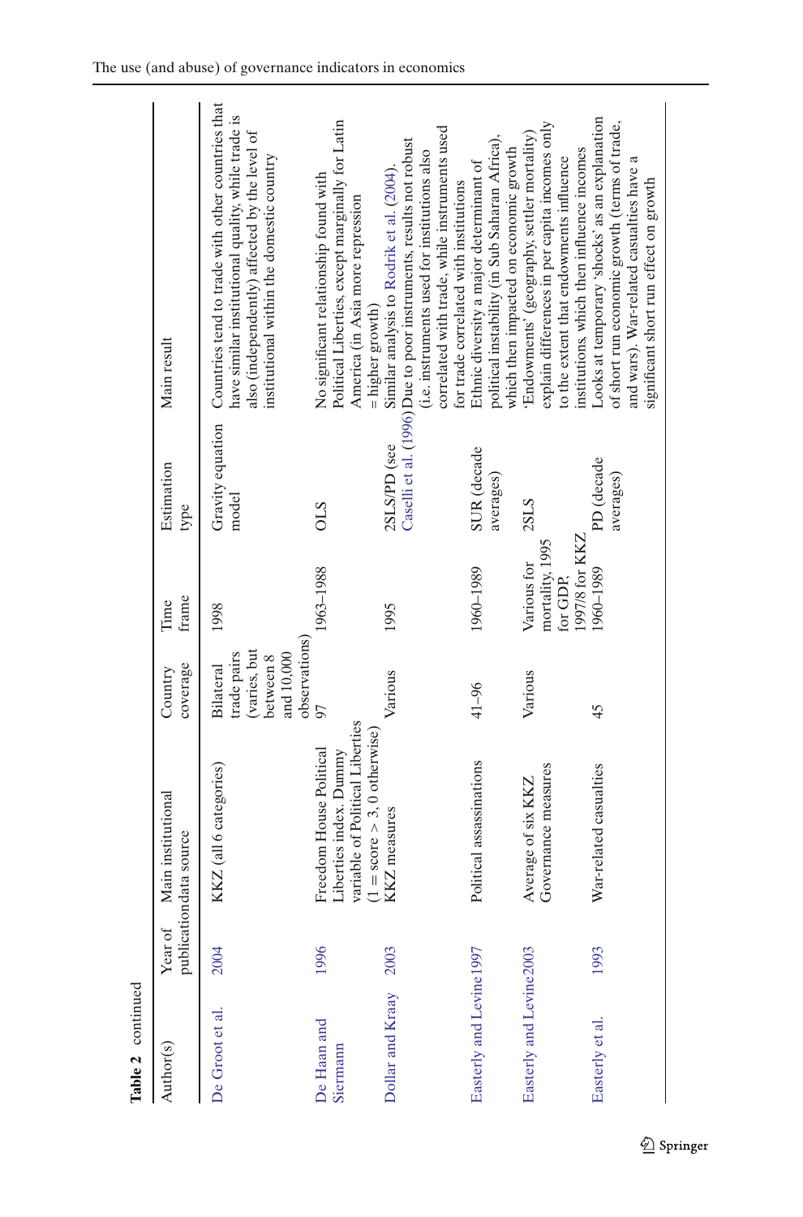**Table 2** continued

| Author(s) | Year of publication | Main institutional data source | Country coverage | Time frame | Estimation type | Main result |
| --- | --- | --- | --- | --- | --- | --- |
| De Groot et al. | 2004 | KKZ (all 6 categories) | Bilateral trade pairs (varies, but between 8 and 10,000 observations) | 1998 | Gravity equation model | Countries tend to trade with other countries that have similar institutional quality, while trade is also (independently) affected by the level of institutional within the domestic country |
| De Haan and Siermann | 1996 | Freedom House Political Liberties index. Dummy variable of Political Liberties (1 = score > 3, 0 otherwise) | 97 | 1963–1988 | OLS | No significant relationship found with Political Liberties, except marginally for Latin America (in Asia more repression = higher growth) |
| Dollar and Kraay | 2003 | KKZ measures | Various | 1995 | 2SLS/PD (see Caselli et al. (1996) | Similar analysis to Rodrik et al. (2004). Due to poor instruments, results not robust (i.e. instruments used for institutions also correlated with trade, while instruments used for trade correlated with institutions |
| Easterly and Levine | 1997 | Political assassinations | 41–96 | 1960–1989 | SUR (decade averages) | Ethnic diversity a major determinant of political instability (in Sub Saharan Africa), which then impacted on economic growth |
| Easterly and Levine | 2003 | Average of six KKZ Governance measures | Various | Various for mortality, 1995 for GDP, 1997/8 for KKZ | 2SLS | 'Endowments' (geography, settler mortality) explain differences in per capita incomes only to the extent that endowments influence institutions, which then influence incomes |
| Easterly et al. | 1993 | War-related casualties | 45 | 1960–1989 | PD (decade averages) | Looks at temporary 'shocks' as an explanation of short run economic growth (terms of trade, and wars). War-related casualties have a significant short run effect on growth |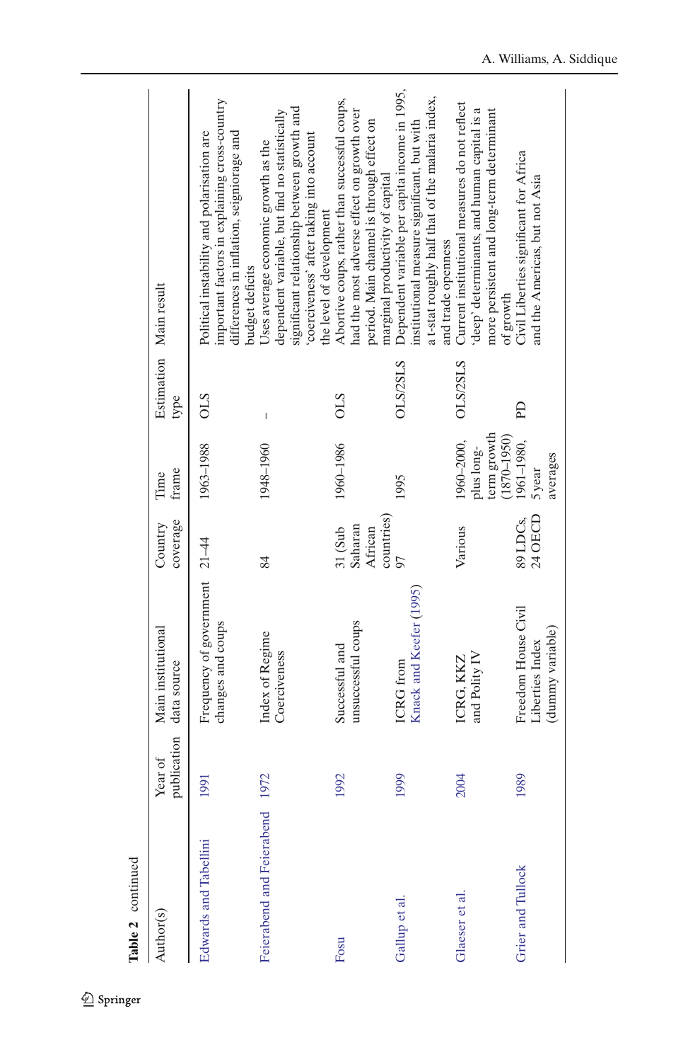**Table 2** continued

| Author(s) | Year of publication | Main institutional data source | Country coverage | Time frame | Estimation type | Main result |
|---|---|---|---|---|---|---|
| Edwards and Tabellini | 1991 | Frequency of government changes and coups | 21–44 | 1963–1988 | OLS | Political instability and polarisation are important factors in explaining cross-country differences in inflation, seigniorage and budget deficits |
| Feierabend and Feierabend | 1972 | Index of Regime Coerciveness | 84 | 1948–1960 | – | Uses average economic growth as the dependent variable, but find no statistically significant relationship between growth and 'coerciveness' after taking into account the level of development |
| Fosu | 1992 | Successful and unsuccessful coups | 31 (Sub Saharan African countries) | 1960–1986 | OLS | Abortive coups, rather than successful coups, had the most adverse effect on growth over period. Main channel is through effect on marginal productivity of capital |
| Gallup et al. | 1999 | ICRG from Knack and Keefer (1995) | 97 | 1995 | OLS/2SLS | Dependent variable per capita income in 1995, institutional measure significant, but with a t-stat roughly half that of the malaria index, and trade openness |
| Glaeser et al. | 2004 | ICRG, KKZ and Polity IV | Various | 1960–2000, plus long-term growth (1870–1950) | OLS/2SLS | Current institutional measures do not reflect 'deep' determinants, and human capital is a more persistent and long-term determinant of growth |
| Grier and Tullock | 1989 | Freedom House Civil Liberties Index (dummy variable) | 89 LDCs, 24 OECD | 1961–1980, 5 year averages | PD | Civil Liberties significant for Africa and the Americas, but not Asia |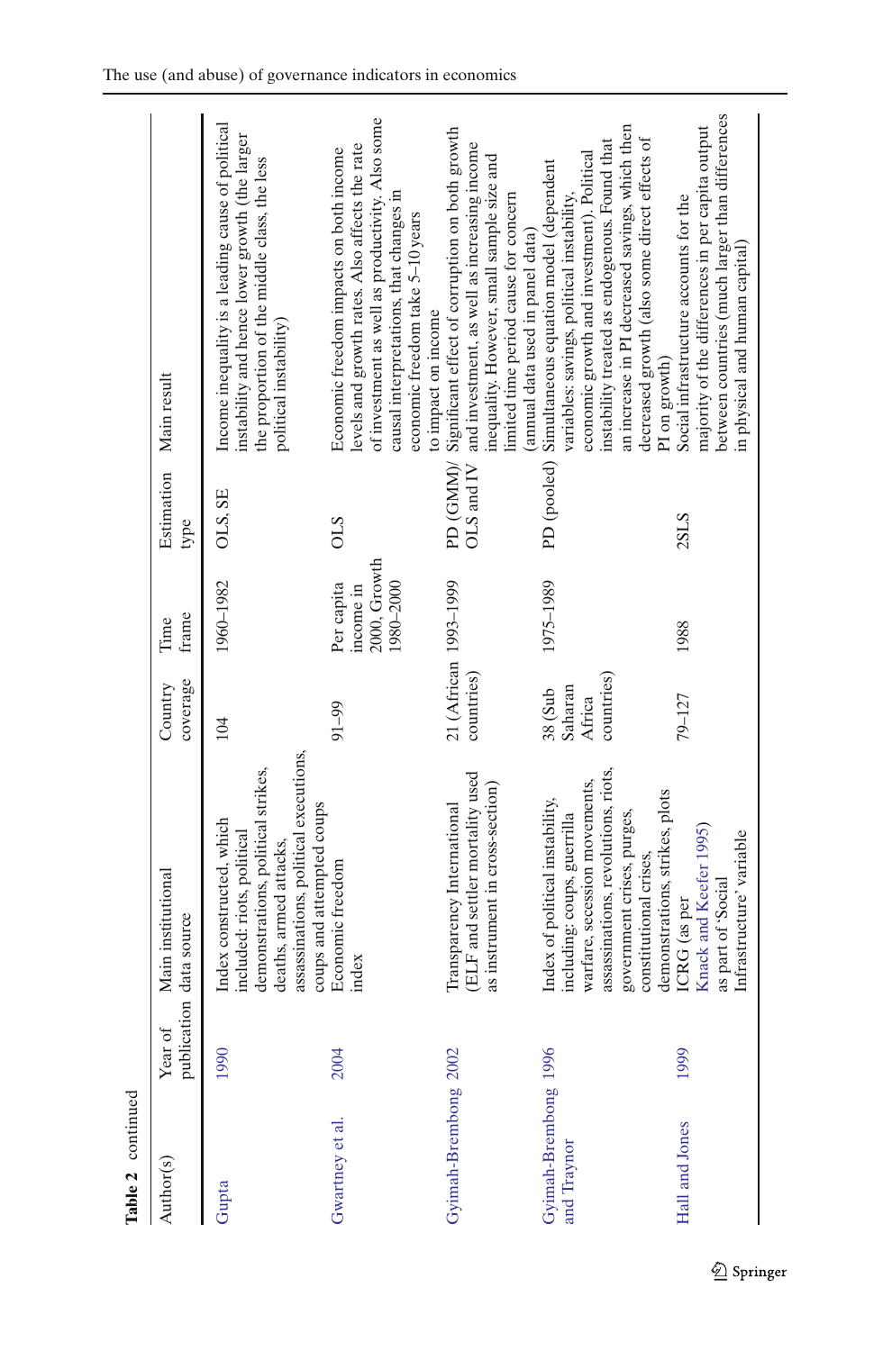**Table 2** continued

| Author(s) | Year of publication | Main institutional data source | Country coverage | Time frame | Estimation type | Main result |
|---|---|---|---|---|---|---|
| Gupta | 1990 | Index constructed, which included: riots, political demonstrations, political strikes, deaths, armed attacks, assassinations, political executions, coups and attempted coups | 104 | 1960–1982 | OLS, SE | Income inequality is a leading cause of political instability and hence lower growth (the larger the proportion of the middle class, the less political instability) |
| Gwartney et al. | 2004 | Economic freedom index | 91–99 | Per capita income in 2000, Growth 1980–2000 | OLS | Economic freedom impacts on both income levels and growth rates. Also affects the rate of investment as well as productivity. Also some causal interpretations, that changes in economic freedom take 5–10 years to impact on income |
| Gyimah-Brembong | 2002 | Transparency International (ELF and settler mortality used as instrument in cross-section) | 21 (African countries) | 1993–1999 | PD (GMM)/ OLS and IV | Significant effect of corruption on both growth and investment, as well as increasing income inequality. However, small sample size and limited time period cause for concern (annual data used in panel data) |
| Gyimah-Brembong and Traynor | 1996 | Index of political instability, including: coups, guerrilla warfare, secession movements, assassinations, revolutions, riots, government crises, purges, constitutional crises, demonstrations, strikes, plots | 38 (Sub Saharan Africa countries) | 1975–1989 | PD (pooled) | Simultaneous equation model (dependent variables: savings, political instability, economic growth and investment). Political instability treated as endogenous. Found that an increase in PI decreased savings, which then decreased growth (also some direct effects of PI on growth) |
| Hall and Jones | 1999 | ICRG (as per Knack and Keefer 1995) as part of 'Social Infrastructure' variable | 79–127 | 1988 | 2SLS | Social infrastructure accounts for the majority of the differences in per capita output between countries (much larger than differences in physical and human capital) |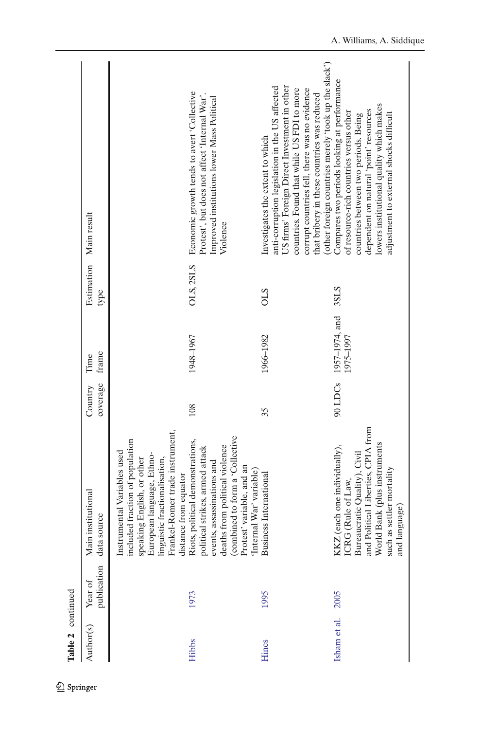**Table 2** continued

| Author(s) | Year of publication | Main institutional data source | Country coverage | Time frame | Estimation type | Main result |
|---|---|---|---|---|---|---|
| | | Instrumental Variables used included fraction of population speaking English, or other European language, Ethno-linguistic fractionalisation, Frankel-Romer trade instrument, distance from equator | | | | |
| Hibbs | 1973 | Riots, political demonstrations, political strikes, armed attack events, assassinations and deaths from political violence (combined to form a 'Collective Protest' variable, and an 'Internal War' variable) | 108 | 1948–1967 | OLS, 2SLS | Economic growth tends to avert 'Collective Protest', but does not affect 'Internal War'. Improved institutions lower Mass Political Violence |
| Hines | 1995 | Business International | 35 | 1966–1982 | OLS | Investigates the extent to which anti-corruption legislation in the US affected US firms' Foreign Direct Investment in other countries. Found that while US FDI to more corrupt countries fell, there was no evidence that bribery in these countries was reduced (other foreign countries merely 'took up the slack') |
| Isham et al. | 2005 | KKZ (each one individually), ICRG (Rule of Law, Bureaucratic Quality), Civil and Political Liberties, CPIA from World Bank (plus instruments such as settler mortality and language) | 90 LDCs | 1957–1974, and 1975–1997 | 3SLS | Compares two periods looking at performance of resource-rich countries versus other countries between two periods. Being dependent on natural 'point' resources lowers institutional quality which makes adjustment to external shocks difficult |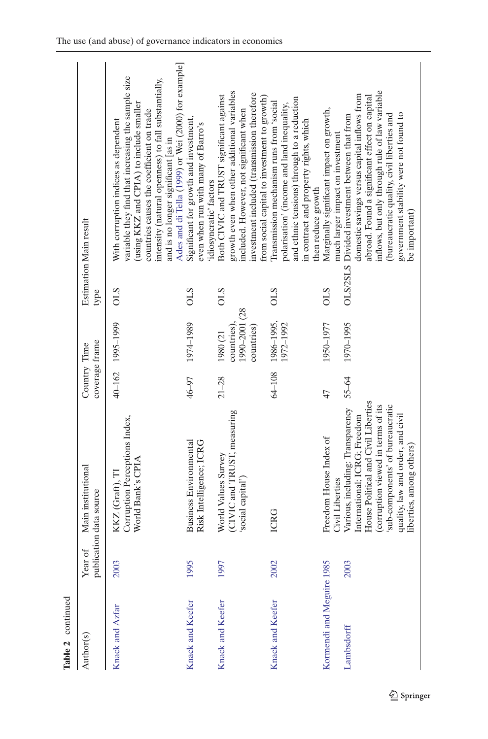**Table 2** continued

| Author(s) | Year of publication | Main institutional data source | Country coverage | Time frame | Estimation type | Main result |
|---|---|---|---|---|---|---|
| Knack and Azfar | 2003 | KKZ (Graft), TI Corruption Perceptions Index, World Bank's CPIA | 40–162 | 1995–1999 | OLS | With corruption indices as dependent variable they find that increasing the sample size (using KKZ and CPIA) to include smaller countries causes the coefficient on trade intensity (natural openness) to fall substantially, and is no longer significant [as in Ades and di Tella (1999) or Wei (2000) for example] |
| Knack and Keefer | 1995 | Business Environmental Risk Intelligence; ICRG | 46–97 | 1974–1989 | OLS | Significant for growth and investment, even when run with many of Barro's 'idiosyncratic' factors |
| Knack and Keefer | 1997 | World Values Survey (CIVIC and TRUST, measuring 'social capital') | 21–28 | 1980 (21 countries), 1990–2001 (28 countries) | OLS | Both CIVIC and TRUST significant against growth even when other additional variables included. However, not significant when investment included (transmission therefore from social capital to investment to growth) |
| Knack and Keefer | 2002 | ICRG | 64–108 | 1986–1995, 1972–1992 | OLS | Transmission mechanism runs from 'social polarisation' (income and land inequality, and ethnic tensions) through to a reduction in contract and property rights, which then reduce growth |
| Kormendi and Meguire | 1985 | Freedom House Index of Civil Liberties | 47 | 1950–1977 | OLS | Marginally significant impact on growth, much larger impact on investment |
| Lambsdorff | 2003 | Various, including: Transparency International; ICRG; Freedom House Political and Civil Liberties (corruption viewed in terms of its 'sub-components' of bureaucratic quality, law and order, and civil liberties, among others) | 55–64 | 1970–1995 | OLS/2SLS | Divided investment between that from domestic savings versus capital inflows from abroad. Found a significant effect on capital inflows, but only through rule of law variable (bureaucratic quality, civil liberties and government stability were not found to be important) |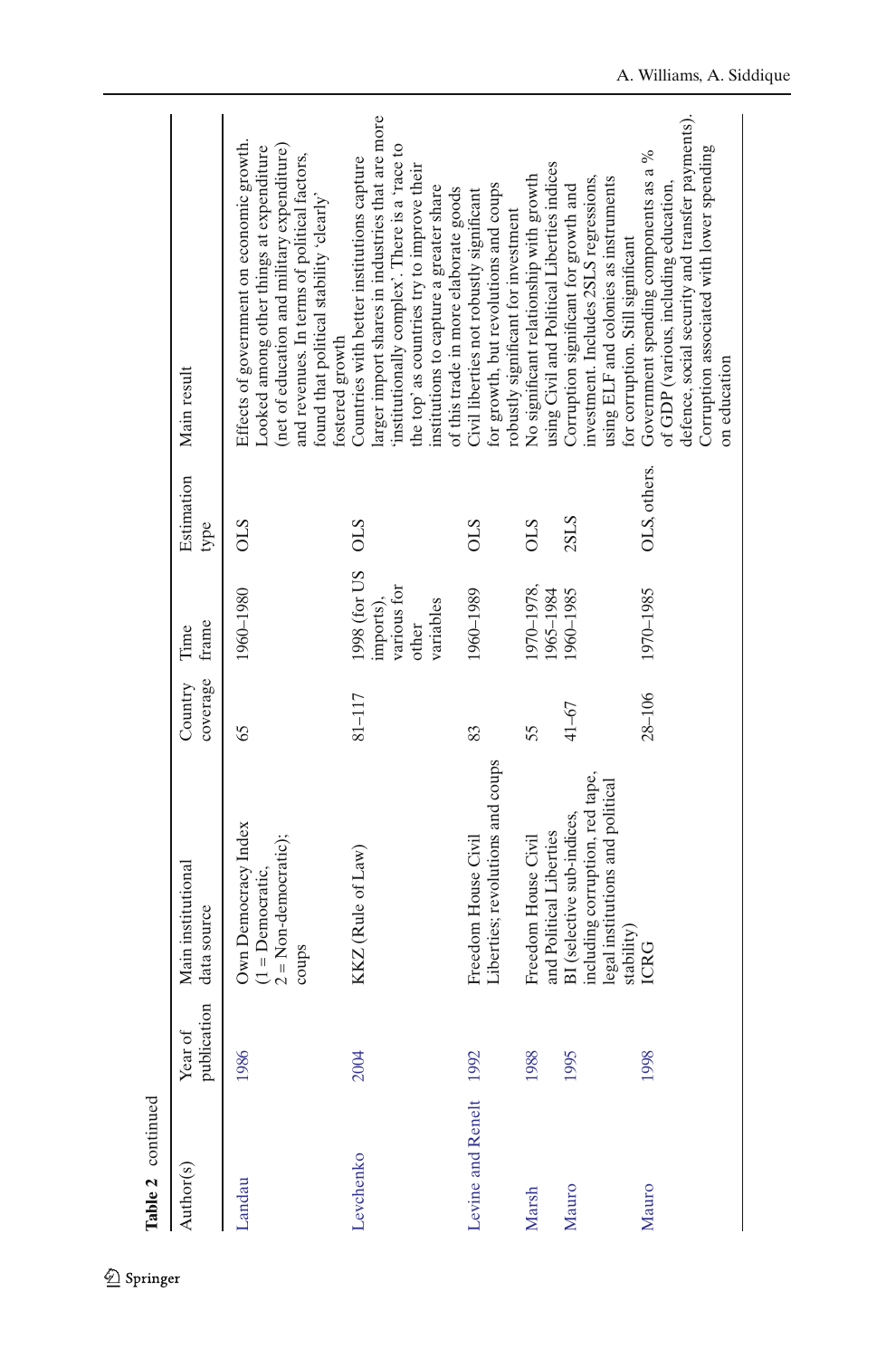**Table 2** continued

| Author(s) | Year of publication | Main institutional data source | Country coverage | Time frame | Estimation type | Main result |
|---|---|---|---|---|---|---|
| Landau | 1986 | Own Democracy Index (1 = Democratic, 2 = Non-democratic); coups | 65 | 1960–1980 | OLS | Effects of government on economic growth. Looked among other things at expenditure (net of education and military expenditure) and revenues. In terms of political factors, found that political stability 'clearly' fostered growth |
| Levchenko | 2004 | KKZ (Rule of Law) | 81–117 | 1998 (for US imports), various for other variables | OLS | Countries with better institutions capture larger import shares in industries that are more 'institutionally complex'. There is a 'race to the top' as countries try to improve their institutions to capture a greater share of this trade in more elaborate goods |
| Levine and Renelt | 1992 | Freedom House Civil Liberties; revolutions and coups | 83 | 1960–1989 | OLS | Civil liberties not robustly significant for growth, but revolutions and coups robustly significant for investment |
| Marsh | 1988 | Freedom House Civil and Political Liberties | 55 | 1970–1978, 1965–1984 | OLS | No significant relationship with growth using Civil and Political Liberties indices |
| Mauro | 1995 | BI (selective sub-indices, including corruption, red tape, legal institutions and political stability) | 41–67 | 1960–1985 | 2SLS | Corruption significant for growth and investment. Includes 2SLS regressions, using ELF and colonies as instruments for corruption. Still significant |
| Mauro | 1998 | ICRG | 28–106 | 1970–1985 | OLS, others. | Government spending components as a % of GDP (various, including education, defence, social security and transfer payments). Corruption associated with lower spending on education |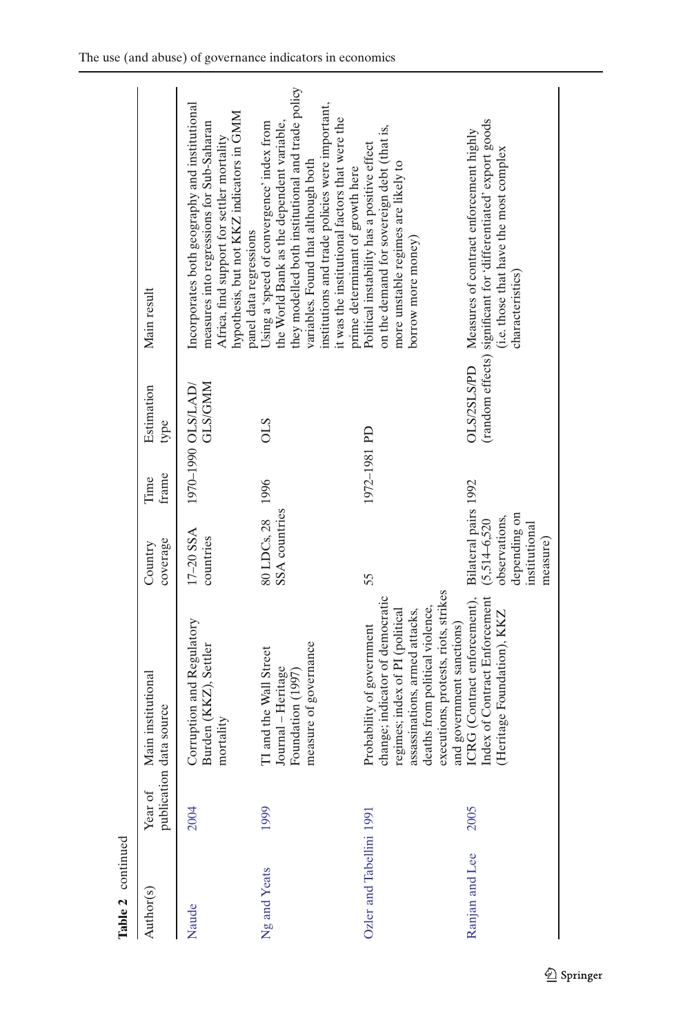**Table 2** continued

| Author(s) | Year of publication | Main institutional data source | Country coverage | Time frame | Estimation type | Main result |
|---|---|---|---|---|---|---|
| Naude | 2004 | Corruption and Regulatory Burden (KKZ), Settler mortality | 17–20 SSA countries | 1970–1990 | OLS/LAD/ GLS/GMM | Incorporates both geography and institutional measures into regressions for Sub-Saharan Africa, find support for settler mortality hypothesis, but not KKZ indicators in GMM panel data regressions |
| Ng and Yeats | 1999 | TI and the Wall Street Journal – Heritage Foundation (1997) measure of governance | 80 LDCs, 28 SSA countries | 1996 | OLS | Using a 'speed of convergence' index from the World Bank as the dependent variable, they modelled both institutional and trade policy variables. Found that although both institutions and trade policies were important, it was the institutional factors that were the prime determinant of growth here |
| Ozler and Tabellini | 1991 | Probability of government change; indicator of democratic regimes; index of PI (political assassinations, armed attacks, deaths from political violence, executions, protests, riots, strikes and government sanctions) | 55 | 1972–1981 | PD | Political instability has a positive effect on the demand for sovereign debt (that is, more unstable regimes are likely to borrow more money) |
| Ranjan and Lee | 2005 | ICRG (Contract enforcement), Index of Contract Enforcement (Heritage Foundation), KKZ | Bilateral pairs (5,514–6,520 observations, depending on institutional measure) | 1992 | OLS/2SLS/PD (random effects) | Measures of contract enforcement highly significant for 'differentiated' export goods (i.e. those that have the most complex characteristics) |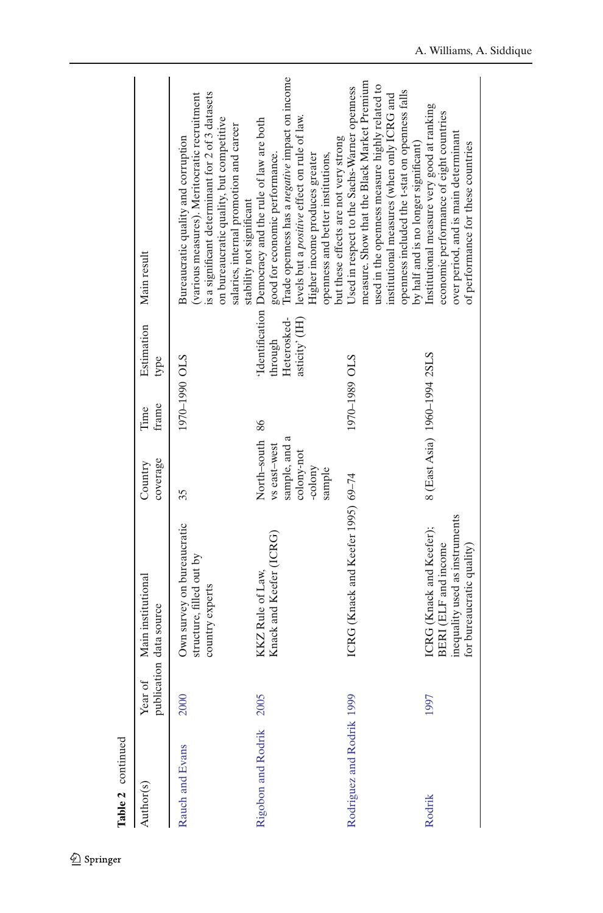**Table 2** continued

| Author(s) | Year of publication | Main institutional data source | Country coverage | Time frame | Estimation type | Main result |
|---|---|---|---|---|---|---|
| Rauch and Evans | 2000 | Own survey on bureaucratic structure, filled out by country experts | 35 | 1970–1990 | OLS | Bureaucratic quality and corruption (various measures). Meritocratic recruitment is a significant determinant for 2 of 3 datasets on bureaucratic quality, but competitive salaries, internal promotion and career stability not significant |
| Rigobon and Rodrik | 2005 | KKZ Rule of Law, Knack and Keefer (ICRG) | North–south vs east–west sample, and a colony-not -colony sample | 86 | 'Identification through Heterosked-asticity' (IH) | Democracy and the rule of law are both good for economic performance. Trade openness has a *negative* impact on income levels but a *positive* effect on rule of law. Higher income produces greater openness and better institutions, but these effects are not very strong |
| Rodriguez and Rodrik | 1999 | ICRG (Knack and Keefer 1995) | 69–74 | 1970–1989 | OLS | Used in respect to the Sachs-Warner openness measure. Show that the Black Market Premium used in the openness measure highly related to institutional measures (when only ICRG and openness included the t-stat on openness falls by half and is no longer significant) |
| Rodrik | 1997 | ICRG (Knack and Keefer); BERI (ELF and income inequality used as instruments for bureaucratic quality) | 8 (East Asia) | 1960–1994 | 2SLS | Institutional measure very good at ranking economic performance of eight countries over period, and is main determinant of performance for these countries |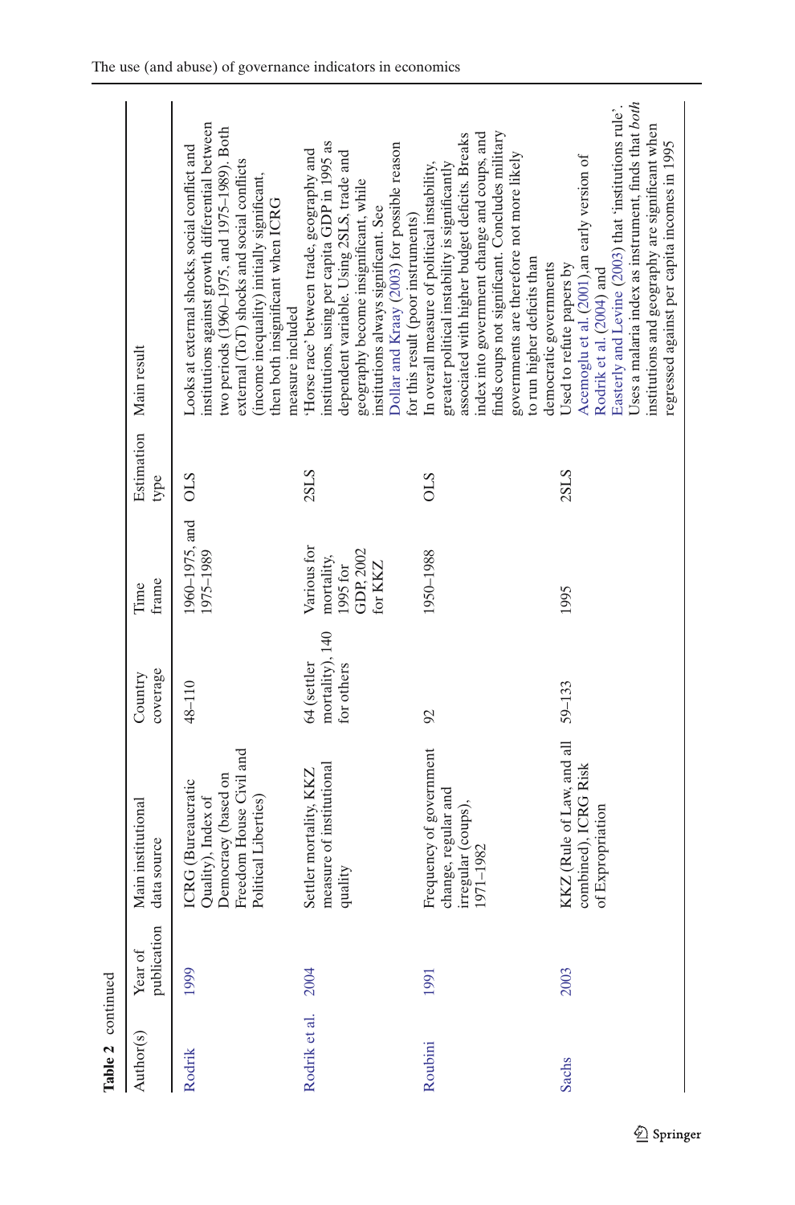**Table 2** continued

| Author(s) | Year of publication | Main institutional data source | Country coverage | Time frame | Estimation type | Main result |
|---|---|---|---|---|---|---|
| Rodrik | 1999 | ICRG (Bureaucratic Quality), Index of Democracy (based on Freedom House Civil and Political Liberties) | 48–110 | 1960–1975, and 1975–1989 | OLS | Looks at external shocks, social conflict and institutions against growth differential between two periods (1960–1975, and 1975–1989). Both external (ToT) shocks and social conflicts (income inequality) initially significant, then both insignificant when ICRG measure included |
| Rodrik et al. | 2004 | Settler mortality, KKZ measure of institutional quality | 64 (settler mortality), 140 for others | Various for mortality, 1995 for GDP, 2002 for KKZ | 2SLS | 'Horse race' between trade, geography and institutions, using per capita GDP in 1995 as dependent variable. Using 2SLS, trade and geography become insignificant, while institutions always significant. See Dollar and Kraay (2003) for possible reason for this result (poor instruments) |
| Roubini | 1991 | Frequency of government change, regular and irregular (coups), 1971–1982 | 92 | 1950–1988 | OLS | In overall measure of political instability, greater political instability is significantly associated with higher budget deficits. Breaks index into government change and coups, and finds coups not significant. Concludes military governments are therefore not more likely to run higher deficits than democratic governments |
| Sachs | 2003 | KKZ (Rule of Law, and all combined), ICRG Risk of Expropriation | 59–133 | 1995 | 2SLS | Used to refute papers by Acemoglu et al. (2001),an early version of Rodrik et al. (2004) and Easterly and Levine (2003) that 'institutions rule'. Uses a malaria index as instrument, finds that *both* institutions and geography are significant when regressed against per capita incomes in 1995 |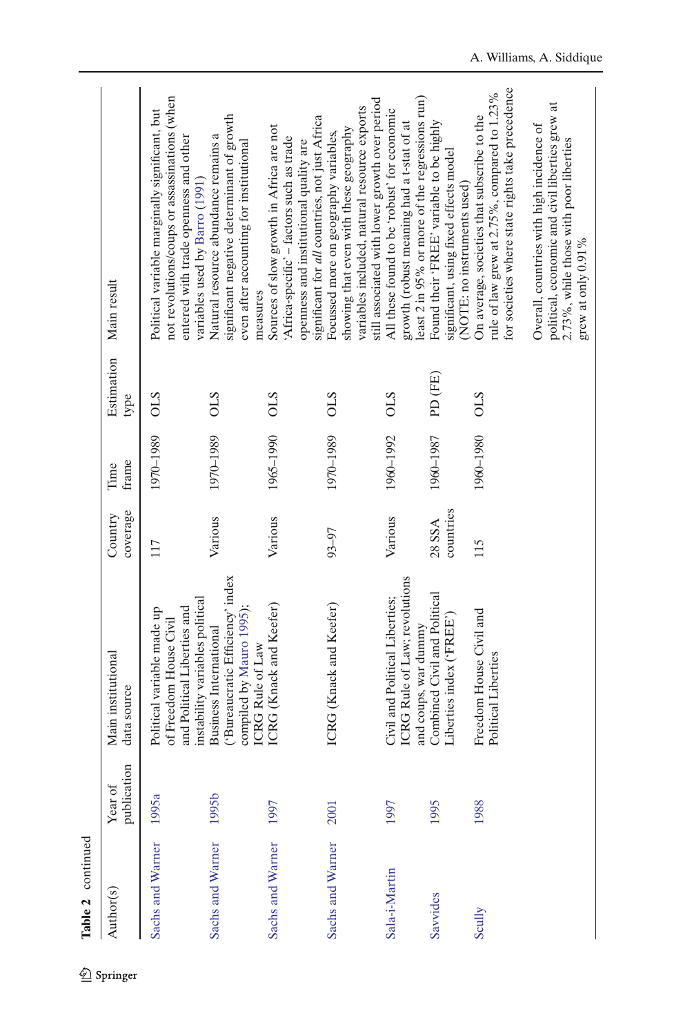**Table 2** continued

| Author(s) | Year of publication | Main institutional data source | Country coverage | Time frame | Estimation type | Main result |
|---|---|---|---|---|---|---|
| Sachs and Warner | 1995a | Political variable made up of Freedom House Civil and Political Liberties and instability variables political | 117 | 1970–1989 | OLS | Political variable marginally significant, but not revolutions/coups or assassinations (when entered with trade openness and other variables used by Barro (1991) |
| Sachs and Warner | 1995b | Business International ('Bureaucratic Efficiency' index compiled by Mauro 1995); ICRG Rule of Law | Various | 1970–1989 | OLS | Natural resource abundance remains a significant negative determinant of growth even after accounting for institutional measures |
| Sachs and Warner | 1997 | ICRG (Knack and Keefer) | Various | 1965–1990 | OLS | Sources of slow growth in Africa are not 'Africa-specific' – factors such as trade openness and institutional quality are significant for *all* countries, not just Africa |
| Sachs and Warner | 2001 | ICRG (Knack and Keefer) | 93–97 | 1970–1989 | OLS | Focussed more on geography variables, showing that even with these geography variables included, natural resource exports still associated with lower growth over period |
| Sala-i-Martin | 1997 | Civil and Political Liberties; ICRG Rule of Law; revolutions and coups, war dummy | Various | 1960–1992 | OLS | All these found to be 'robust' for economic growth (robust meaning had a t-stat of at least 2 in 95% or more of the regressions run) |
| Savvides | 1995 | Combined Civil and Political Liberties index ('FREE') | 28 SSA countries | 1960–1987 | PD (FE) | Found their 'FREE' variable to be highly significant, using fixed effects model (NOTE: no instruments used) |
| Scully | 1988 | Freedom House Civil and Political Liberties | 115 | 1960–1980 | OLS | On average, societies that subscribe to the rule of law grew at 2.75%, compared to 1.23% for societies where state rights take precedence<br><br>Overall, countries with high incidence of political, economic and civil liberties grew at 2.73%, while those with poor liberties grew at only 0.91% |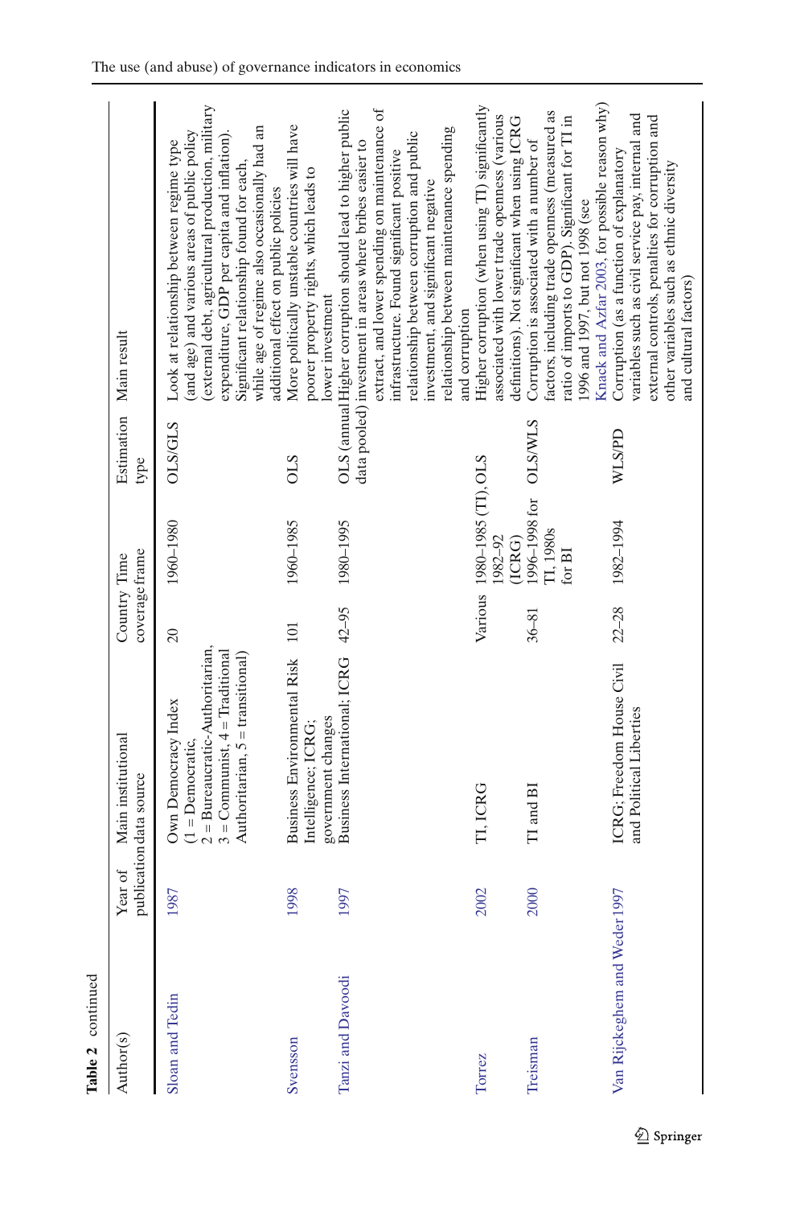**Table 2** continued

| Author(s) | Year of publication | Main institutional data source | Country coverage | Time frame | Estimation type | Main result |
|---|---|---|---|---|---|---|
| Sloan and Tedin | 1987 | Own Democracy Index (1 = Democratic, 2 = Bureaucratic-Authoritarian, 3 = Communist, 4 = Traditional Authoritarian, 5 = transitional) | 20 | 1960–1980 | OLS/GLS | Look at relationship between regime type (and age) and various areas of public policy (external debt, agricultural production, military expenditure, GDP per capita and inflation). Significant relationship found for each, while age of regime also occasionally had an additional effect on public policies |
| Svensson | 1998 | Business Environmental Risk Intelligence; ICRG; government changes | 101 | 1960–1985 | OLS | More politically unstable countries will have poorer property rights, which leads to lower investment |
| Tanzi and Davoodi | 1997 | Business International; ICRG | 42–95 | 1980–1995 | OLS (annual data pooled) | Higher corruption should lead to higher public investment in areas where bribes easier to extract, and lower spending on maintenance of infrastructure. Found significant positive relationship between corruption and public investment, and significant negative relationship between maintenance spending and corruption |
| Torrez | 2002 | TI, ICRG | Various | 1980–1985 (TI), 1982–92 (ICRG) | OLS | Higher corruption (when using TI) significantly associated with lower trade openness (various definitions). Not significant when using ICRG |
| Treisman | 2000 | TI and BI | 36–81 | 1996–1998 for TI, 1980s for BI | OLS/WLS | Corruption is associated with a number of factors, including trade openness (measured as ratio of imports to GDP). Significant for TI in 1996 and 1997, but not 1998 (see Knack and Azfar 2003, for possible reason why) |
| Van Rijckeghem and Weder | 1997 | ICRG; Freedom House Civil and Political Liberties | 22–28 | 1982–1994 | WLS/PD | Corruption (as a function of explanatory variables such as civil service pay, internal and external controls, penalties for corruption and other variables such as ethnic diversity and cultural factors) |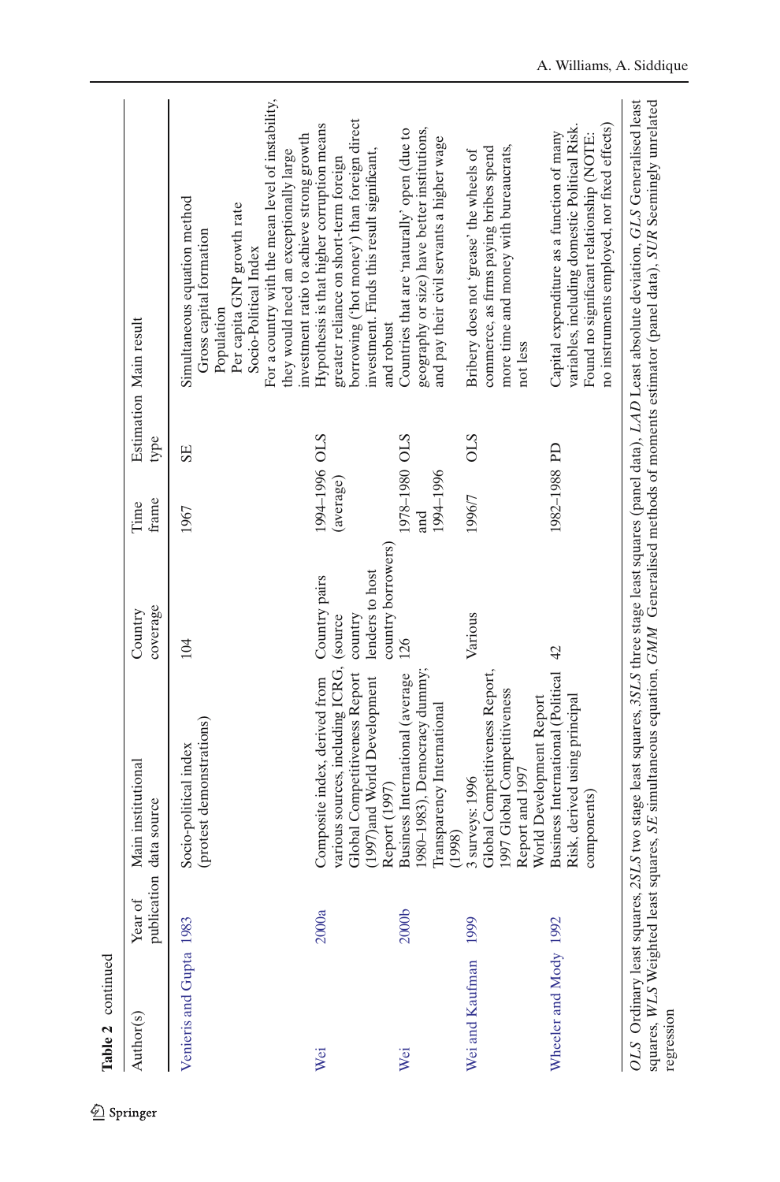**Table 2** continued

| Author(s) | Year of publication | Main institutional data source | Country coverage | Time frame | Estimation type | Main result |
|---|---|---|---|---|---|---|
| Venieris and Gupta | 1983 | Socio-political index (protest demonstrations) | 104 | 1967 | SE | Simultaneous equation method Gross capital formation Population Per capita GNP growth rate Socio-Political Index For a country with the mean level of instability, they would need an exceptionally large investment ratio to achieve strong growth |
| Wei | 2000a | Composite index, derived from various sources, including ICRG, Global Competitiveness Report (1997)and World Development Report (1997) | Country pairs (source country lenders to host country borrowers) | 1994–1996 (average) | OLS | Hypothesis is that higher corruption means greater reliance on short-term foreign borrowing ('hot money') than foreign direct investment. Finds this result significant, and robust |
| Wei | 2000b | Business International (average 1980–1983), Democracy dummy; Transparency International (1998) | 126 | 1978–1980 and 1994–1996 | OLS | Countries that are 'naturally' open (due to geography or size) have better institutions, and pay their civil servants a higher wage |
| Wei and Kaufman | 1999 | 3 surveys: 1996 Global Competitiveness Report, 1997 Global Competitiveness Report and 1997 World Development Report | Various | 1996/7 | OLS | Bribery does not 'grease' the wheels of commerce, as firms paying bribes spend more time and money with bureaucrats, not less |
| Wheeler and Mody | 1992 | Business International (Political Risk, derived using principal components) | 42 | 1982–1988 | PD | Capital expenditure as a function of many variables, including domestic Political Risk. Found no significant relationship (NOTE: no instruments employed, nor fixed effects) |

*OLS* Ordinary least squares, *2SLS* two stage least squares, *3SLS* three stage least squares (panel data), *LAD* Least absolute deviation, *GLS* Generalised least squares, *WLS* Weighted least squares, *SE* simultaneous equation, *GMM* Generalised methods of moments estimator (panel data), *SUR* Seemingly unrelated regression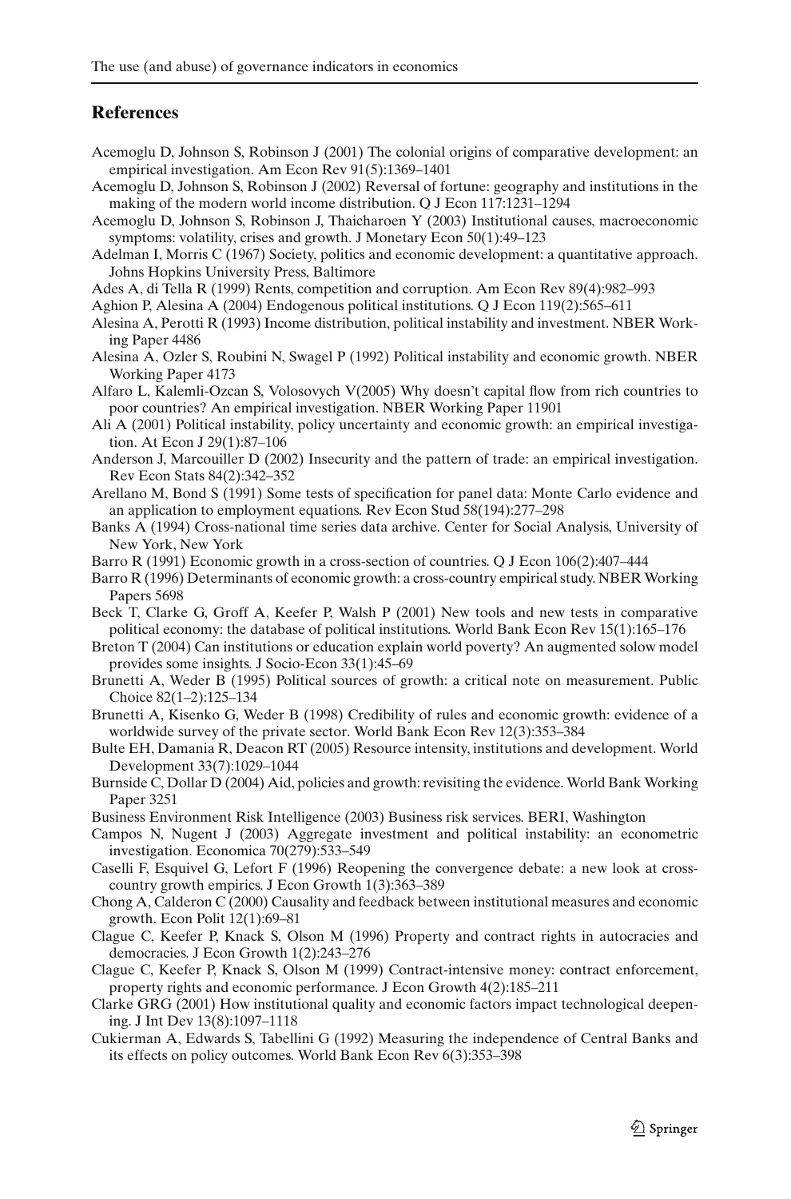## References

Acemoglu D, Johnson S, Robinson J (2001) The colonial origins of comparative development: an empirical investigation. Am Econ Rev 91(5):1369–1401

Acemoglu D, Johnson S, Robinson J (2002) Reversal of fortune: geography and institutions in the making of the modern world income distribution. Q J Econ 117:1231–1294

Acemoglu D, Johnson S, Robinson J, Thaicharoen Y (2003) Institutional causes, macroeconomic symptoms: volatility, crises and growth. J Monetary Econ 50(1):49–123

Adelman I, Morris C (1967) Society, politics and economic development: a quantitative approach. Johns Hopkins University Press, Baltimore

Ades A, di Tella R (1999) Rents, competition and corruption. Am Econ Rev 89(4):982–993

Aghion P, Alesina A (2004) Endogenous political institutions. Q J Econ 119(2):565–611

Alesina A, Perotti R (1993) Income distribution, political instability and investment. NBER Working Paper 4486

Alesina A, Ozler S, Roubini N, Swagel P (1992) Political instability and economic growth. NBER Working Paper 4173

Alfaro L, Kalemli-Ozcan S, Volosovych V(2005) Why doesn't capital flow from rich countries to poor countries? An empirical investigation. NBER Working Paper 11901

Ali A (2001) Political instability, policy uncertainty and economic growth: an empirical investigation. At Econ J 29(1):87–106

Anderson J, Marcouiller D (2002) Insecurity and the pattern of trade: an empirical investigation. Rev Econ Stats 84(2):342–352

Arellano M, Bond S (1991) Some tests of specification for panel data: Monte Carlo evidence and an application to employment equations. Rev Econ Stud 58(194):277–298

Banks A (1994) Cross-national time series data archive. Center for Social Analysis, University of New York, New York

Barro R (1991) Economic growth in a cross-section of countries. Q J Econ 106(2):407–444

Barro R (1996) Determinants of economic growth: a cross-country empirical study. NBER Working Papers 5698

Beck T, Clarke G, Groff A, Keefer P, Walsh P (2001) New tools and new tests in comparative political economy: the database of political institutions. World Bank Econ Rev 15(1):165–176

Breton T (2004) Can institutions or education explain world poverty? An augmented solow model provides some insights. J Socio-Econ 33(1):45–69

Brunetti A, Weder B (1995) Political sources of growth: a critical note on measurement. Public Choice 82(1–2):125–134

Brunetti A, Kisenko G, Weder B (1998) Credibility of rules and economic growth: evidence of a worldwide survey of the private sector. World Bank Econ Rev 12(3):353–384

Bulte EH, Damania R, Deacon RT (2005) Resource intensity, institutions and development. World Development 33(7):1029–1044

Burnside C, Dollar D (2004) Aid, policies and growth: revisiting the evidence. World Bank Working Paper 3251

Business Environment Risk Intelligence (2003) Business risk services. BERI, Washington

Campos N, Nugent J (2003) Aggregate investment and political instability: an econometric investigation. Economica 70(279):533–549

Caselli F, Esquivel G, Lefort F (1996) Reopening the convergence debate: a new look at cross-country growth empirics. J Econ Growth 1(3):363–389

Chong A, Calderon C (2000) Causality and feedback between institutional measures and economic growth. Econ Polit 12(1):69–81

Clague C, Keefer P, Knack S, Olson M (1996) Property and contract rights in autocracies and democracies. J Econ Growth 1(2):243–276

Clague C, Keefer P, Knack S, Olson M (1999) Contract-intensive money: contract enforcement, property rights and economic performance. J Econ Growth 4(2):185–211

Clarke GRG (2001) How institutional quality and economic factors impact technological deepening. J Int Dev 13(8):1097–1118

Cukierman A, Edwards S, Tabellini G (1992) Measuring the independence of Central Banks and its effects on policy outcomes. World Bank Econ Rev 6(3):353–398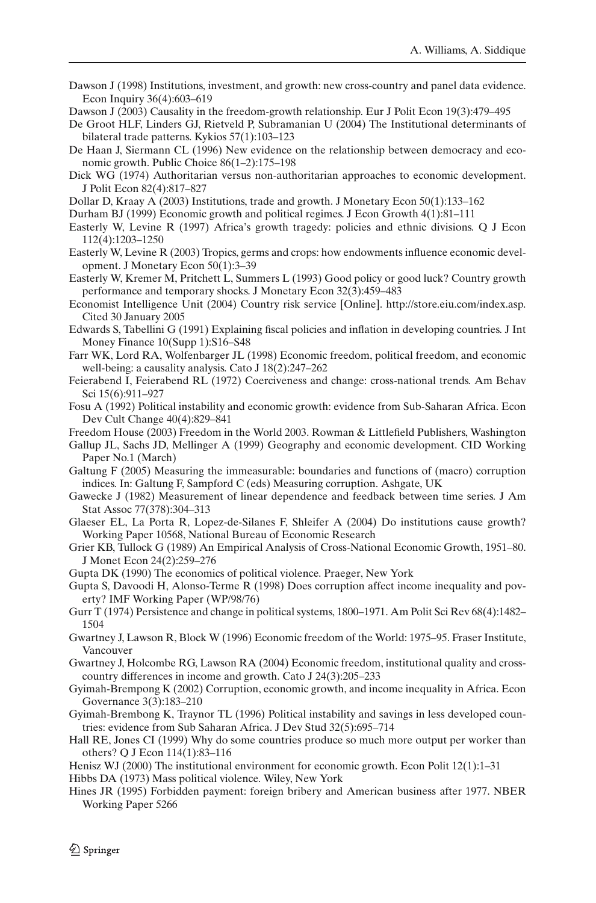Dawson J (1998) Institutions, investment, and growth: new cross-country and panel data evidence. Econ Inquiry 36(4):603–619

Dawson J (2003) Causality in the freedom-growth relationship. Eur J Polit Econ 19(3):479–495

De Groot HLF, Linders GJ, Rietveld P, Subramanian U (2004) The Institutional determinants of bilateral trade patterns. Kykios 57(1):103–123

De Haan J, Siermann CL (1996) New evidence on the relationship between democracy and economic growth. Public Choice 86(1–2):175–198

Dick WG (1974) Authoritarian versus non-authoritarian approaches to economic development. J Polit Econ 82(4):817–827

Dollar D, Kraay A (2003) Institutions, trade and growth. J Monetary Econ 50(1):133–162

Durham BJ (1999) Economic growth and political regimes. J Econ Growth 4(1):81–111

Easterly W, Levine R (1997) Africa's growth tragedy: policies and ethnic divisions. Q J Econ 112(4):1203–1250

Easterly W, Levine R (2003) Tropics, germs and crops: how endowments influence economic development. J Monetary Econ 50(1):3–39

Easterly W, Kremer M, Pritchett L, Summers L (1993) Good policy or good luck? Country growth performance and temporary shocks. J Monetary Econ 32(3):459–483

Economist Intelligence Unit (2004) Country risk service [Online]. http://store.eiu.com/index.asp. Cited 30 January 2005

Edwards S, Tabellini G (1991) Explaining fiscal policies and inflation in developing countries. J Int Money Finance 10(Supp 1):S16–S48

Farr WK, Lord RA, Wolfenbarger JL (1998) Economic freedom, political freedom, and economic well-being: a causality analysis. Cato J 18(2):247–262

Feierabend I, Feierabend RL (1972) Coerciveness and change: cross-national trends. Am Behav Sci 15(6):911–927

Fosu A (1992) Political instability and economic growth: evidence from Sub-Saharan Africa. Econ Dev Cult Change 40(4):829–841

Freedom House (2003) Freedom in the World 2003. Rowman & Littlefield Publishers, Washington

Gallup JL, Sachs JD, Mellinger A (1999) Geography and economic development. CID Working Paper No.1 (March)

Galtung F (2005) Measuring the immeasurable: boundaries and functions of (macro) corruption indices. In: Galtung F, Sampford C (eds) Measuring corruption. Ashgate, UK

Gawecke J (1982) Measurement of linear dependence and feedback between time series. J Am Stat Assoc 77(378):304–313

Glaeser EL, La Porta R, Lopez-de-Silanes F, Shleifer A (2004) Do institutions cause growth? Working Paper 10568, National Bureau of Economic Research

Grier KB, Tullock G (1989) An Empirical Analysis of Cross-National Economic Growth, 1951–80. J Monet Econ 24(2):259–276

Gupta DK (1990) The economics of political violence. Praeger, New York

Gupta S, Davoodi H, Alonso-Terme R (1998) Does corruption affect income inequality and poverty? IMF Working Paper (WP/98/76)

Gurr T (1974) Persistence and change in political systems, 1800–1971. Am Polit Sci Rev 68(4):1482–1504

Gwartney J, Lawson R, Block W (1996) Economic freedom of the World: 1975–95. Fraser Institute, Vancouver

Gwartney J, Holcombe RG, Lawson RA (2004) Economic freedom, institutional quality and cross-country differences in income and growth. Cato J 24(3):205–233

Gyimah-Brempong K (2002) Corruption, economic growth, and income inequality in Africa. Econ Governance 3(3):183–210

Gyimah-Brembong K, Traynor TL (1996) Political instability and savings in less developed countries: evidence from Sub Saharan Africa. J Dev Stud 32(5):695–714

Hall RE, Jones CI (1999) Why do some countries produce so much more output per worker than others? Q J Econ 114(1):83–116

Henisz WJ (2000) The institutional environment for economic growth. Econ Polit 12(1):1–31

Hibbs DA (1973) Mass political violence. Wiley, New York

Hines JR (1995) Forbidden payment: foreign bribery and American business after 1977. NBER Working Paper 5266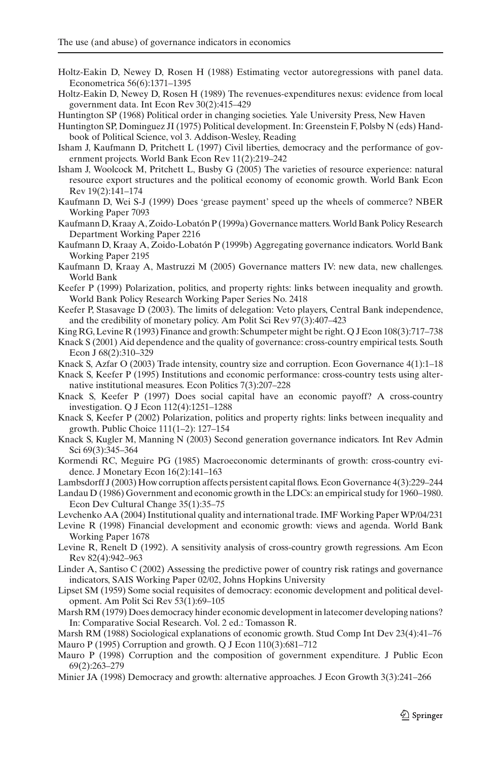Holtz-Eakin D, Newey D, Rosen H (1988) Estimating vector autoregressions with panel data. Econometrica 56(6):1371–1395

Holtz-Eakin D, Newey D, Rosen H (1989) The revenues-expenditures nexus: evidence from local government data. Int Econ Rev 30(2):415–429

Huntington SP (1968) Political order in changing societies. Yale University Press, New Haven

Huntington SP, Dominguez JI (1975) Political development. In: Greenstein F, Polsby N (eds) Handbook of Political Science, vol 3. Addison-Wesley, Reading

Isham J, Kaufmann D, Pritchett L (1997) Civil liberties, democracy and the performance of government projects. World Bank Econ Rev 11(2):219–242

Isham J, Woolcock M, Pritchett L, Busby G (2005) The varieties of resource experience: natural resource export structures and the political economy of economic growth. World Bank Econ Rev 19(2):141–174

Kaufmann D, Wei S-J (1999) Does 'grease payment' speed up the wheels of commerce? NBER Working Paper 7093

Kaufmann D, Kraay A, Zoido-Lobatón P (1999a) Governance matters. World Bank Policy Research Department Working Paper 2216

Kaufmann D, Kraay A, Zoido-Lobatón P (1999b) Aggregating governance indicators. World Bank Working Paper 2195

Kaufmann D, Kraay A, Mastruzzi M (2005) Governance matters IV: new data, new challenges. World Bank

Keefer P (1999) Polarization, politics, and property rights: links between inequality and growth. World Bank Policy Research Working Paper Series No. 2418

Keefer P, Stasavage D (2003). The limits of delegation: Veto players, Central Bank independence, and the credibility of monetary policy. Am Polit Sci Rev 97(3):407–423

King RG, Levine R (1993) Finance and growth: Schumpeter might be right. Q J Econ 108(3):717–738

Knack S (2001) Aid dependence and the quality of governance: cross-country empirical tests. South Econ J 68(2):310–329

Knack S, Azfar O (2003) Trade intensity, country size and corruption. Econ Governance 4(1):1–18

Knack S, Keefer P (1995) Institutions and economic performance: cross-country tests using alternative institutional measures. Econ Politics 7(3):207–228

Knack S, Keefer P (1997) Does social capital have an economic payoff? A cross-country investigation. Q J Econ 112(4):1251–1288

Knack S, Keefer P (2002) Polarization, politics and property rights: links between inequality and growth. Public Choice 111(1–2): 127–154

Knack S, Kugler M, Manning N (2003) Second generation governance indicators. Int Rev Admin Sci 69(3):345–364

Kormendi RC, Meguire PG (1985) Macroeconomic determinants of growth: cross-country evidence. J Monetary Econ 16(2):141–163

Lambsdorff J (2003) How corruption affects persistent capital flows. Econ Governance 4(3):229–244

Landau D (1986) Government and economic growth in the LDCs: an empirical study for 1960–1980. Econ Dev Cultural Change 35(1):35–75

Levchenko AA (2004) Institutional quality and international trade. IMF Working Paper WP/04/231

Levine R (1998) Financial development and economic growth: views and agenda. World Bank Working Paper 1678

Levine R, Renelt D (1992). A sensitivity analysis of cross-country growth regressions. Am Econ Rev 82(4):942–963

Linder A, Santiso C (2002) Assessing the predictive power of country risk ratings and governance indicators, SAIS Working Paper 02/02, Johns Hopkins University

Lipset SM (1959) Some social requisites of democracy: economic development and political development. Am Polit Sci Rev 53(1):69–105

Marsh RM (1979) Does democracy hinder economic development in latecomer developing nations? In: Comparative Social Research. Vol. 2 ed.: Tomasson R.

Marsh RM (1988) Sociological explanations of economic growth. Stud Comp Int Dev 23(4):41–76

Mauro P (1995) Corruption and growth. Q J Econ 110(3):681–712

Mauro P (1998) Corruption and the composition of government expenditure. J Public Econ 69(2):263–279

Minier JA (1998) Democracy and growth: alternative approaches. J Econ Growth 3(3):241–266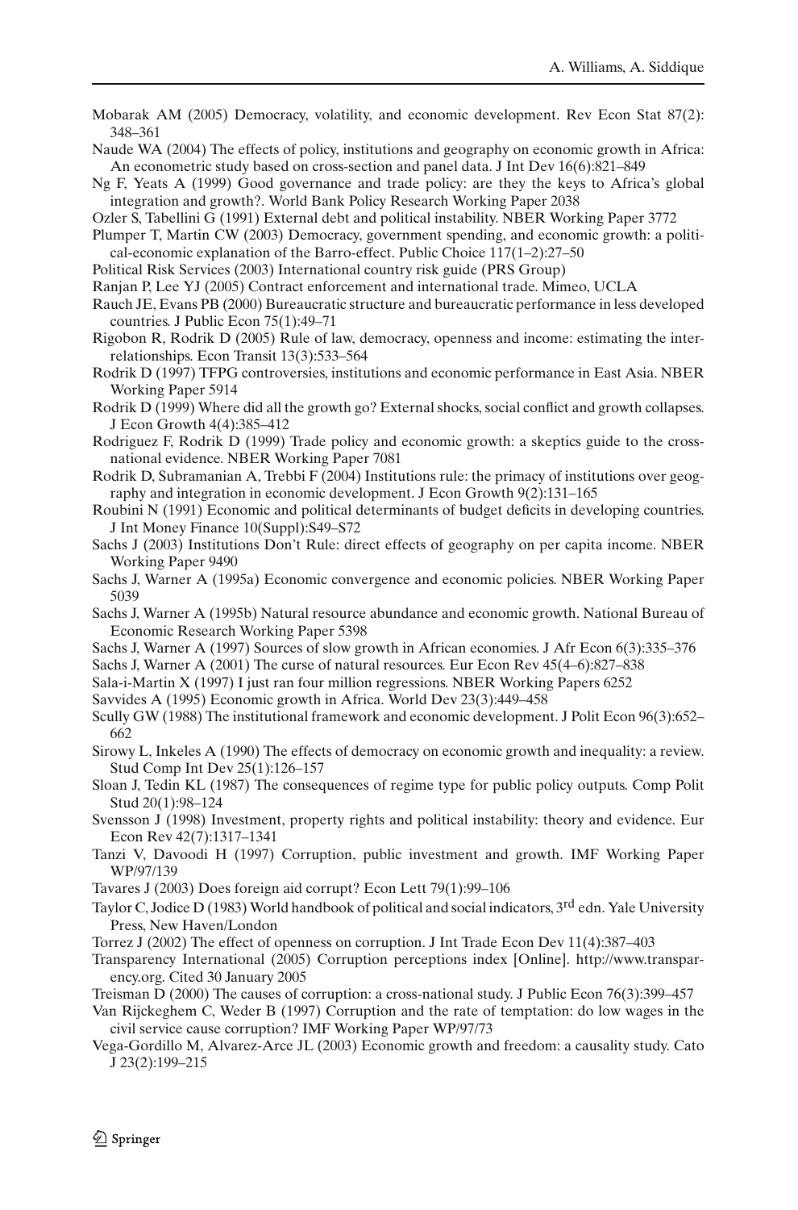Mobarak AM (2005) Democracy, volatility, and economic development. Rev Econ Stat 87(2): 348–361

Naude WA (2004) The effects of policy, institutions and geography on economic growth in Africa: An econometric study based on cross-section and panel data. J Int Dev 16(6):821–849

Ng F, Yeats A (1999) Good governance and trade policy: are they the keys to Africa's global integration and growth?. World Bank Policy Research Working Paper 2038

Ozler S, Tabellini G (1991) External debt and political instability. NBER Working Paper 3772

Plumper T, Martin CW (2003) Democracy, government spending, and economic growth: a political-economic explanation of the Barro-effect. Public Choice 117(1–2):27–50

Political Risk Services (2003) International country risk guide (PRS Group)

Ranjan P, Lee YJ (2005) Contract enforcement and international trade. Mimeo, UCLA

Rauch JE, Evans PB (2000) Bureaucratic structure and bureaucratic performance in less developed countries. J Public Econ 75(1):49–71

Rigobon R, Rodrik D (2005) Rule of law, democracy, openness and income: estimating the interrelationships. Econ Transit 13(3):533–564

Rodrik D (1997) TFPG controversies, institutions and economic performance in East Asia. NBER Working Paper 5914

Rodrik D (1999) Where did all the growth go? External shocks, social conflict and growth collapses. J Econ Growth 4(4):385–412

Rodriguez F, Rodrik D (1999) Trade policy and economic growth: a skeptics guide to the cross-national evidence. NBER Working Paper 7081

Rodrik D, Subramanian A, Trebbi F (2004) Institutions rule: the primacy of institutions over geography and integration in economic development. J Econ Growth 9(2):131–165

Roubini N (1991) Economic and political determinants of budget deficits in developing countries. J Int Money Finance 10(Suppl):S49–S72

Sachs J (2003) Institutions Don't Rule: direct effects of geography on per capita income. NBER Working Paper 9490

Sachs J, Warner A (1995a) Economic convergence and economic policies. NBER Working Paper 5039

Sachs J, Warner A (1995b) Natural resource abundance and economic growth. National Bureau of Economic Research Working Paper 5398

Sachs J, Warner A (1997) Sources of slow growth in African economies. J Afr Econ 6(3):335–376

Sachs J, Warner A (2001) The curse of natural resources. Eur Econ Rev 45(4–6):827–838

Sala-i-Martin X (1997) I just ran four million regressions. NBER Working Papers 6252

Savvides A (1995) Economic growth in Africa. World Dev 23(3):449–458

Scully GW (1988) The institutional framework and economic development. J Polit Econ 96(3):652–662

Sirowy L, Inkeles A (1990) The effects of democracy on economic growth and inequality: a review. Stud Comp Int Dev 25(1):126–157

Sloan J, Tedin KL (1987) The consequences of regime type for public policy outputs. Comp Polit Stud 20(1):98–124

Svensson J (1998) Investment, property rights and political instability: theory and evidence. Eur Econ Rev 42(7):1317–1341

Tanzi V, Davoodi H (1997) Corruption, public investment and growth. IMF Working Paper WP/97/139

Tavares J (2003) Does foreign aid corrupt? Econ Lett 79(1):99–106

Taylor C, Jodice D (1983) World handbook of political and social indicators, 3rd edn. Yale University Press, New Haven/London

Torrez J (2002) The effect of openness on corruption. J Int Trade Econ Dev 11(4):387–403

Transparency International (2005) Corruption perceptions index [Online]. http://www.transparency.org. Cited 30 January 2005

Treisman D (2000) The causes of corruption: a cross-national study. J Public Econ 76(3):399–457

Van Rijckeghem C, Weder B (1997) Corruption and the rate of temptation: do low wages in the civil service cause corruption? IMF Working Paper WP/97/73

Vega-Gordillo M, Alvarez-Arce JL (2003) Economic growth and freedom: a causality study. Cato J 23(2):199–215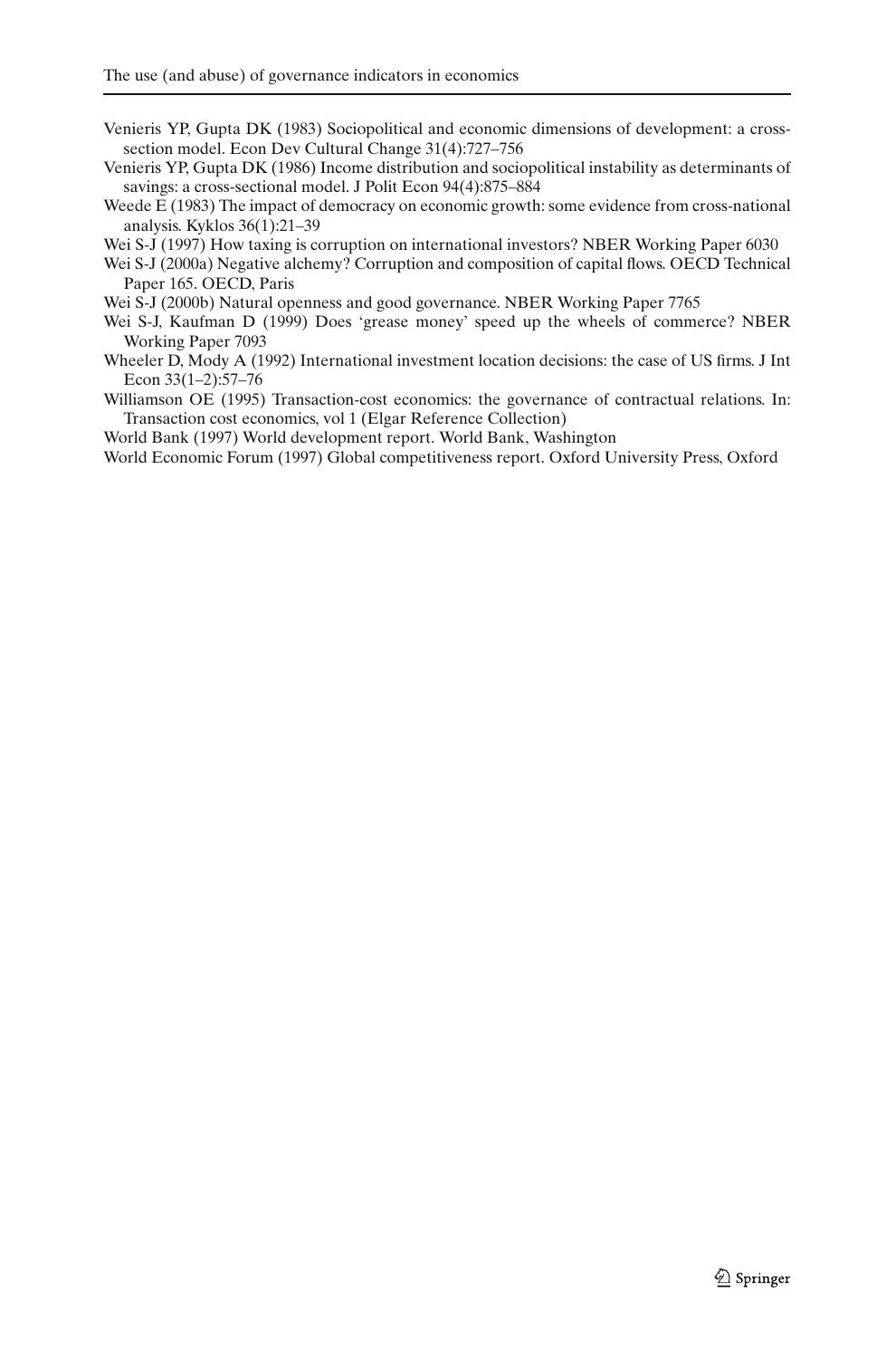Venieris YP, Gupta DK (1983) Sociopolitical and economic dimensions of development: a cross-section model. Econ Dev Cultural Change 31(4):727–756

Venieris YP, Gupta DK (1986) Income distribution and sociopolitical instability as determinants of savings: a cross-sectional model. J Polit Econ 94(4):875–884

Weede E (1983) The impact of democracy on economic growth: some evidence from cross-national analysis. Kyklos 36(1):21–39

Wei S-J (1997) How taxing is corruption on international investors? NBER Working Paper 6030

Wei S-J (2000a) Negative alchemy? Corruption and composition of capital flows. OECD Technical Paper 165. OECD, Paris

Wei S-J (2000b) Natural openness and good governance. NBER Working Paper 7765

Wei S-J, Kaufman D (1999) Does 'grease money' speed up the wheels of commerce? NBER Working Paper 7093

Wheeler D, Mody A (1992) International investment location decisions: the case of US firms. J Int Econ 33(1–2):57–76

Williamson OE (1995) Transaction-cost economics: the governance of contractual relations. In: Transaction cost economics, vol 1 (Elgar Reference Collection)

World Bank (1997) World development report. World Bank, Washington

World Economic Forum (1997) Global competitiveness report. Oxford University Press, Oxford